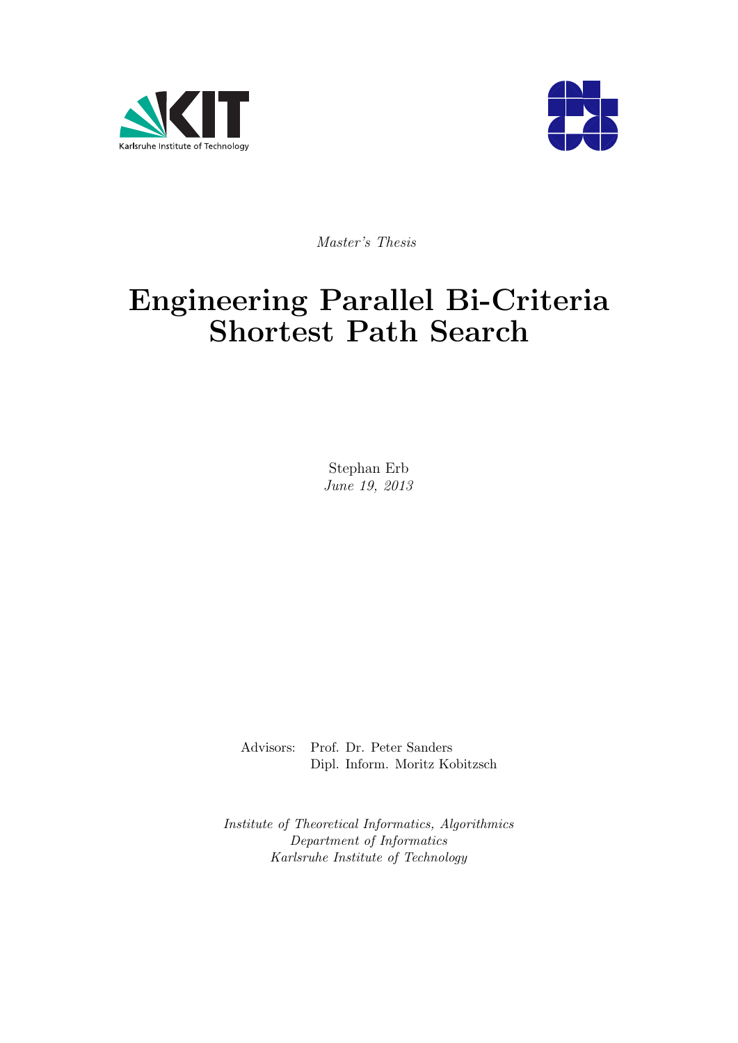*Master's Thesis*

# Engineering Parallel Bi-Criteria Shortest Path Search

Stephan Erb

*June 19, 2013*

Advisors: Prof. Dr. Peter Sanders
Dipl. Inform. Moritz Kobitzsch

*Institute of Theoretical Informatics, Algorithmics*
*Department of Informatics*
*Karlsruhe Institute of Technology*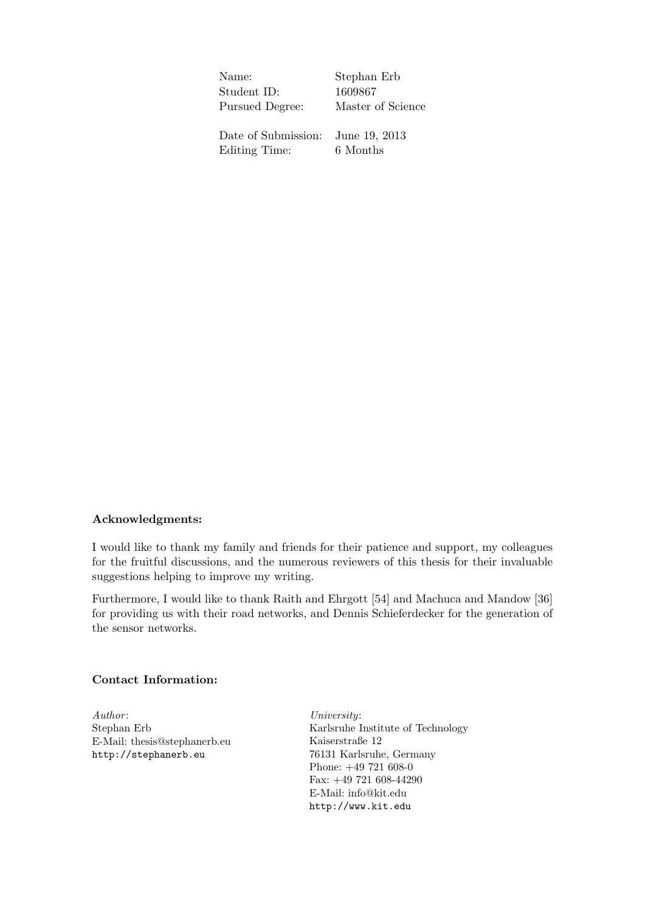| | |
|---|---|
| Name: | Stephan Erb |
| Student ID: | 1609867 |
| Pursued Degree: | Master of Science |
| Date of Submission: | June 19, 2013 |
| Editing Time: | 6 Months |

**Acknowledgments:**

I would like to thank my family and friends for their patience and support, my colleagues for the fruitful discussions, and the numerous reviewers of this thesis for their invaluable suggestions helping to improve my writing.

Furthermore, I would like to thank Raith and Ehrgott [54] and Machuca and Mandow [36] for providing us with their road networks, and Dennis Schieferdecker for the generation of the sensor networks.

**Contact Information:**

*Author*:
Stephan Erb
E-Mail: thesis@stephanerb.eu
`http://stephanerb.eu`

*University*:
Karlsruhe Institute of Technology
Kaiserstraße 12
76131 Karlsruhe, Germany
Phone: +49 721 608-0
Fax: +49 721 608-44290
E-Mail: info@kit.edu
`http://www.kit.edu`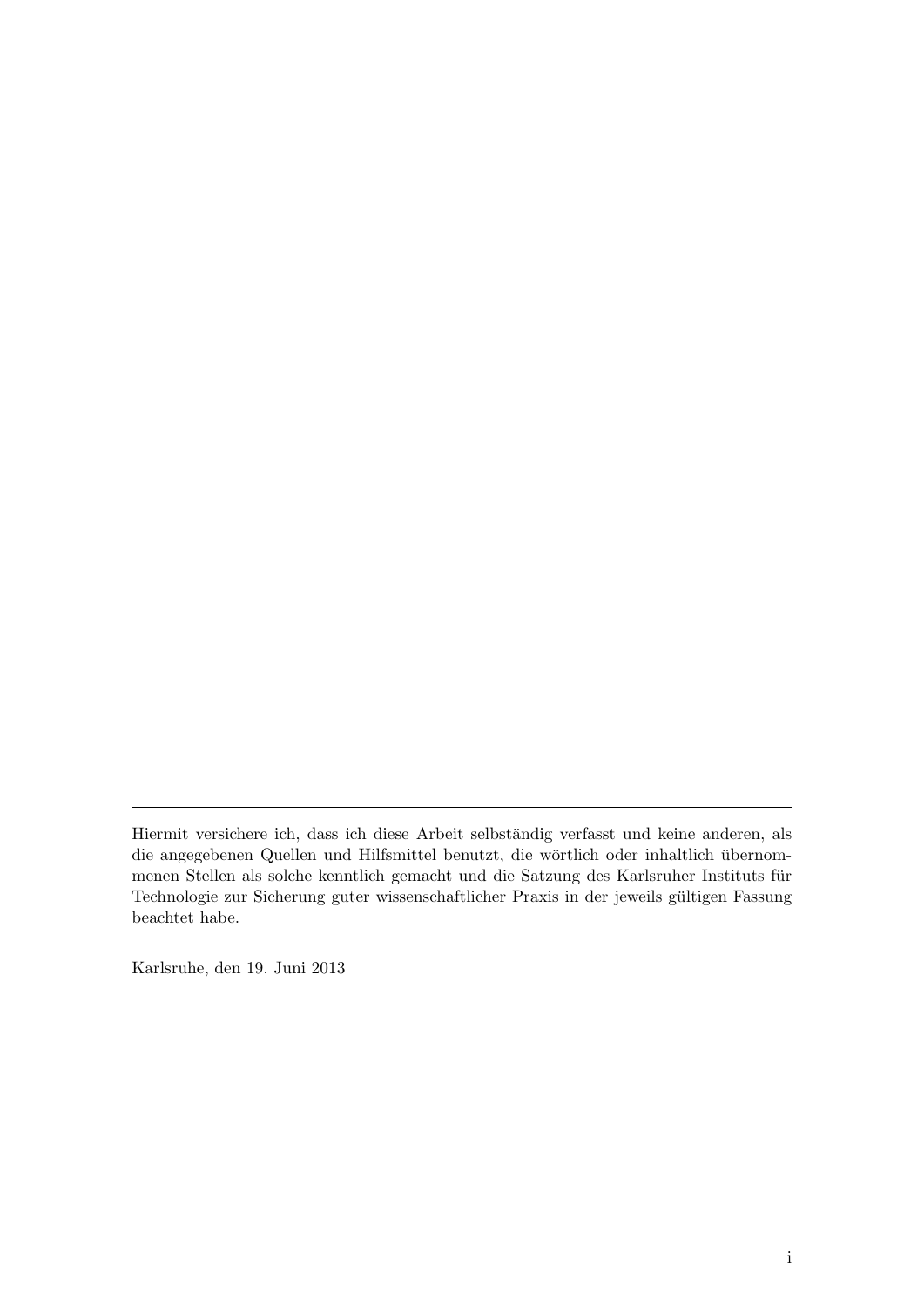---

Hiermit versichere ich, dass ich diese Arbeit selbständig verfasst und keine anderen, als die angegebenen Quellen und Hilfsmittel benutzt, die wörtlich oder inhaltlich übernommenen Stellen als solche kenntlich gemacht und die Satzung des Karlsruher Instituts für Technologie zur Sicherung guter wissenschaftlicher Praxis in der jeweils gültigen Fassung beachtet habe.

Karlsruhe, den 19. Juni 2013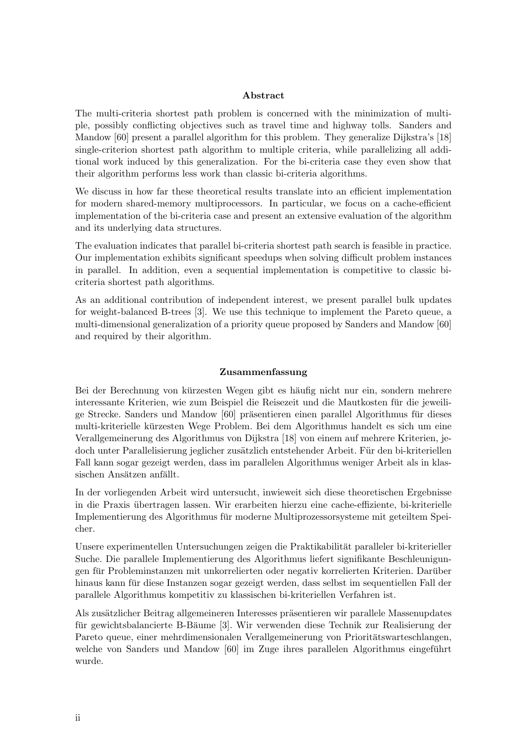## Abstract

The multi-criteria shortest path problem is concerned with the minimization of multiple, possibly conflicting objectives such as travel time and highway tolls. Sanders and Mandow [60] present a parallel algorithm for this problem. They generalize Dijkstra's [18] single-criterion shortest path algorithm to multiple criteria, while parallelizing all additional work induced by this generalization. For the bi-criteria case they even show that their algorithm performs less work than classic bi-criteria algorithms.

We discuss in how far these theoretical results translate into an efficient implementation for modern shared-memory multiprocessors. In particular, we focus on a cache-efficient implementation of the bi-criteria case and present an extensive evaluation of the algorithm and its underlying data structures.

The evaluation indicates that parallel bi-criteria shortest path search is feasible in practice. Our implementation exhibits significant speedups when solving difficult problem instances in parallel. In addition, even a sequential implementation is competitive to classic bi-criteria shortest path algorithms.

As an additional contribution of independent interest, we present parallel bulk updates for weight-balanced B-trees [3]. We use this technique to implement the Pareto queue, a multi-dimensional generalization of a priority queue proposed by Sanders and Mandow [60] and required by their algorithm.

## Zusammenfassung

Bei der Berechnung von kürzesten Wegen gibt es häufig nicht nur ein, sondern mehrere interessante Kriterien, wie zum Beispiel die Reisezeit und die Mautkosten für die jeweilige Strecke. Sanders und Mandow [60] präsentieren einen parallel Algorithmus für dieses multi-kriterielle kürzesten Wege Problem. Bei dem Algorithmus handelt es sich um eine Verallgemeinerung des Algorithmus von Dijkstra [18] von einem auf mehrere Kriterien, jedoch unter Parallelisierung jeglicher zusätzlich entstehender Arbeit. Für den bi-kriteriellen Fall kann sogar gezeigt werden, dass im parallelen Algorithmus weniger Arbeit als in klassischen Ansätzen anfällt.

In der vorliegenden Arbeit wird untersucht, inwieweit sich diese theoretischen Ergebnisse in die Praxis übertragen lassen. Wir erarbeiten hierzu eine cache-effiziente, bi-kriterielle Implementierung des Algorithmus für moderne Multiprozessorsysteme mit geteiltem Speicher.

Unsere experimentellen Untersuchungen zeigen die Praktikabilität paralleler bi-kriterieller Suche. Die parallele Implementierung des Algorithmus liefert signifikante Beschleunigungen für Probleminstanzen mit unkorrelierten oder negativ korrelierten Kriterien. Darüber hinaus kann für diese Instanzen sogar gezeigt werden, dass selbst im sequentiellen Fall der parallele Algorithmus kompetitiv zu klassischen bi-kriteriellen Verfahren ist.

Als zusätzlicher Beitrag allgemeineren Interesses präsentieren wir parallele Massenupdates für gewichtsbalancierte B-Bäume [3]. Wir verwenden diese Technik zur Realisierung der Pareto queue, einer mehrdimensionalen Verallgemeinerung von Prioritätswarteschlangen, welche von Sanders und Mandow [60] im Zuge ihres parallelen Algorithmus eingeführt wurde.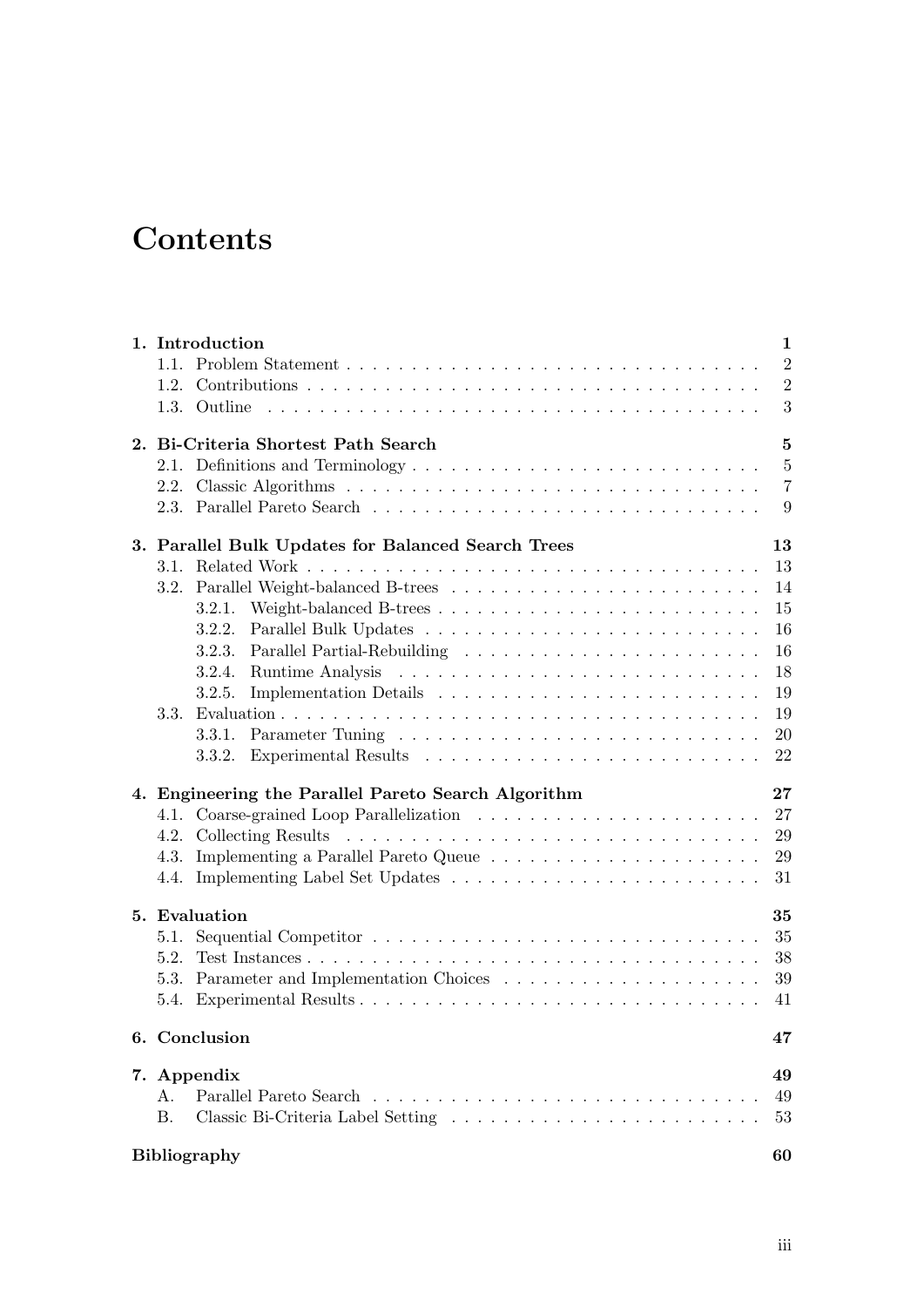# Contents

**1. Introduction** **1**
- 1.1. Problem Statement . . . . . . . . . . 2
- 1.2. Contributions . . . . . . . . . . 2
- 1.3. Outline . . . . . . . . . . 3

**2. Bi-Criteria Shortest Path Search** **5**
- 2.1. Definitions and Terminology . . . . . . . . . . 5
- 2.2. Classic Algorithms . . . . . . . . . . 7
- 2.3. Parallel Pareto Search . . . . . . . . . . 9

**3. Parallel Bulk Updates for Balanced Search Trees** **13**
- 3.1. Related Work . . . . . . . . . . 13
- 3.2. Parallel Weight-balanced B-trees . . . . . . . . . . 14
  - 3.2.1. Weight-balanced B-trees . . . . . . . . . . 15
  - 3.2.2. Parallel Bulk Updates . . . . . . . . . . 16
  - 3.2.3. Parallel Partial-Rebuilding . . . . . . . . . . 16
  - 3.2.4. Runtime Analysis . . . . . . . . . . 18
  - 3.2.5. Implementation Details . . . . . . . . . . 19
- 3.3. Evaluation . . . . . . . . . . 19
  - 3.3.1. Parameter Tuning . . . . . . . . . . 20
  - 3.3.2. Experimental Results . . . . . . . . . . 22

**4. Engineering the Parallel Pareto Search Algorithm** **27**
- 4.1. Coarse-grained Loop Parallelization . . . . . . . . . . 27
- 4.2. Collecting Results . . . . . . . . . . 29
- 4.3. Implementing a Parallel Pareto Queue . . . . . . . . . . 29
- 4.4. Implementing Label Set Updates . . . . . . . . . . 31

**5. Evaluation** **35**
- 5.1. Sequential Competitor . . . . . . . . . . 35
- 5.2. Test Instances . . . . . . . . . . 38
- 5.3. Parameter and Implementation Choices . . . . . . . . . . 39
- 5.4. Experimental Results . . . . . . . . . . 41

**6. Conclusion** **47**

**7. Appendix** **49**
- A. Parallel Pareto Search . . . . . . . . . . 49
- B. Classic Bi-Criteria Label Setting . . . . . . . . . . 53

**Bibliography** **60**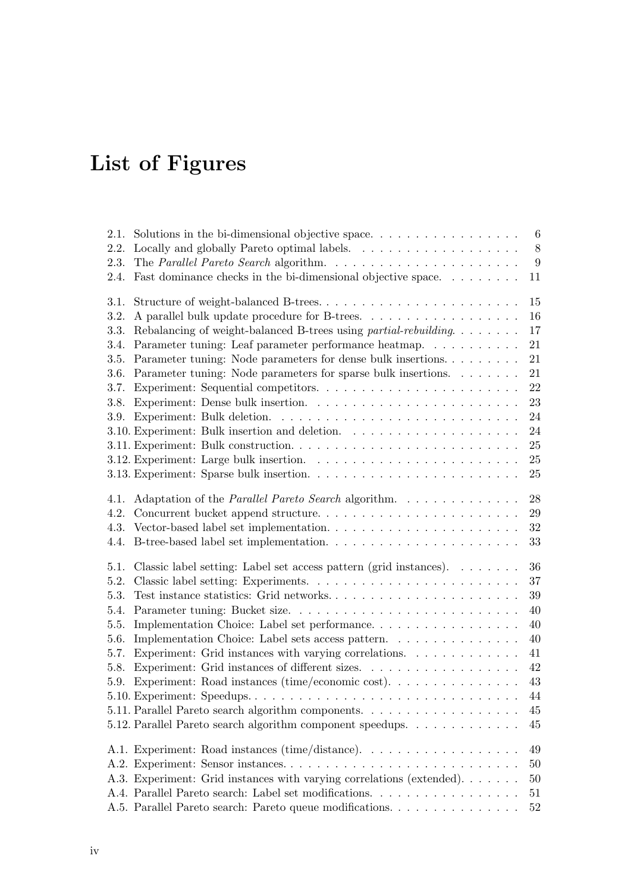# List of Figures

2.1. Solutions in the bi-dimensional objective space. . . . . . . . . . . . . . . . . 6
2.2. Locally and globally Pareto optimal labels. . . . . . . . . . . . . . . . . . . 8
2.3. The *Parallel Pareto Search* algorithm. . . . . . . . . . . . . . . . . . . . . 9
2.4. Fast dominance checks in the bi-dimensional objective space. . . . . . . . . 11

3.1. Structure of weight-balanced B-trees. . . . . . . . . . . . . . . . . . . . . . 15
3.2. A parallel bulk update procedure for B-trees. . . . . . . . . . . . . . . . . . 16
3.3. Rebalancing of weight-balanced B-trees using *partial-rebuilding*. . . . . . . . 17
3.4. Parameter tuning: Leaf parameter performance heatmap. . . . . . . . . . . 21
3.5. Parameter tuning: Node parameters for dense bulk insertions. . . . . . . . . 21
3.6. Parameter tuning: Node parameters for sparse bulk insertions. . . . . . . . 21
3.7. Experiment: Sequential competitors. . . . . . . . . . . . . . . . . . . . . . 22
3.8. Experiment: Dense bulk insertion. . . . . . . . . . . . . . . . . . . . . . . 23
3.9. Experiment: Bulk deletion. . . . . . . . . . . . . . . . . . . . . . . . . . . 24
3.10. Experiment: Bulk insertion and deletion. . . . . . . . . . . . . . . . . . . 24
3.11. Experiment: Bulk construction. . . . . . . . . . . . . . . . . . . . . . . . . 25
3.12. Experiment: Large bulk insertion. . . . . . . . . . . . . . . . . . . . . . . 25
3.13. Experiment: Sparse bulk insertion. . . . . . . . . . . . . . . . . . . . . . . 25

4.1. Adaptation of the *Parallel Pareto Search* algorithm. . . . . . . . . . . . . . 28
4.2. Concurrent bucket append structure. . . . . . . . . . . . . . . . . . . . . . 29
4.3. Vector-based label set implementation. . . . . . . . . . . . . . . . . . . . . 32
4.4. B-tree-based label set implementation. . . . . . . . . . . . . . . . . . . . . 33

5.1. Classic label setting: Label set access pattern (grid instances). . . . . . . . 36
5.2. Classic label setting: Experiments. . . . . . . . . . . . . . . . . . . . . . . 37
5.3. Test instance statistics: Grid networks. . . . . . . . . . . . . . . . . . . . . 39
5.4. Parameter tuning: Bucket size. . . . . . . . . . . . . . . . . . . . . . . . . 40
5.5. Implementation Choice: Label set performance. . . . . . . . . . . . . . . . . 40
5.6. Implementation Choice: Label sets access pattern. . . . . . . . . . . . . . . 40
5.7. Experiment: Grid instances with varying correlations. . . . . . . . . . . . . 41
5.8. Experiment: Grid instances of different sizes. . . . . . . . . . . . . . . . . . 42
5.9. Experiment: Road instances (time/economic cost). . . . . . . . . . . . . . . 43
5.10. Experiment: Speedups. . . . . . . . . . . . . . . . . . . . . . . . . . . . . 44
5.11. Parallel Pareto search algorithm components. . . . . . . . . . . . . . . . . 45
5.12. Parallel Pareto search algorithm component speedups. . . . . . . . . . . . 45

A.1. Experiment: Road instances (time/distance). . . . . . . . . . . . . . . . . . 49
A.2. Experiment: Sensor instances. . . . . . . . . . . . . . . . . . . . . . . . . . 50
A.3. Experiment: Grid instances with varying correlations (extended). . . . . . . 50
A.4. Parallel Pareto search: Label set modifications. . . . . . . . . . . . . . . . . 51
A.5. Parallel Pareto search: Pareto queue modifications. . . . . . . . . . . . . . . 52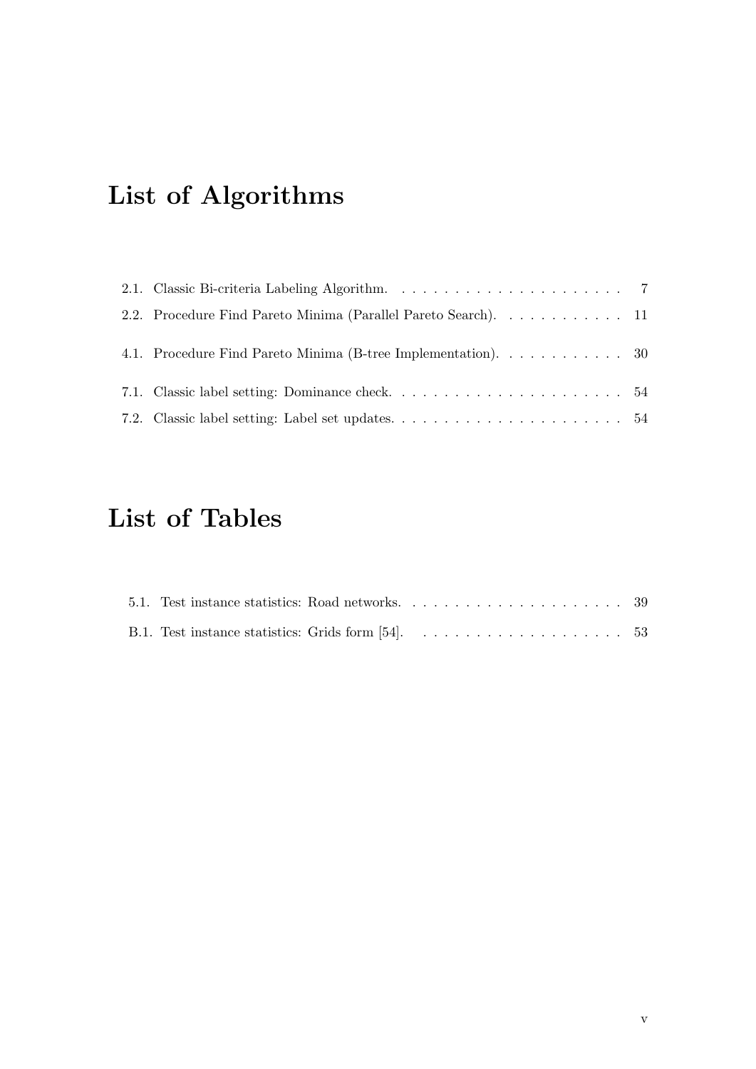# List of Algorithms

2.1. Classic Bi-criteria Labeling Algorithm. . . . . . . . . . . . . . . . . . . . . . 7

2.2. Procedure Find Pareto Minima (Parallel Pareto Search). . . . . . . . . . . . 11

4.1. Procedure Find Pareto Minima (B-tree Implementation). . . . . . . . . . . . 30

7.1. Classic label setting: Dominance check. . . . . . . . . . . . . . . . . . . . . . 54

7.2. Classic label setting: Label set updates. . . . . . . . . . . . . . . . . . . . . . 54

# List of Tables

5.1. Test instance statistics: Road networks. . . . . . . . . . . . . . . . . . . . . 39

B.1. Test instance statistics: Grids form [54]. . . . . . . . . . . . . . . . . . . . 53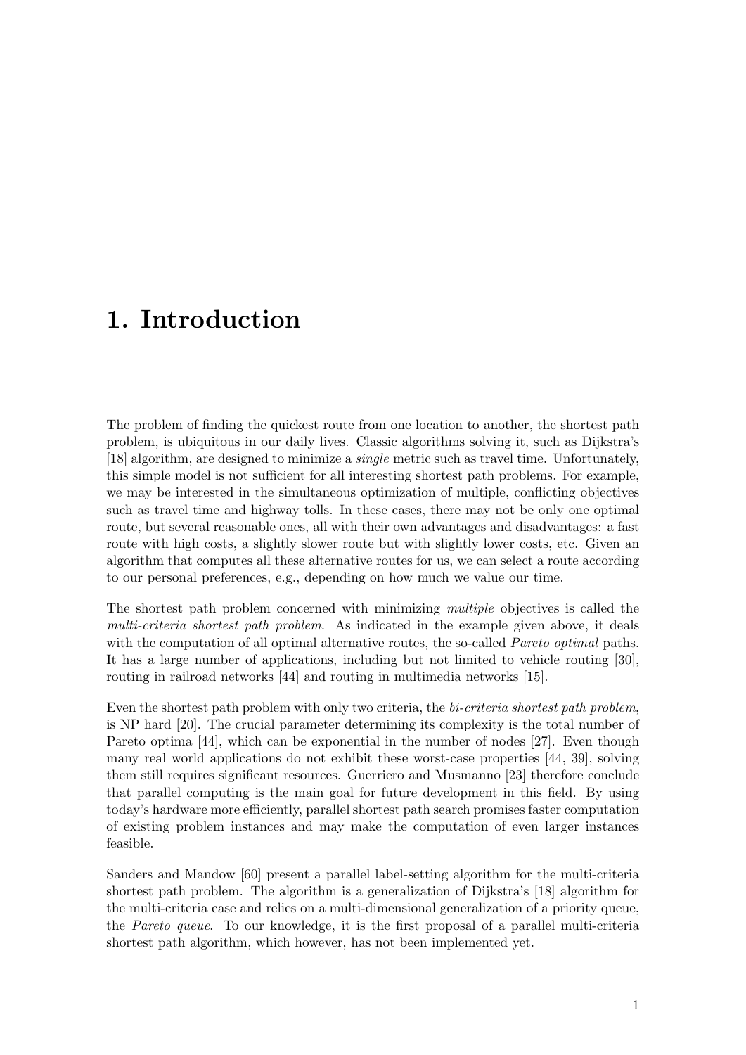# 1. Introduction

The problem of finding the quickest route from one location to another, the shortest path problem, is ubiquitous in our daily lives. Classic algorithms solving it, such as Dijkstra's [18] algorithm, are designed to minimize a *single* metric such as travel time. Unfortunately, this simple model is not sufficient for all interesting shortest path problems. For example, we may be interested in the simultaneous optimization of multiple, conflicting objectives such as travel time and highway tolls. In these cases, there may not be only one optimal route, but several reasonable ones, all with their own advantages and disadvantages: a fast route with high costs, a slightly slower route but with slightly lower costs, etc. Given an algorithm that computes all these alternative routes for us, we can select a route according to our personal preferences, e.g., depending on how much we value our time.

The shortest path problem concerned with minimizing *multiple* objectives is called the *multi-criteria shortest path problem*. As indicated in the example given above, it deals with the computation of all optimal alternative routes, the so-called *Pareto optimal* paths. It has a large number of applications, including but not limited to vehicle routing [30], routing in railroad networks [44] and routing in multimedia networks [15].

Even the shortest path problem with only two criteria, the *bi-criteria shortest path problem*, is NP hard [20]. The crucial parameter determining its complexity is the total number of Pareto optima [44], which can be exponential in the number of nodes [27]. Even though many real world applications do not exhibit these worst-case properties [44, 39], solving them still requires significant resources. Guerriero and Musmanno [23] therefore conclude that parallel computing is the main goal for future development in this field. By using today's hardware more efficiently, parallel shortest path search promises faster computation of existing problem instances and may make the computation of even larger instances feasible.

Sanders and Mandow [60] present a parallel label-setting algorithm for the multi-criteria shortest path problem. The algorithm is a generalization of Dijkstra's [18] algorithm for the multi-criteria case and relies on a multi-dimensional generalization of a priority queue, the *Pareto queue*. To our knowledge, it is the first proposal of a parallel multi-criteria shortest path algorithm, which however, has not been implemented yet.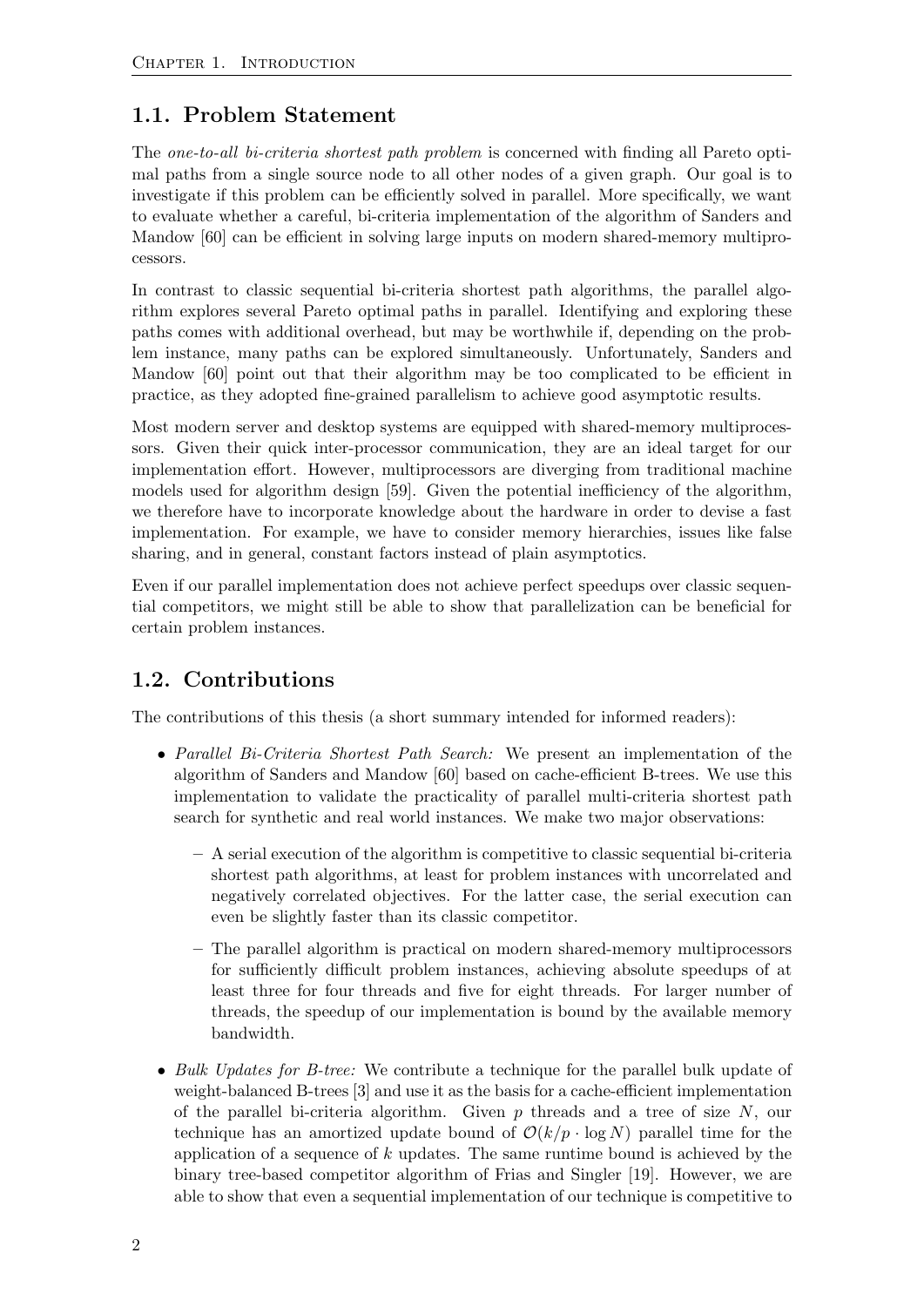## 1.1. Problem Statement

The *one-to-all bi-criteria shortest path problem* is concerned with finding all Pareto optimal paths from a single source node to all other nodes of a given graph. Our goal is to investigate if this problem can be efficiently solved in parallel. More specifically, we want to evaluate whether a careful, bi-criteria implementation of the algorithm of Sanders and Mandow [60] can be efficient in solving large inputs on modern shared-memory multiprocessors.

In contrast to classic sequential bi-criteria shortest path algorithms, the parallel algorithm explores several Pareto optimal paths in parallel. Identifying and exploring these paths comes with additional overhead, but may be worthwhile if, depending on the problem instance, many paths can be explored simultaneously. Unfortunately, Sanders and Mandow [60] point out that their algorithm may be too complicated to be efficient in practice, as they adopted fine-grained parallelism to achieve good asymptotic results.

Most modern server and desktop systems are equipped with shared-memory multiprocessors. Given their quick inter-processor communication, they are an ideal target for our implementation effort. However, multiprocessors are diverging from traditional machine models used for algorithm design [59]. Given the potential inefficiency of the algorithm, we therefore have to incorporate knowledge about the hardware in order to devise a fast implementation. For example, we have to consider memory hierarchies, issues like false sharing, and in general, constant factors instead of plain asymptotics.

Even if our parallel implementation does not achieve perfect speedups over classic sequential competitors, we might still be able to show that parallelization can be beneficial for certain problem instances.

## 1.2. Contributions

The contributions of this thesis (a short summary intended for informed readers):

- *Parallel Bi-Criteria Shortest Path Search:* We present an implementation of the algorithm of Sanders and Mandow [60] based on cache-efficient B-trees. We use this implementation to validate the practicality of parallel multi-criteria shortest path search for synthetic and real world instances. We make two major observations:
  - A serial execution of the algorithm is competitive to classic sequential bi-criteria shortest path algorithms, at least for problem instances with uncorrelated and negatively correlated objectives. For the latter case, the serial execution can even be slightly faster than its classic competitor.
  - The parallel algorithm is practical on modern shared-memory multiprocessors for sufficiently difficult problem instances, achieving absolute speedups of at least three for four threads and five for eight threads. For larger number of threads, the speedup of our implementation is bound by the available memory bandwidth.
- *Bulk Updates for B-tree:* We contribute a technique for the parallel bulk update of weight-balanced B-trees [3] and use it as the basis for a cache-efficient implementation of the parallel bi-criteria algorithm. Given $p$ threads and a tree of size $N$, our technique has an amortized update bound of $\mathcal{O}(k/p \cdot \log N)$ parallel time for the application of a sequence of $k$ updates. The same runtime bound is achieved by the binary tree-based competitor algorithm of Frias and Singler [19]. However, we are able to show that even a sequential implementation of our technique is competitive to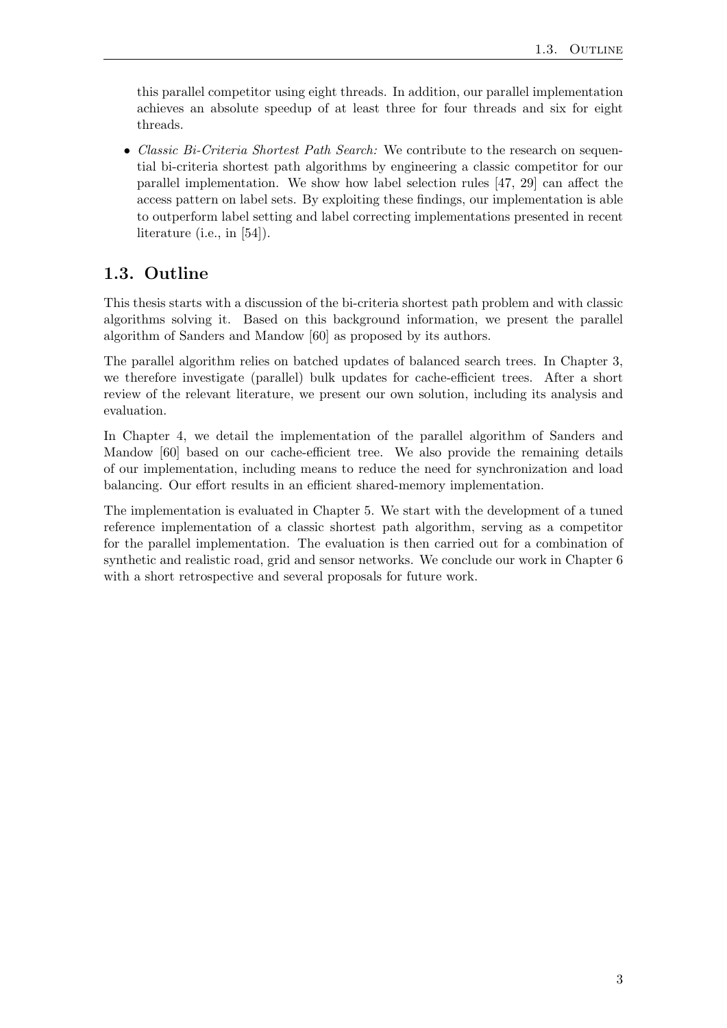this parallel competitor using eight threads. In addition, our parallel implementation achieves an absolute speedup of at least three for four threads and six for eight threads.

- *Classic Bi-Criteria Shortest Path Search:* We contribute to the research on sequential bi-criteria shortest path algorithms by engineering a classic competitor for our parallel implementation. We show how label selection rules [47, 29] can affect the access pattern on label sets. By exploiting these findings, our implementation is able to outperform label setting and label correcting implementations presented in recent literature (i.e., in [54]).

## 1.3. Outline

This thesis starts with a discussion of the bi-criteria shortest path problem and with classic algorithms solving it. Based on this background information, we present the parallel algorithm of Sanders and Mandow [60] as proposed by its authors.

The parallel algorithm relies on batched updates of balanced search trees. In Chapter 3, we therefore investigate (parallel) bulk updates for cache-efficient trees. After a short review of the relevant literature, we present our own solution, including its analysis and evaluation.

In Chapter 4, we detail the implementation of the parallel algorithm of Sanders and Mandow [60] based on our cache-efficient tree. We also provide the remaining details of our implementation, including means to reduce the need for synchronization and load balancing. Our effort results in an efficient shared-memory implementation.

The implementation is evaluated in Chapter 5. We start with the development of a tuned reference implementation of a classic shortest path algorithm, serving as a competitor for the parallel implementation. The evaluation is then carried out for a combination of synthetic and realistic road, grid and sensor networks. We conclude our work in Chapter 6 with a short retrospective and several proposals for future work.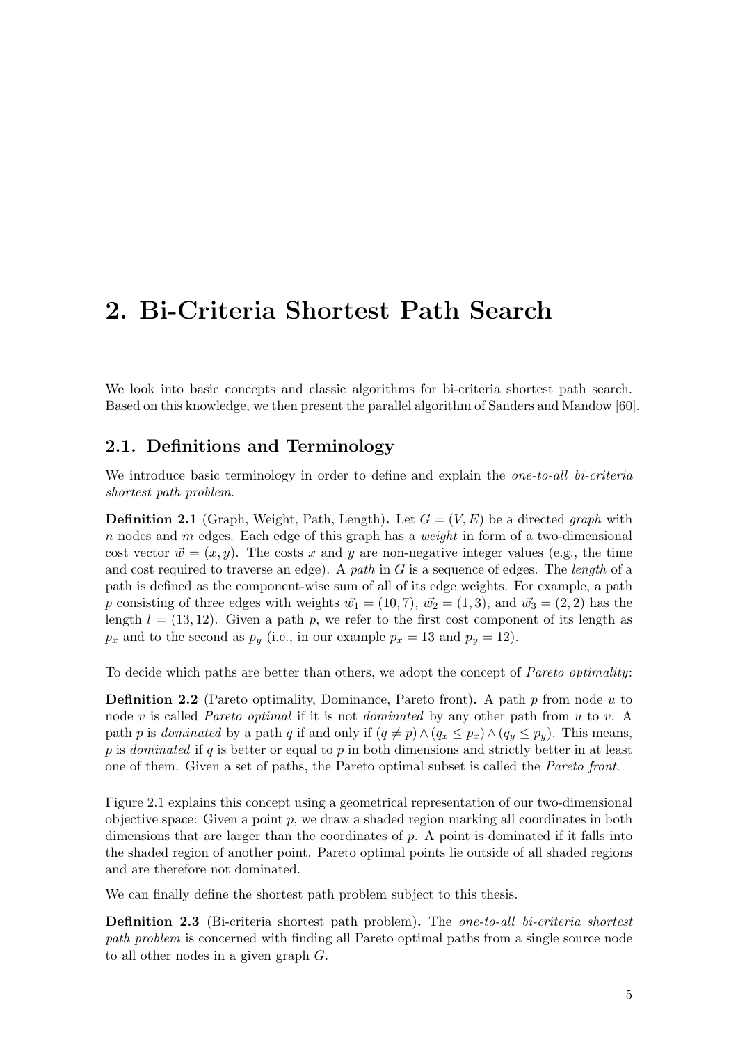# 2. Bi-Criteria Shortest Path Search

We look into basic concepts and classic algorithms for bi-criteria shortest path search. Based on this knowledge, we then present the parallel algorithm of Sanders and Mandow [60].

## 2.1. Definitions and Terminology

We introduce basic terminology in order to define and explain the *one-to-all bi-criteria shortest path problem*.

**Definition 2.1** (Graph, Weight, Path, Length)**.** Let $G = (V, E)$ be a directed *graph* with $n$ nodes and $m$ edges. Each edge of this graph has a *weight* in form of a two-dimensional cost vector $\vec{w} = (x, y)$. The costs $x$ and $y$ are non-negative integer values (e.g., the time and cost required to traverse an edge). A *path* in $G$ is a sequence of edges. The *length* of a path is defined as the component-wise sum of all of its edge weights. For example, a path $p$ consisting of three edges with weights $\vec{w_1} = (10, 7)$, $\vec{w_2} = (1, 3)$, and $\vec{w_3} = (2, 2)$ has the length $l = (13, 12)$. Given a path $p$, we refer to the first cost component of its length as $p_x$ and to the second as $p_y$ (i.e., in our example $p_x = 13$ and $p_y = 12$).

To decide which paths are better than others, we adopt the concept of *Pareto optimality*:

**Definition 2.2** (Pareto optimality, Dominance, Pareto front)**.** A path $p$ from node $u$ to node $v$ is called *Pareto optimal* if it is not *dominated* by any other path from $u$ to $v$. A path $p$ is *dominated* by a path $q$ if and only if $(q \neq p) \wedge (q_x \leq p_x) \wedge (q_y \leq p_y)$. This means, $p$ is *dominated* if $q$ is better or equal to $p$ in both dimensions and strictly better in at least one of them. Given a set of paths, the Pareto optimal subset is called the *Pareto front*.

Figure 2.1 explains this concept using a geometrical representation of our two-dimensional objective space: Given a point $p$, we draw a shaded region marking all coordinates in both dimensions that are larger than the coordinates of $p$. A point is dominated if it falls into the shaded region of another point. Pareto optimal points lie outside of all shaded regions and are therefore not dominated.

We can finally define the shortest path problem subject to this thesis.

**Definition 2.3** (Bi-criteria shortest path problem)**.** The *one-to-all bi-criteria shortest path problem* is concerned with finding all Pareto optimal paths from a single source node to all other nodes in a given graph $G$.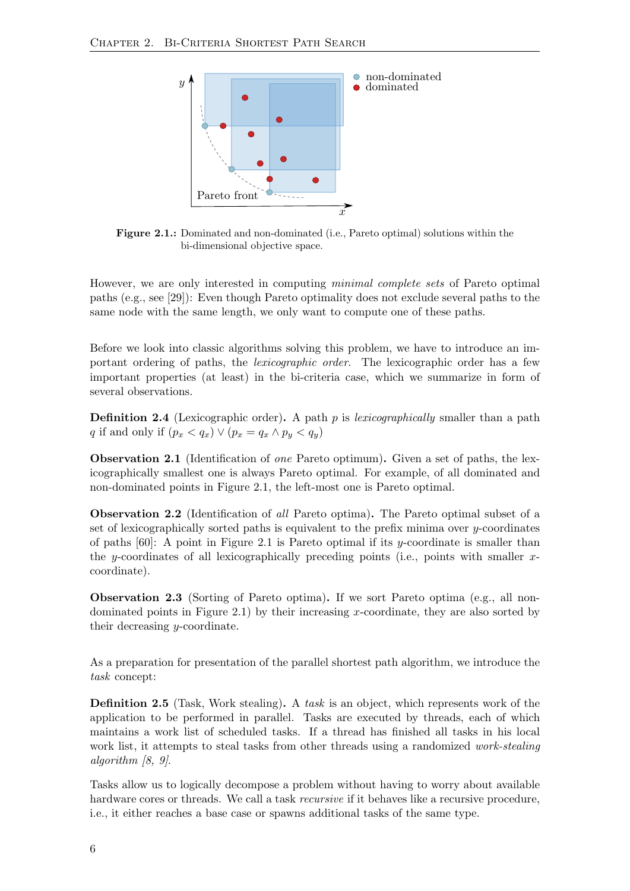Figure 2.1.: Dominated and non-dominated (i.e., Pareto optimal) solutions within the bi-dimensional objective space.

However, we are only interested in computing *minimal complete sets* of Pareto optimal paths (e.g., see [29]): Even though Pareto optimality does not exclude several paths to the same node with the same length, we only want to compute one of these paths.

Before we look into classic algorithms solving this problem, we have to introduce an important ordering of paths, the *lexicographic order*. The lexicographic order has a few important properties (at least) in the bi-criteria case, which we summarize in form of several observations.

**Definition 2.4** (Lexicographic order)**.** A path $p$ is *lexicographically* smaller than a path $q$ if and only if $(p_x < q_x) \vee (p_x = q_x \wedge p_y < q_y)$

**Observation 2.1** (Identification of *one* Pareto optimum)**.** Given a set of paths, the lexicographically smallest one is always Pareto optimal. For example, of all dominated and non-dominated points in Figure 2.1, the left-most one is Pareto optimal.

**Observation 2.2** (Identification of *all* Pareto optima)**.** The Pareto optimal subset of a set of lexicographically sorted paths is equivalent to the prefix minima over $y$-coordinates of paths [60]: A point in Figure 2.1 is Pareto optimal if its $y$-coordinate is smaller than the $y$-coordinates of all lexicographically preceding points (i.e., points with smaller $x$-coordinate).

**Observation 2.3** (Sorting of Pareto optima)**.** If we sort Pareto optima (e.g., all non-dominated points in Figure 2.1) by their increasing $x$-coordinate, they are also sorted by their decreasing $y$-coordinate.

As a preparation for presentation of the parallel shortest path algorithm, we introduce the *task* concept:

**Definition 2.5** (Task, Work stealing)**.** A *task* is an object, which represents work of the application to be performed in parallel. Tasks are executed by threads, each of which maintains a work list of scheduled tasks. If a thread has finished all tasks in his local work list, it attempts to steal tasks from other threads using a randomized *work-stealing algorithm [8, 9].*

Tasks allow us to logically decompose a problem without having to worry about available hardware cores or threads. We call a task *recursive* if it behaves like a recursive procedure, i.e., it either reaches a base case or spawns additional tasks of the same type.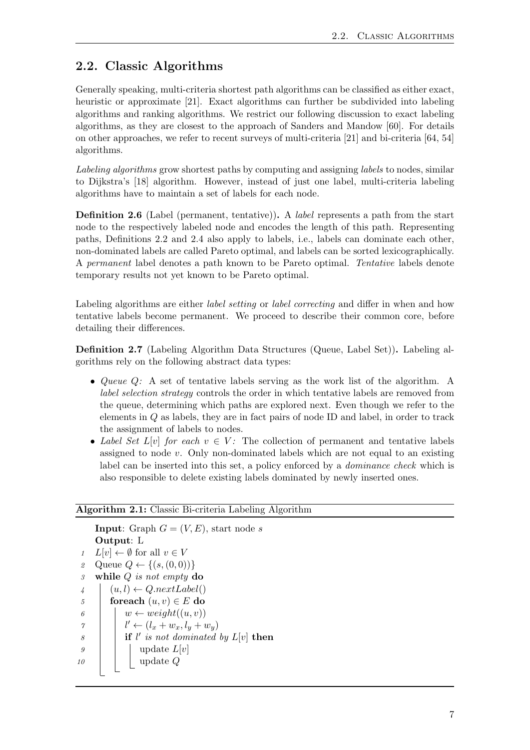## 2.2. Classic Algorithms

Generally speaking, multi-criteria shortest path algorithms can be classified as either exact, heuristic or approximate [21]. Exact algorithms can further be subdivided into labeling algorithms and ranking algorithms. We restrict our following discussion to exact labeling algorithms, as they are closest to the approach of Sanders and Mandow [60]. For details on other approaches, we refer to recent surveys of multi-criteria [21] and bi-criteria [64, 54] algorithms.

*Labeling algorithms* grow shortest paths by computing and assigning *labels* to nodes, similar to Dijkstra's [18] algorithm. However, instead of just one label, multi-criteria labeling algorithms have to maintain a set of labels for each node.

**Definition 2.6** (Label (permanent, tentative))**.** A *label* represents a path from the start node to the respectively labeled node and encodes the length of this path. Representing paths, Definitions 2.2 and 2.4 also apply to labels, i.e., labels can dominate each other, non-dominated labels are called Pareto optimal, and labels can be sorted lexicographically. A *permanent* label denotes a path known to be Pareto optimal. *Tentative* labels denote temporary results not yet known to be Pareto optimal.

Labeling algorithms are either *label setting* or *label correcting* and differ in when and how tentative labels become permanent. We proceed to describe their common core, before detailing their differences.

**Definition 2.7** (Labeling Algorithm Data Structures (Queue, Label Set))**.** Labeling algorithms rely on the following abstract data types:

- *Queue $Q$:* A set of tentative labels serving as the work list of the algorithm. A *label selection strategy* controls the order in which tentative labels are removed from the queue, determining which paths are explored next. Even though we refer to the elements in $Q$ as labels, they are in fact pairs of node ID and label, in order to track the assignment of labels to nodes.
- *Label Set $L[v]$ for each $v \in V$:* The collection of permanent and tentative labels assigned to node $v$. Only non-dominated labels which are not equal to an existing label can be inserted into this set, a policy enforced by a *dominance check* which is also responsible to delete existing labels dominated by newly inserted ones.

**Algorithm 2.1:** Classic Bi-criteria Labeling Algorithm

```
    Input: Graph G = (V, E), start node s
    Output: L
 1  L[v] ← ∅ for all v ∈ V
 2  Queue Q ← {(s, (0, 0))}
 3  while Q is not empty do
 4  |   (u, l) ← Q.nextLabel()
 5  |   foreach (u, v) ∈ E do
 6  |   |   w ← weight((u, v))
 7  |   |   l' ← (l_x + w_x, l_y + w_y)
 8  |   |   if l' is not dominated by L[v] then
 9  |   |   |   update L[v]
10  |   |   |   update Q
```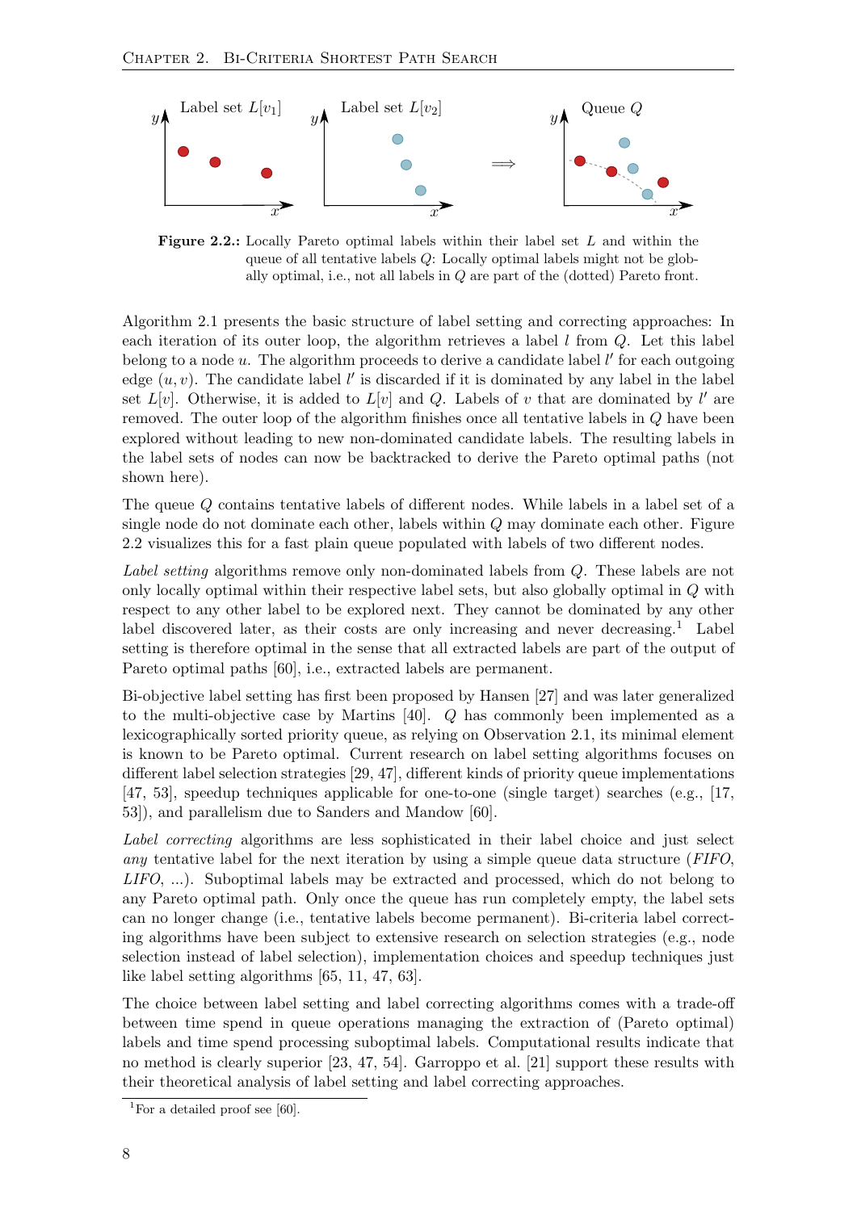**Figure 2.2.:** Locally Pareto optimal labels within their label set $L$ and within the queue of all tentative labels $Q$: Locally optimal labels might not be globally optimal, i.e., not all labels in $Q$ are part of the (dotted) Pareto front.

Algorithm 2.1 presents the basic structure of label setting and correcting approaches: In each iteration of its outer loop, the algorithm retrieves a label $l$ from $Q$. Let this label belong to a node $u$. The algorithm proceeds to derive a candidate label $l'$ for each outgoing edge $(u, v)$. The candidate label $l'$ is discarded if it is dominated by any label in the label set $L[v]$. Otherwise, it is added to $L[v]$ and $Q$. Labels of $v$ that are dominated by $l'$ are removed. The outer loop of the algorithm finishes once all tentative labels in $Q$ have been explored without leading to new non-dominated candidate labels. The resulting labels in the label sets of nodes can now be backtracked to derive the Pareto optimal paths (not shown here).

The queue $Q$ contains tentative labels of different nodes. While labels in a label set of a single node do not dominate each other, labels within $Q$ may dominate each other. Figure 2.2 visualizes this for a fast plain queue populated with labels of two different nodes.

*Label setting* algorithms remove only non-dominated labels from $Q$. These labels are not only locally optimal within their respective label sets, but also globally optimal in $Q$ with respect to any other label to be explored next. They cannot be dominated by any other label discovered later, as their costs are only increasing and never decreasing.[1] Label setting is therefore optimal in the sense that all extracted labels are part of the output of Pareto optimal paths [60], i.e., extracted labels are permanent.

Bi-objective label setting has first been proposed by Hansen [27] and was later generalized to the multi-objective case by Martins [40]. $Q$ has commonly been implemented as a lexicographically sorted priority queue, as relying on Observation 2.1, its minimal element is known to be Pareto optimal. Current research on label setting algorithms focuses on different label selection strategies [29, 47], different kinds of priority queue implementations [47, 53], speedup techniques applicable for one-to-one (single target) searches (e.g., [17, 53]), and parallelism due to Sanders and Mandow [60].

*Label correcting* algorithms are less sophisticated in their label choice and just select *any* tentative label for the next iteration by using a simple queue data structure (*FIFO*, *LIFO*, ...). Suboptimal labels may be extracted and processed, which do not belong to any Pareto optimal path. Only once the queue has run completely empty, the label sets can no longer change (i.e., tentative labels become permanent). Bi-criteria label correcting algorithms have been subject to extensive research on selection strategies (e.g., node selection instead of label selection), implementation choices and speedup techniques just like label setting algorithms [65, 11, 47, 63].

The choice between label setting and label correcting algorithms comes with a trade-off between time spend in queue operations managing the extraction of (Pareto optimal) labels and time spend processing suboptimal labels. Computational results indicate that no method is clearly superior [23, 47, 54]. Garroppo et al. [21] support these results with their theoretical analysis of label setting and label correcting approaches.

[1] For a detailed proof see [60].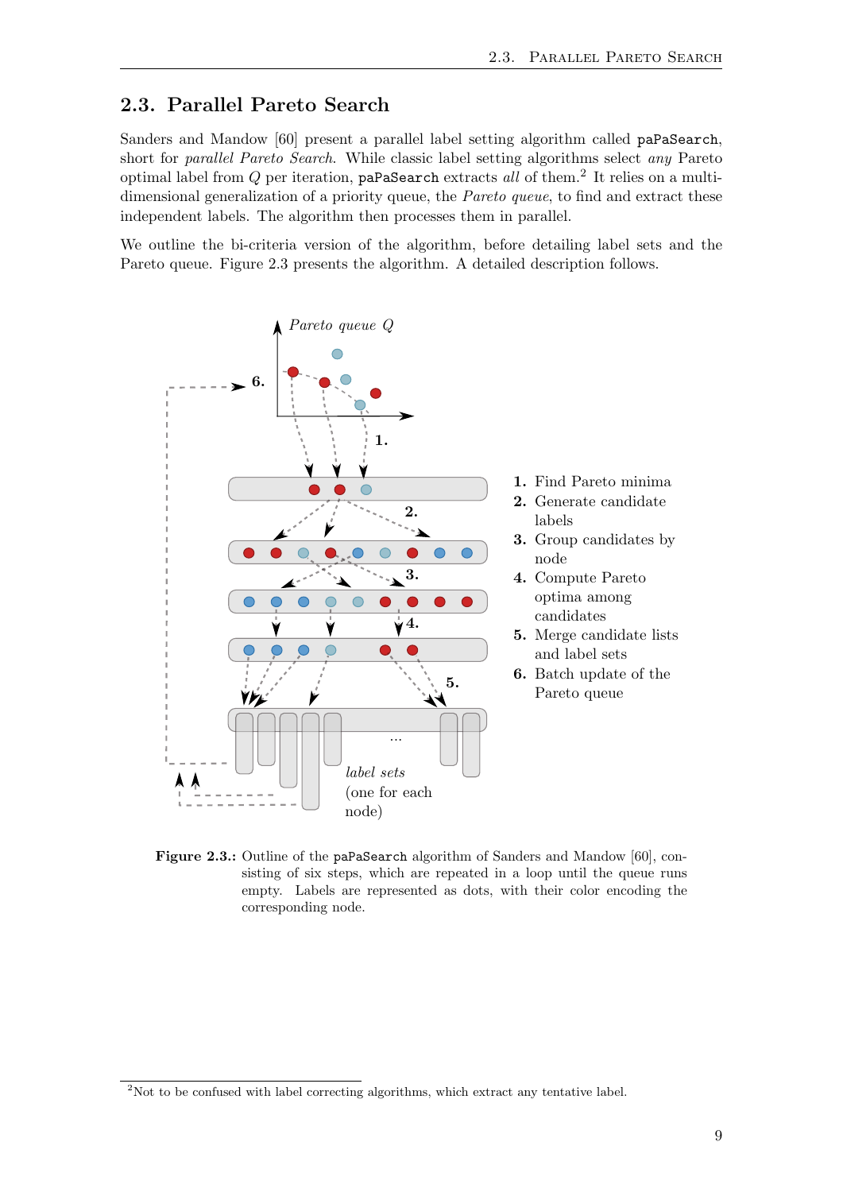## 2.3. Parallel Pareto Search

Sanders and Mandow [60] present a parallel label setting algorithm called `paPaSearch`, short for *parallel Pareto Search*. While classic label setting algorithms select *any* Pareto optimal label from $Q$ per iteration, `paPaSearch` extracts *all* of them.[2] It relies on a multi-dimensional generalization of a priority queue, the *Pareto queue*, to find and extract these independent labels. The algorithm then processes them in parallel.

We outline the bi-criteria version of the algorithm, before detailing label sets and the Pareto queue. Figure 2.3 presents the algorithm. A detailed description follows.

1. Find Pareto minima
2. Generate candidate labels
3. Group candidates by node
4. Compute Pareto optima among candidates
5. Merge candidate lists and label sets
6. Batch update of the Pareto queue

**Figure 2.3.:** Outline of the `paPaSearch` algorithm of Sanders and Mandow [60], consisting of six steps, which are repeated in a loop until the queue runs empty. Labels are represented as dots, with their color encoding the corresponding node.

[2] Not to be confused with label correcting algorithms, which extract any tentative label.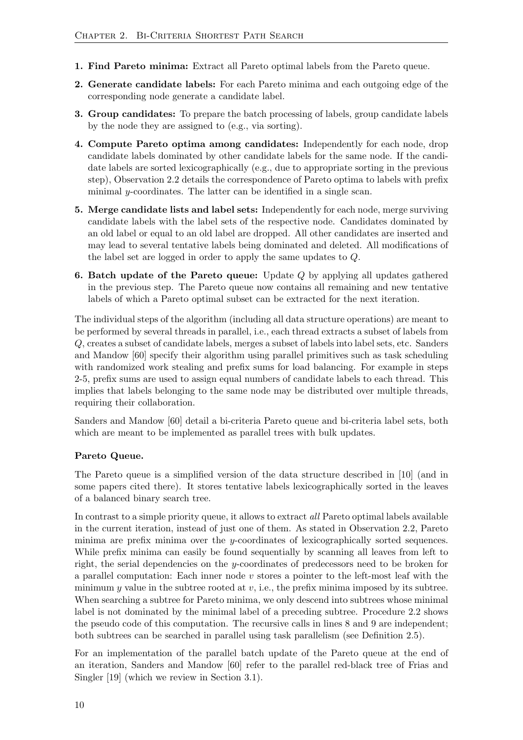1. **Find Pareto minima:** Extract all Pareto optimal labels from the Pareto queue.
2. **Generate candidate labels:** For each Pareto minima and each outgoing edge of the corresponding node generate a candidate label.
3. **Group candidates:** To prepare the batch processing of labels, group candidate labels by the node they are assigned to (e.g., via sorting).
4. **Compute Pareto optima among candidates:** Independently for each node, drop candidate labels dominated by other candidate labels for the same node. If the candidate labels are sorted lexicographically (e.g., due to appropriate sorting in the previous step), Observation 2.2 details the correspondence of Pareto optima to labels with prefix minimal $y$-coordinates. The latter can be identified in a single scan.
5. **Merge candidate lists and label sets:** Independently for each node, merge surviving candidate labels with the label sets of the respective node. Candidates dominated by an old label or equal to an old label are dropped. All other candidates are inserted and may lead to several tentative labels being dominated and deleted. All modifications of the label set are logged in order to apply the same updates to $Q$.
6. **Batch update of the Pareto queue:** Update $Q$ by applying all updates gathered in the previous step. The Pareto queue now contains all remaining and new tentative labels of which a Pareto optimal subset can be extracted for the next iteration.

The individual steps of the algorithm (including all data structure operations) are meant to be performed by several threads in parallel, i.e., each thread extracts a subset of labels from $Q$, creates a subset of candidate labels, merges a subset of labels into label sets, etc. Sanders and Mandow [60] specify their algorithm using parallel primitives such as task scheduling with randomized work stealing and prefix sums for load balancing. For example in steps 2-5, prefix sums are used to assign equal numbers of candidate labels to each thread. This implies that labels belonging to the same node may be distributed over multiple threads, requiring their collaboration.

Sanders and Mandow [60] detail a bi-criteria Pareto queue and bi-criteria label sets, both which are meant to be implemented as parallel trees with bulk updates.

**Pareto Queue.**

The Pareto queue is a simplified version of the data structure described in [10] (and in some papers cited there). It stores tentative labels lexicographically sorted in the leaves of a balanced binary search tree.

In contrast to a simple priority queue, it allows to extract *all* Pareto optimal labels available in the current iteration, instead of just one of them. As stated in Observation 2.2, Pareto minima are prefix minima over the $y$-coordinates of lexicographically sorted sequences. While prefix minima can easily be found sequentially by scanning all leaves from left to right, the serial dependencies on the $y$-coordinates of predecessors need to be broken for a parallel computation: Each inner node $v$ stores a pointer to the left-most leaf with the minimum $y$ value in the subtree rooted at $v$, i.e., the prefix minima imposed by its subtree. When searching a subtree for Pareto minima, we only descend into subtrees whose minimal label is not dominated by the minimal label of a preceding subtree. Procedure 2.2 shows the pseudo code of this computation. The recursive calls in lines 8 and 9 are independent; both subtrees can be searched in parallel using task parallelism (see Definition 2.5).

For an implementation of the parallel batch update of the Pareto queue at the end of an iteration, Sanders and Mandow [60] refer to the parallel red-black tree of Frias and Singler [19] (which we review in Section 3.1).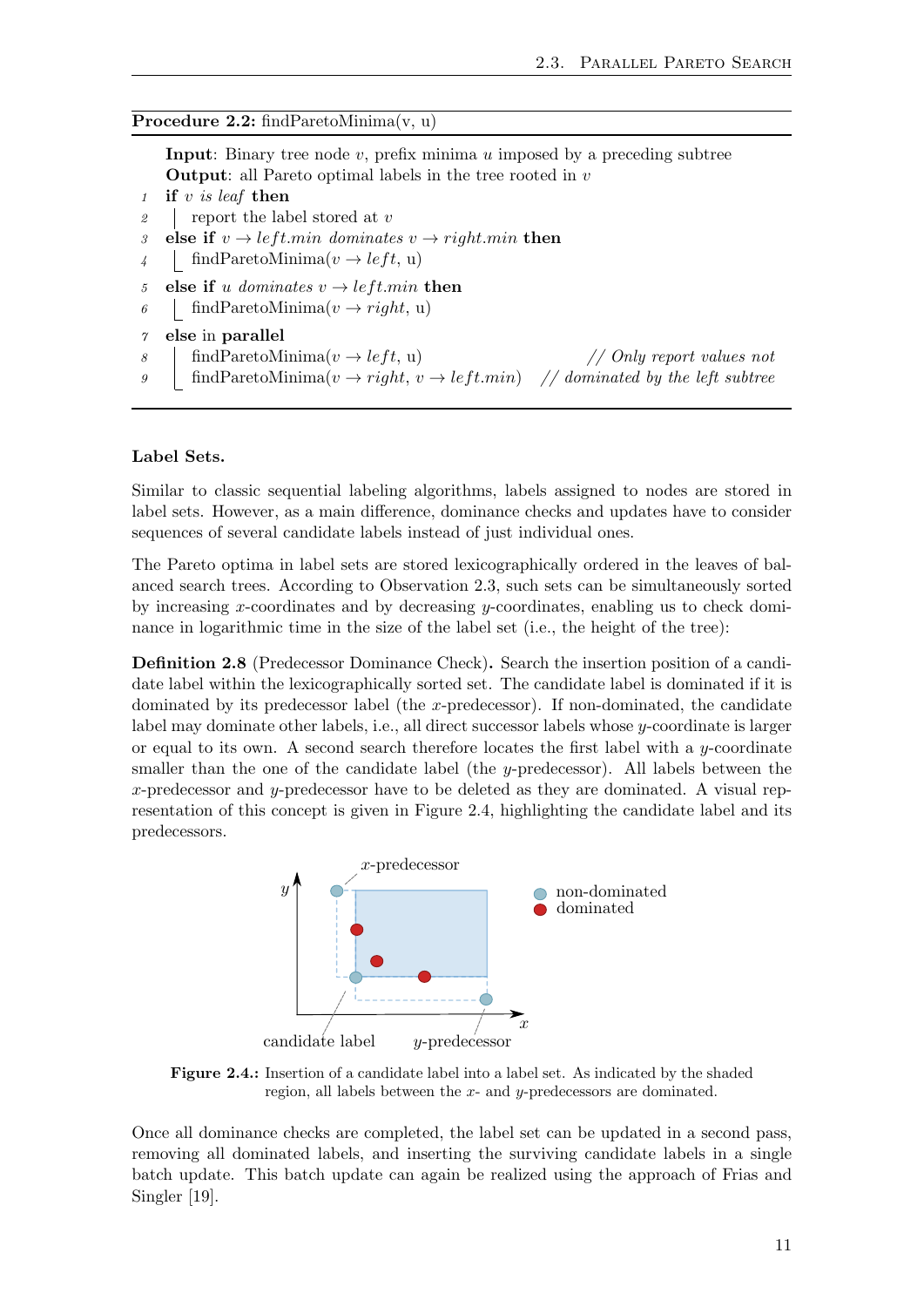**Procedure 2.2:** findParetoMinima(v, u)

**Input**: Binary tree node $v$, prefix minima $u$ imposed by a preceding subtree
**Output**: all Pareto optimal labels in the tree rooted in $v$

```
1  if v is leaf then
2  |  report the label stored at v
3  else if v → left.min dominates v → right.min then
4  |  findParetoMinima(v → left, u)
5  else if u dominates v → left.min then
6  |  findParetoMinima(v → right, u)
7  else in parallel
8  |  findParetoMinima(v → left, u)                 // Only report values not
9  |  findParetoMinima(v → right, v → left.min)    // dominated by the left subtree
```

**Label Sets.**

Similar to classic sequential labeling algorithms, labels assigned to nodes are stored in label sets. However, as a main difference, dominance checks and updates have to consider sequences of several candidate labels instead of just individual ones.

The Pareto optima in label sets are stored lexicographically ordered in the leaves of balanced search trees. According to Observation 2.3, such sets can be simultaneously sorted by increasing $x$-coordinates and by decreasing $y$-coordinates, enabling us to check dominance in logarithmic time in the size of the label set (i.e., the height of the tree):

**Definition 2.8** (Predecessor Dominance Check)**.** Search the insertion position of a candidate label within the lexicographically sorted set. The candidate label is dominated if it is dominated by its predecessor label (the $x$-predecessor). If non-dominated, the candidate label may dominate other labels, i.e., all direct successor labels whose $y$-coordinate is larger or equal to its own. A second search therefore locates the first label with a $y$-coordinate smaller than the one of the candidate label (the $y$-predecessor). All labels between the $x$-predecessor and $y$-predecessor have to be deleted as they are dominated. A visual representation of this concept is given in Figure 2.4, highlighting the candidate label and its predecessors.

**Figure 2.4.:** Insertion of a candidate label into a label set. As indicated by the shaded region, all labels between the $x$- and $y$-predecessors are dominated.

Once all dominance checks are completed, the label set can be updated in a second pass, removing all dominated labels, and inserting the surviving candidate labels in a single batch update. This batch update can again be realized using the approach of Frias and Singler [19].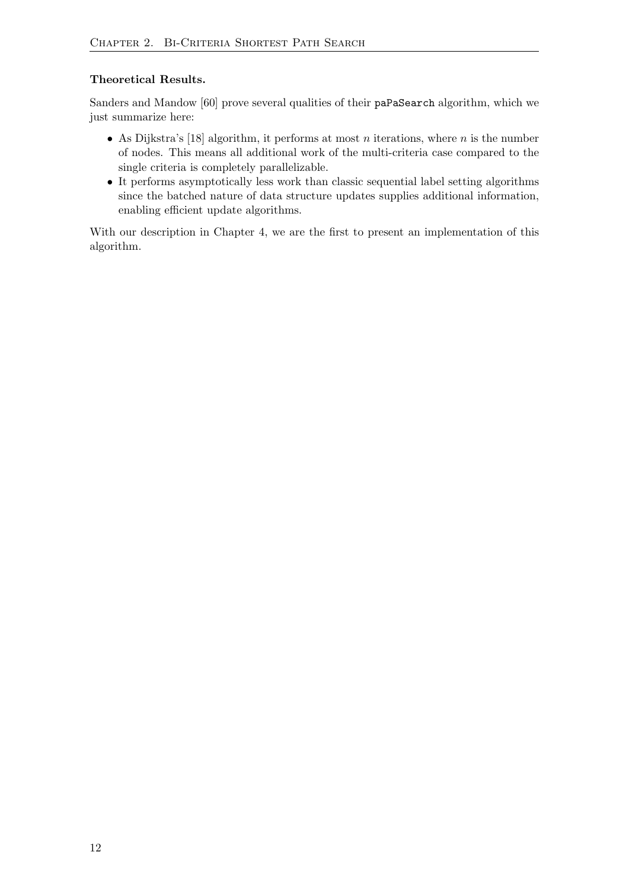**Theoretical Results.**

Sanders and Mandow [60] prove several qualities of their `paPaSearch` algorithm, which we just summarize here:

- As Dijkstra's [18] algorithm, it performs at most $n$ iterations, where $n$ is the number of nodes. This means all additional work of the multi-criteria case compared to the single criteria is completely parallelizable.
- It performs asymptotically less work than classic sequential label setting algorithms since the batched nature of data structure updates supplies additional information, enabling efficient update algorithms.

With our description in Chapter 4, we are the first to present an implementation of this algorithm.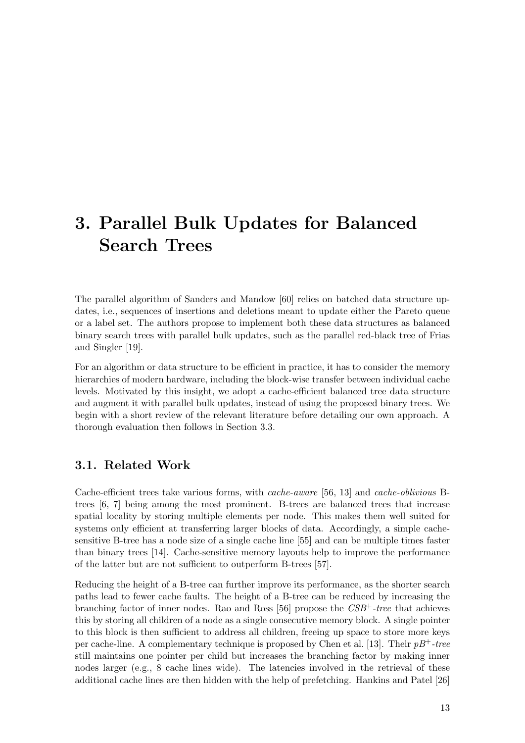# 3. Parallel Bulk Updates for Balanced Search Trees

The parallel algorithm of Sanders and Mandow [60] relies on batched data structure updates, i.e., sequences of insertions and deletions meant to update either the Pareto queue or a label set. The authors propose to implement both these data structures as balanced binary search trees with parallel bulk updates, such as the parallel red-black tree of Frias and Singler [19].

For an algorithm or data structure to be efficient in practice, it has to consider the memory hierarchies of modern hardware, including the block-wise transfer between individual cache levels. Motivated by this insight, we adopt a cache-efficient balanced tree data structure and augment it with parallel bulk updates, instead of using the proposed binary trees. We begin with a short review of the relevant literature before detailing our own approach. A thorough evaluation then follows in Section 3.3.

## 3.1. Related Work

Cache-efficient trees take various forms, with *cache-aware* [56, 13] and *cache-oblivious* B-trees [6, 7] being among the most prominent. B-trees are balanced trees that increase spatial locality by storing multiple elements per node. This makes them well suited for systems only efficient at transferring larger blocks of data. Accordingly, a simple cache-sensitive B-tree has a node size of a single cache line [55] and can be multiple times faster than binary trees [14]. Cache-sensitive memory layouts help to improve the performance of the latter but are not sufficient to outperform B-trees [57].

Reducing the height of a B-tree can further improve its performance, as the shorter search paths lead to fewer cache faults. The height of a B-tree can be reduced by increasing the branching factor of inner nodes. Rao and Ross [56] propose the *CSB$^{+}$-tree* that achieves this by storing all children of a node as a single consecutive memory block. A single pointer to this block is then sufficient to address all children, freeing up space to store more keys per cache-line. A complementary technique is proposed by Chen et al. [13]. Their *pB$^{+}$-tree* still maintains one pointer per child but increases the branching factor by making inner nodes larger (e.g., 8 cache lines wide). The latencies involved in the retrieval of these additional cache lines are then hidden with the help of prefetching. Hankins and Patel [26]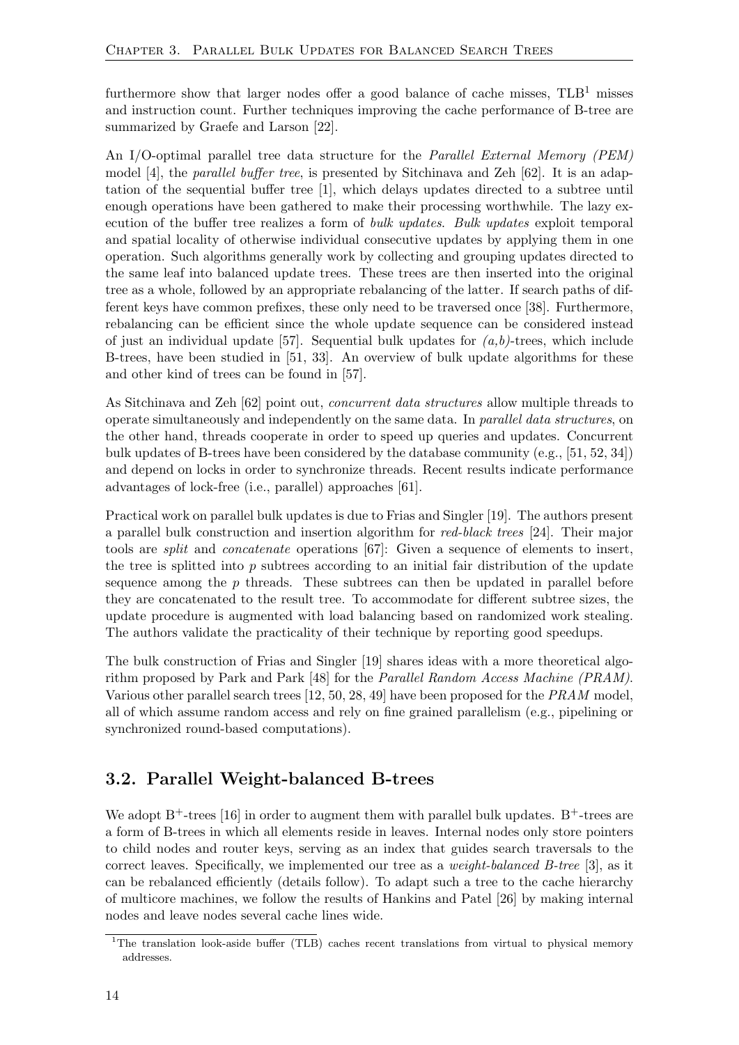furthermore show that larger nodes offer a good balance of cache misses, TLB[1] misses and instruction count. Further techniques improving the cache performance of B-tree are summarized by Graefe and Larson [22].

An I/O-optimal parallel tree data structure for the *Parallel External Memory (PEM)* model [4], the *parallel buffer tree*, is presented by Sitchinava and Zeh [62]. It is an adaptation of the sequential buffer tree [1], which delays updates directed to a subtree until enough operations have been gathered to make their processing worthwhile. The lazy execution of the buffer tree realizes a form of *bulk updates*. *Bulk updates* exploit temporal and spatial locality of otherwise individual consecutive updates by applying them in one operation. Such algorithms generally work by collecting and grouping updates directed to the same leaf into balanced update trees. These trees are then inserted into the original tree as a whole, followed by an appropriate rebalancing of the latter. If search paths of different keys have common prefixes, these only need to be traversed once [38]. Furthermore, rebalancing can be efficient since the whole update sequence can be considered instead of just an individual update [57]. Sequential bulk updates for *(a,b)*-trees, which include B-trees, have been studied in [51, 33]. An overview of bulk update algorithms for these and other kind of trees can be found in [57].

As Sitchinava and Zeh [62] point out, *concurrent data structures* allow multiple threads to operate simultaneously and independently on the same data. In *parallel data structures*, on the other hand, threads cooperate in order to speed up queries and updates. Concurrent bulk updates of B-trees have been considered by the database community (e.g., [51, 52, 34]) and depend on locks in order to synchronize threads. Recent results indicate performance advantages of lock-free (i.e., parallel) approaches [61].

Practical work on parallel bulk updates is due to Frias and Singler [19]. The authors present a parallel bulk construction and insertion algorithm for *red-black trees* [24]. Their major tools are *split* and *concatenate* operations [67]: Given a sequence of elements to insert, the tree is splitted into $p$ subtrees according to an initial fair distribution of the update sequence among the $p$ threads. These subtrees can then be updated in parallel before they are concatenated to the result tree. To accommodate for different subtree sizes, the update procedure is augmented with load balancing based on randomized work stealing. The authors validate the practicality of their technique by reporting good speedups.

The bulk construction of Frias and Singler [19] shares ideas with a more theoretical algorithm proposed by Park and Park [48] for the *Parallel Random Access Machine (PRAM)*. Various other parallel search trees [12, 50, 28, 49] have been proposed for the *PRAM* model, all of which assume random access and rely on fine grained parallelism (e.g., pipelining or synchronized round-based computations).

## 3.2. Parallel Weight-balanced B-trees

We adopt B$^+$-trees [16] in order to augment them with parallel bulk updates. B$^+$-trees are a form of B-trees in which all elements reside in leaves. Internal nodes only store pointers to child nodes and router keys, serving as an index that guides search traversals to the correct leaves. Specifically, we implemented our tree as a *weight-balanced B-tree* [3], as it can be rebalanced efficiently (details follow). To adapt such a tree to the cache hierarchy of multicore machines, we follow the results of Hankins and Patel [26] by making internal nodes and leave nodes several cache lines wide.

[1] The translation look-aside buffer (TLB) caches recent translations from virtual to physical memory addresses.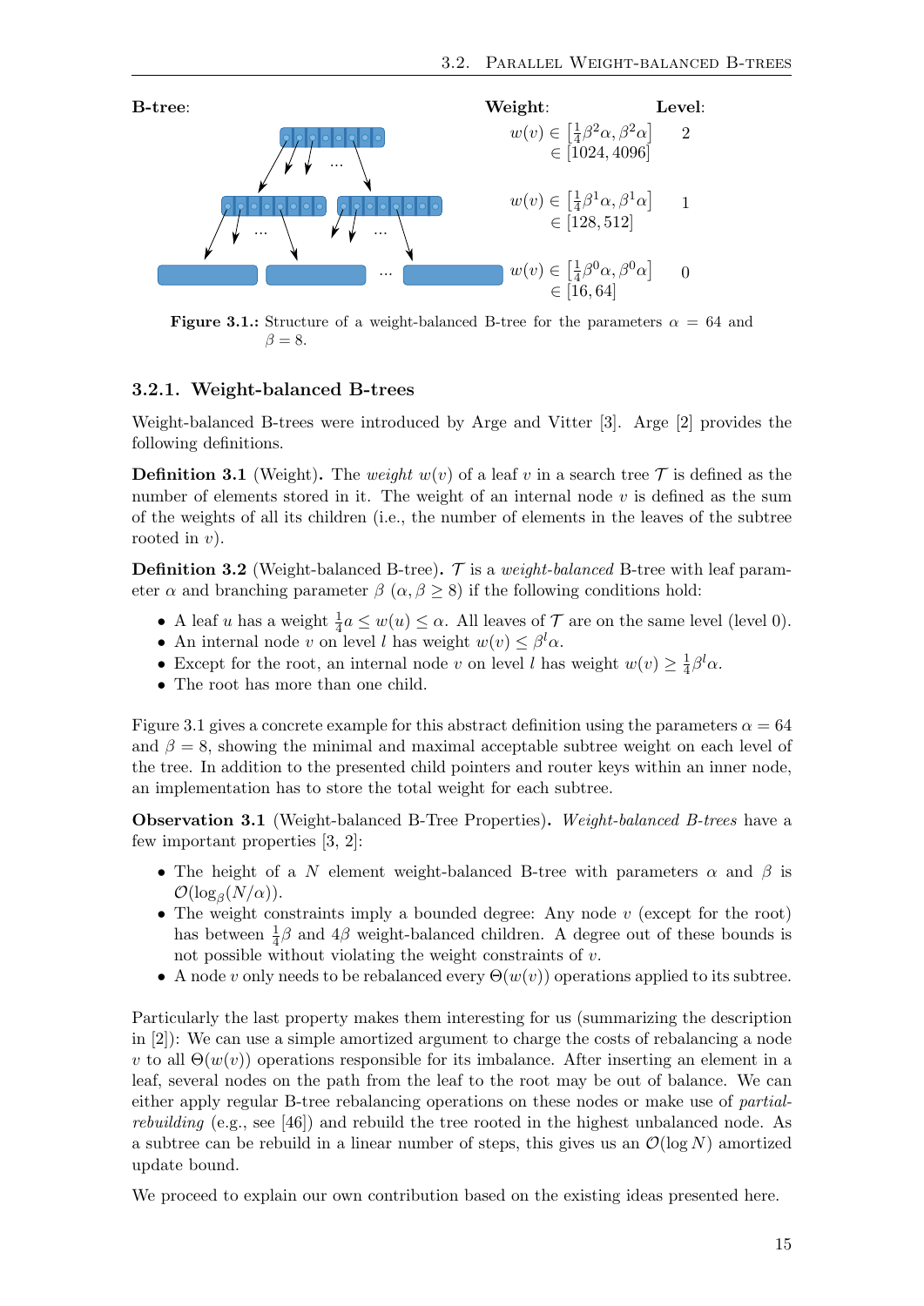B-tree: Weight: Level:

$w(v) \in \left[\frac{1}{4}\beta^2\alpha, \beta^2\alpha\right]$ $\in [1024, 4096]$ — 2

$w(v) \in \left[\frac{1}{4}\beta^1\alpha, \beta^1\alpha\right]$ $\in [128, 512]$ — 1

$w(v) \in \left[\frac{1}{4}\beta^0\alpha, \beta^0\alpha\right]$ $\in [16, 64]$ — 0

**Figure 3.1.:** Structure of a weight-balanced B-tree for the parameters $\alpha = 64$ and $\beta = 8$.

### 3.2.1. Weight-balanced B-trees

Weight-balanced B-trees were introduced by Arge and Vitter [3]. Arge [2] provides the following definitions.

**Definition 3.1** (Weight)**.** The *weight* $w(v)$ of a leaf $v$ in a search tree $\mathcal{T}$ is defined as the number of elements stored in it. The weight of an internal node $v$ is defined as the sum of the weights of all its children (i.e., the number of elements in the leaves of the subtree rooted in $v$).

**Definition 3.2** (Weight-balanced B-tree)**.** $\mathcal{T}$ is a *weight-balanced* B-tree with leaf parameter $\alpha$ and branching parameter $\beta$ ($\alpha, \beta \geq 8$) if the following conditions hold:

- A leaf $u$ has a weight $\frac{1}{4}a \leq w(u) \leq \alpha$. All leaves of $\mathcal{T}$ are on the same level (level 0).
- An internal node $v$ on level $l$ has weight $w(v) \leq \beta^l\alpha$.
- Except for the root, an internal node $v$ on level $l$ has weight $w(v) \geq \frac{1}{4}\beta^l\alpha$.
- The root has more than one child.

Figure 3.1 gives a concrete example for this abstract definition using the parameters $\alpha = 64$ and $\beta = 8$, showing the minimal and maximal acceptable subtree weight on each level of the tree. In addition to the presented child pointers and router keys within an inner node, an implementation has to store the total weight for each subtree.

**Observation 3.1** (Weight-balanced B-Tree Properties)**.** *Weight-balanced B-trees* have a few important properties [3, 2]:

- The height of a $N$ element weight-balanced B-tree with parameters $\alpha$ and $\beta$ is $\mathcal{O}(\log_\beta(N/\alpha))$.
- The weight constraints imply a bounded degree: Any node $v$ (except for the root) has between $\frac{1}{4}\beta$ and $4\beta$ weight-balanced children. A degree out of these bounds is not possible without violating the weight constraints of $v$.
- A node $v$ only needs to be rebalanced every $\Theta(w(v))$ operations applied to its subtree.

Particularly the last property makes them interesting for us (summarizing the description in [2]): We can use a simple amortized argument to charge the costs of rebalancing a node $v$ to all $\Theta(w(v))$ operations responsible for its imbalance. After inserting an element in a leaf, several nodes on the path from the leaf to the root may be out of balance. We can either apply regular B-tree rebalancing operations on these nodes or make use of *partial-rebuilding* (e.g., see [46]) and rebuild the tree rooted in the highest unbalanced node. As a subtree can be rebuild in a linear number of steps, this gives us an $\mathcal{O}(\log N)$ amortized update bound.

We proceed to explain our own contribution based on the existing ideas presented here.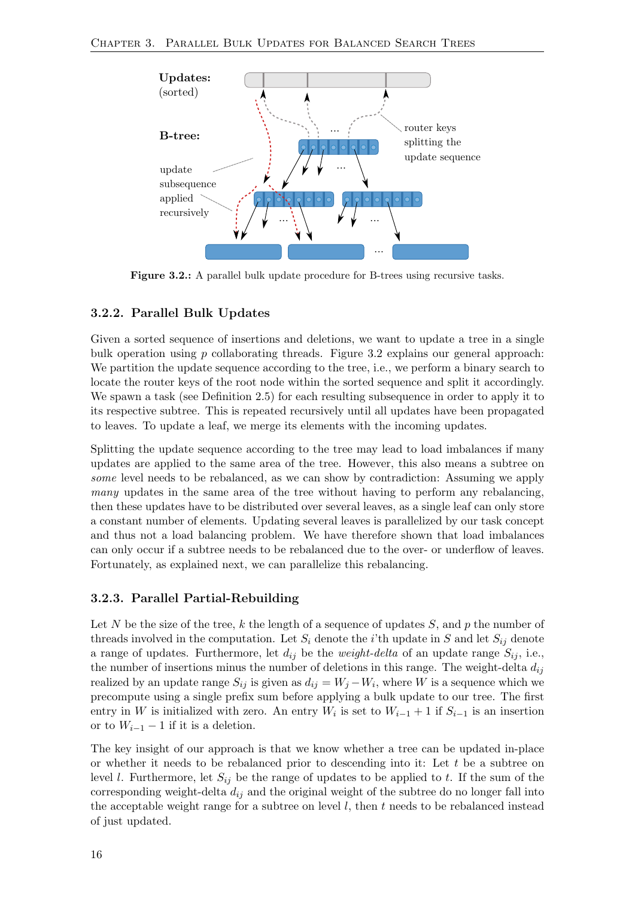**Figure 3.2.:** A parallel bulk update procedure for B-trees using recursive tasks.

### 3.2.2. Parallel Bulk Updates

Given a sorted sequence of insertions and deletions, we want to update a tree in a single bulk operation using $p$ collaborating threads. Figure 3.2 explains our general approach: We partition the update sequence according to the tree, i.e., we perform a binary search to locate the router keys of the root node within the sorted sequence and split it accordingly. We spawn a task (see Definition 2.5) for each resulting subsequence in order to apply it to its respective subtree. This is repeated recursively until all updates have been propagated to leaves. To update a leaf, we merge its elements with the incoming updates.

Splitting the update sequence according to the tree may lead to load imbalances if many updates are applied to the same area of the tree. However, this also means a subtree on *some* level needs to be rebalanced, as we can show by contradiction: Assuming we apply *many* updates in the same area of the tree without having to perform any rebalancing, then these updates have to be distributed over several leaves, as a single leaf can only store a constant number of elements. Updating several leaves is parallelized by our task concept and thus not a load balancing problem. We have therefore shown that load imbalances can only occur if a subtree needs to be rebalanced due to the over- or underflow of leaves. Fortunately, as explained next, we can parallelize this rebalancing.

### 3.2.3. Parallel Partial-Rebuilding

Let $N$ be the size of the tree, $k$ the length of a sequence of updates $S$, and $p$ the number of threads involved in the computation. Let $S_i$ denote the $i$'th update in $S$ and let $S_{ij}$ denote a range of updates. Furthermore, let $d_{ij}$ be the *weight-delta* of an update range $S_{ij}$, i.e., the number of insertions minus the number of deletions in this range. The weight-delta $d_{ij}$ realized by an update range $S_{ij}$ is given as $d_{ij} = W_j - W_i$, where $W$ is a sequence which we precompute using a single prefix sum before applying a bulk update to our tree. The first entry in $W$ is initialized with zero. An entry $W_i$ is set to $W_{i-1} + 1$ if $S_{i-1}$ is an insertion or to $W_{i-1} - 1$ if it is a deletion.

The key insight of our approach is that we know whether a tree can be updated in-place or whether it needs to be rebalanced prior to descending into it: Let $t$ be a subtree on level $l$. Furthermore, let $S_{ij}$ be the range of updates to be applied to $t$. If the sum of the corresponding weight-delta $d_{ij}$ and the original weight of the subtree do no longer fall into the acceptable weight range for a subtree on level $l$, then $t$ needs to be rebalanced instead of just updated.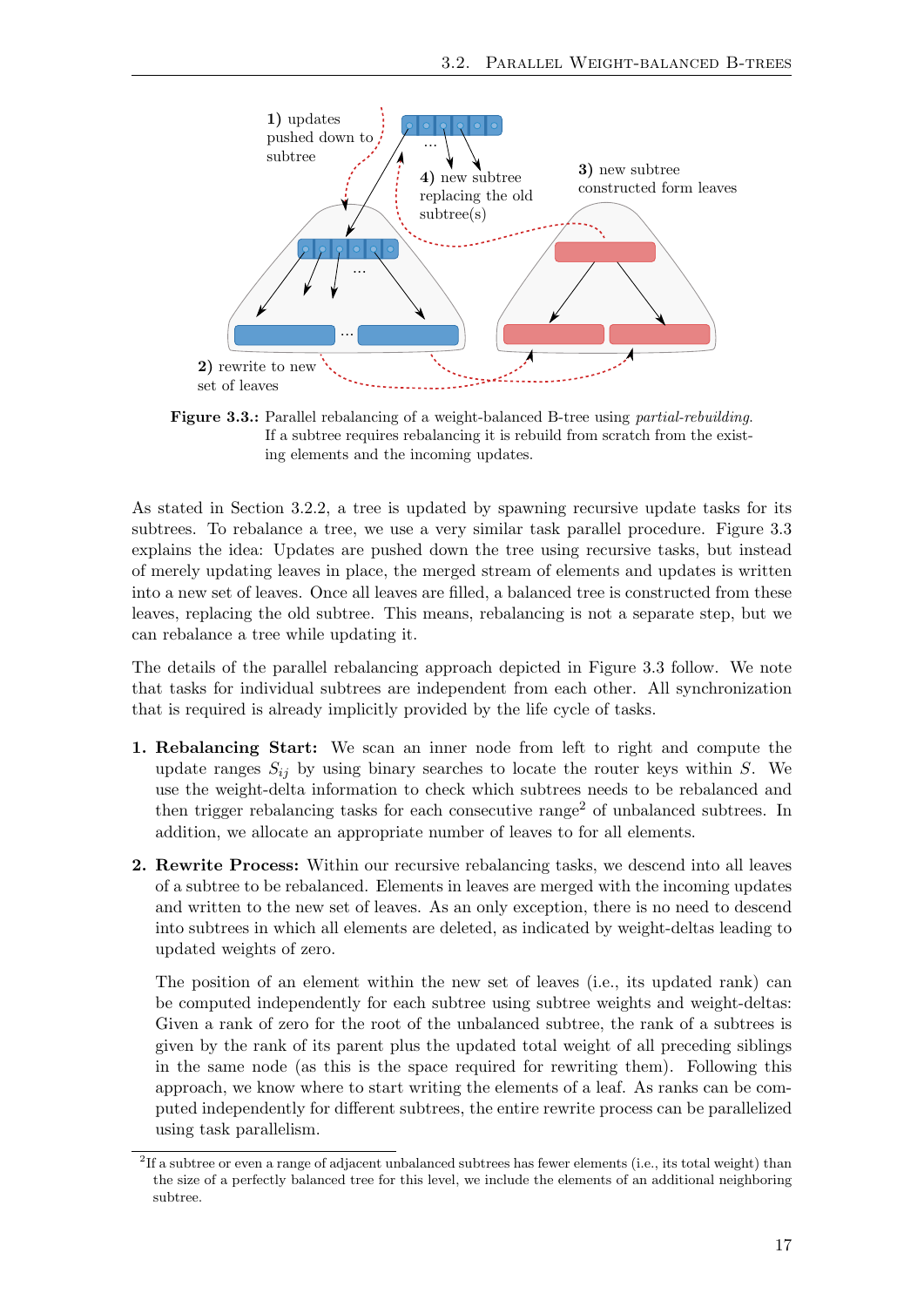**Figure 3.3.:** Parallel rebalancing of a weight-balanced B-tree using *partial-rebuilding*. If a subtree requires rebalancing it is rebuild from scratch from the existing elements and the incoming updates.

As stated in Section 3.2.2, a tree is updated by spawning recursive update tasks for its subtrees. To rebalance a tree, we use a very similar task parallel procedure. Figure 3.3 explains the idea: Updates are pushed down the tree using recursive tasks, but instead of merely updating leaves in place, the merged stream of elements and updates is written into a new set of leaves. Once all leaves are filled, a balanced tree is constructed from these leaves, replacing the old subtree. This means, rebalancing is not a separate step, but we can rebalance a tree while updating it.

The details of the parallel rebalancing approach depicted in Figure 3.3 follow. We note that tasks for individual subtrees are independent from each other. All synchronization that is required is already implicitly provided by the life cycle of tasks.

1. **Rebalancing Start:** We scan an inner node from left to right and compute the update ranges $S_{ij}$ by using binary searches to locate the router keys within $S$. We use the weight-delta information to check which subtrees needs to be rebalanced and then trigger rebalancing tasks for each consecutive range[2] of unbalanced subtrees. In addition, we allocate an appropriate number of leaves to for all elements.

2. **Rewrite Process:** Within our recursive rebalancing tasks, we descend into all leaves of a subtree to be rebalanced. Elements in leaves are merged with the incoming updates and written to the new set of leaves. As an only exception, there is no need to descend into subtrees in which all elements are deleted, as indicated by weight-deltas leading to updated weights of zero.

   The position of an element within the new set of leaves (i.e., its updated rank) can be computed independently for each subtree using subtree weights and weight-deltas: Given a rank of zero for the root of the unbalanced subtree, the rank of a subtrees is given by the rank of its parent plus the updated total weight of all preceding siblings in the same node (as this is the space required for rewriting them). Following this approach, we know where to start writing the elements of a leaf. As ranks can be computed independently for different subtrees, the entire rewrite process can be parallelized using task parallelism.

[2] If a subtree or even a range of adjacent unbalanced subtrees has fewer elements (i.e., its total weight) than the size of a perfectly balanced tree for this level, we include the elements of an additional neighboring subtree.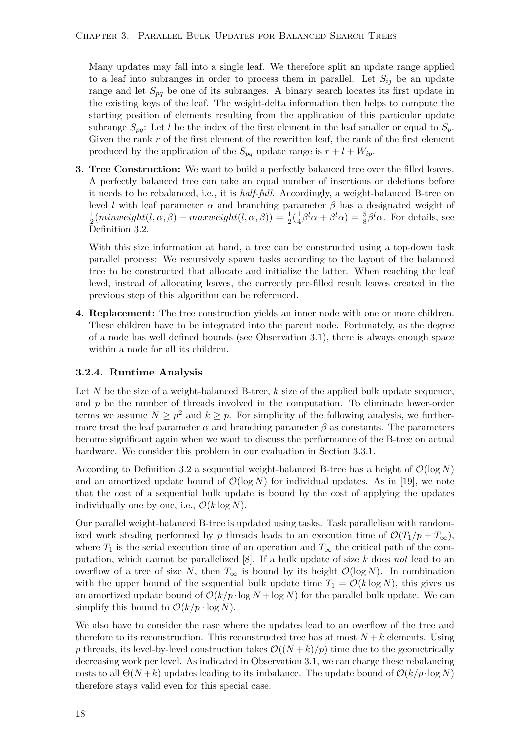Many updates may fall into a single leaf. We therefore split an update range applied to a leaf into subranges in order to process them in parallel. Let $S_{ij}$ be an update range and let $S_{pq}$ be one of its subranges. A binary search locates its first update in the existing keys of the leaf. The weight-delta information then helps to compute the starting position of elements resulting from the application of this particular update subrange $S_{pq}$: Let $l$ be the index of the first element in the leaf smaller or equal to $S_p$. Given the rank $r$ of the first element of the rewritten leaf, the rank of the first element produced by the application of the $S_{pq}$ update range is $r + l + W_{ip}$.

**3. Tree Construction:** We want to build a perfectly balanced tree over the filled leaves. A perfectly balanced tree can take an equal number of insertions or deletions before it needs to be rebalanced, i.e., it is *half-full*. Accordingly, a weight-balanced B-tree on level $l$ with leaf parameter $\alpha$ and branching parameter $\beta$ has a designated weight of $\frac{1}{2}(minweight(l, \alpha, \beta) + maxweight(l, \alpha, \beta)) = \frac{1}{2}(\frac{1}{4}\beta^l\alpha + \beta^l\alpha) = \frac{5}{8}\beta^l\alpha$. For details, see Definition 3.2.

With this size information at hand, a tree can be constructed using a top-down task parallel process: We recursively spawn tasks according to the layout of the balanced tree to be constructed that allocate and initialize the latter. When reaching the leaf level, instead of allocating leaves, the correctly pre-filled result leaves created in the previous step of this algorithm can be referenced.

**4. Replacement:** The tree construction yields an inner node with one or more children. These children have to be integrated into the parent node. Fortunately, as the degree of a node has well defined bounds (see Observation 3.1), there is always enough space within a node for all its children.

### 3.2.4. Runtime Analysis

Let $N$ be the size of a weight-balanced B-tree, $k$ size of the applied bulk update sequence, and $p$ be the number of threads involved in the computation. To eliminate lower-order terms we assume $N \geq p^2$ and $k \geq p$. For simplicity of the following analysis, we furthermore treat the leaf parameter $\alpha$ and branching parameter $\beta$ as constants. The parameters become significant again when we want to discuss the performance of the B-tree on actual hardware. We consider this problem in our evaluation in Section 3.3.1.

According to Definition 3.2 a sequential weight-balanced B-tree has a height of $\mathcal{O}(\log N)$ and an amortized update bound of $\mathcal{O}(\log N)$ for individual updates. As in [19], we note that the cost of a sequential bulk update is bound by the cost of applying the updates individually one by one, i.e., $\mathcal{O}(k \log N)$.

Our parallel weight-balanced B-tree is updated using tasks. Task parallelism with randomized work stealing performed by $p$ threads leads to an execution time of $\mathcal{O}(T_1/p + T_\infty)$, where $T_1$ is the serial execution time of an operation and $T_\infty$ the critical path of the computation, which cannot be parallelized [8]. If a bulk update of size $k$ does *not* lead to an overflow of a tree of size $N$, then $T_\infty$ is bound by its height $\mathcal{O}(\log N)$. In combination with the upper bound of the sequential bulk update time $T_1 = \mathcal{O}(k \log N)$, this gives us an amortized update bound of $\mathcal{O}(k/p \cdot \log N + \log N)$ for the parallel bulk update. We can simplify this bound to $\mathcal{O}(k/p \cdot \log N)$.

We also have to consider the case where the updates lead to an overflow of the tree and therefore to its reconstruction. This reconstructed tree has at most $N + k$ elements. Using $p$ threads, its level-by-level construction takes $\mathcal{O}((N + k)/p)$ time due to the geometrically decreasing work per level. As indicated in Observation 3.1, we can charge these rebalancing costs to all $\Theta(N+k)$ updates leading to its imbalance. The update bound of $\mathcal{O}(k/p \cdot \log N)$ therefore stays valid even for this special case.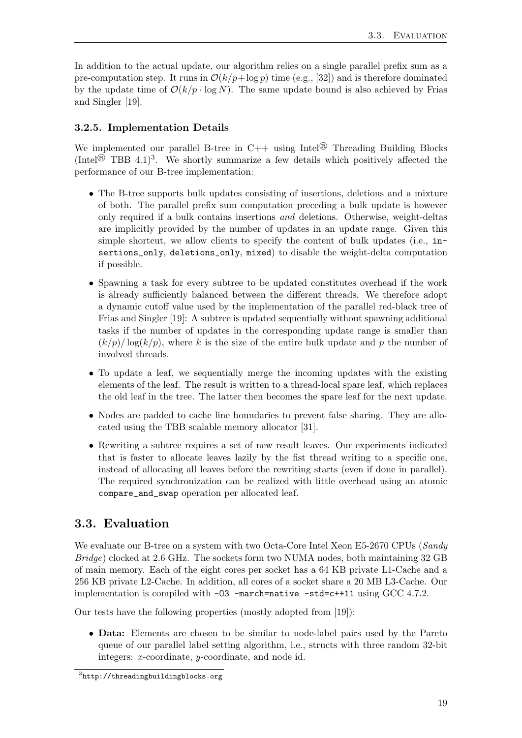In addition to the actual update, our algorithm relies on a single parallel prefix sum as a pre-computation step. It runs in $\mathcal{O}(k/p + \log p)$ time (e.g., [32]) and is therefore dominated by the update time of $\mathcal{O}(k/p \cdot \log N)$. The same update bound is also achieved by Frias and Singler [19].

### 3.2.5. Implementation Details

We implemented our parallel B-tree in C++ using Intel® Threading Building Blocks (Intel® TBB 4.1)[3]. We shortly summarize a few details which positively affected the performance of our B-tree implementation:

- The B-tree supports bulk updates consisting of insertions, deletions and a mixture of both. The parallel prefix sum computation preceding a bulk update is however only required if a bulk contains insertions *and* deletions. Otherwise, weight-deltas are implicitly provided by the number of updates in an update range. Given this simple shortcut, we allow clients to specify the content of bulk updates (i.e., `insertions_only`, `deletions_only`, `mixed`) to disable the weight-delta computation if possible.
- Spawning a task for every subtree to be updated constitutes overhead if the work is already sufficiently balanced between the different threads. We therefore adopt a dynamic cutoff value used by the implementation of the parallel red-black tree of Frias and Singler [19]: A subtree is updated sequentially without spawning additional tasks if the number of updates in the corresponding update range is smaller than $(k/p)/\log(k/p)$, where $k$ is the size of the entire bulk update and $p$ the number of involved threads.
- To update a leaf, we sequentially merge the incoming updates with the existing elements of the leaf. The result is written to a thread-local spare leaf, which replaces the old leaf in the tree. The latter then becomes the spare leaf for the next update.
- Nodes are padded to cache line boundaries to prevent false sharing. They are allocated using the TBB scalable memory allocator [31].
- Rewriting a subtree requires a set of new result leaves. Our experiments indicated that is faster to allocate leaves lazily by the fist thread writing to a specific one, instead of allocating all leaves before the rewriting starts (even if done in parallel). The required synchronization can be realized with little overhead using an atomic `compare_and_swap` operation per allocated leaf.

## 3.3. Evaluation

We evaluate our B-tree on a system with two Octa-Core Intel Xeon E5-2670 CPUs (*Sandy Bridge*) clocked at 2.6 GHz. The sockets form two NUMA nodes, both maintaining 32 GB of main memory. Each of the eight cores per socket has a 64 KB private L1-Cache and a 256 KB private L2-Cache. In addition, all cores of a socket share a 20 MB L3-Cache. Our implementation is compiled with `-O3 -march=native -std=c++11` using GCC 4.7.2.

Our tests have the following properties (mostly adopted from [19]):

- **Data:** Elements are chosen to be similar to node-label pairs used by the Pareto queue of our parallel label setting algorithm, i.e., structs with three random 32-bit integers: $x$-coordinate, $y$-coordinate, and node id.

[3] `http://threadingbuildingblocks.org`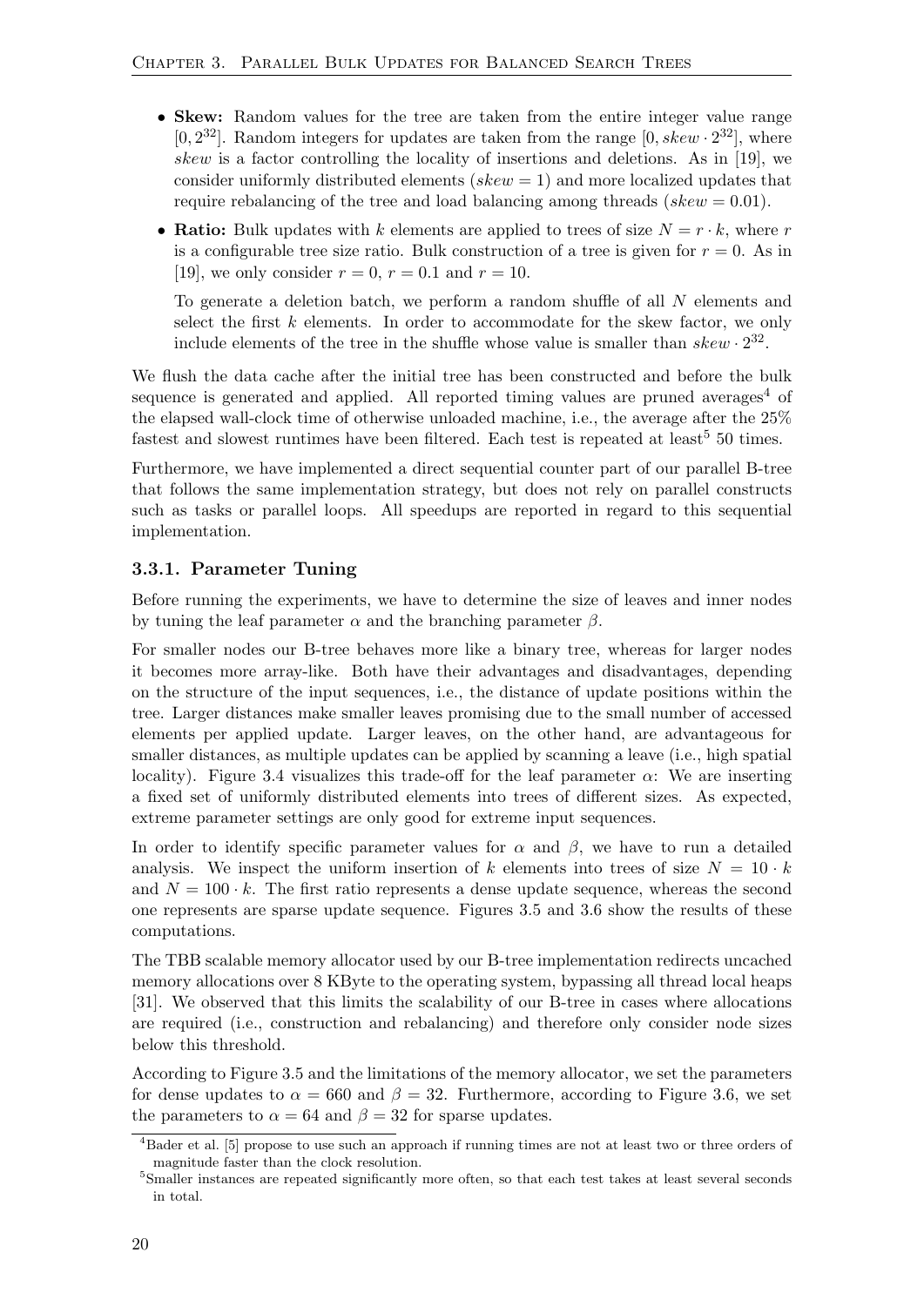- **Skew:** Random values for the tree are taken from the entire integer value range $[0, 2^{32}]$. Random integers for updates are taken from the range $[0, skew \cdot 2^{32}]$, where *skew* is a factor controlling the locality of insertions and deletions. As in [19], we consider uniformly distributed elements ($skew = 1$) and more localized updates that require rebalancing of the tree and load balancing among threads ($skew = 0.01$).
- **Ratio:** Bulk updates with $k$ elements are applied to trees of size $N = r \cdot k$, where $r$ is a configurable tree size ratio. Bulk construction of a tree is given for $r = 0$. As in [19], we only consider $r = 0$, $r = 0.1$ and $r = 10$.

  To generate a deletion batch, we perform a random shuffle of all $N$ elements and select the first $k$ elements. In order to accommodate for the skew factor, we only include elements of the tree in the shuffle whose value is smaller than $skew \cdot 2^{32}$.

We flush the data cache after the initial tree has been constructed and before the bulk sequence is generated and applied. All reported timing values are pruned averages[4] of the elapsed wall-clock time of otherwise unloaded machine, i.e., the average after the 25% fastest and slowest runtimes have been filtered. Each test is repeated at least[5] 50 times.

Furthermore, we have implemented a direct sequential counter part of our parallel B-tree that follows the same implementation strategy, but does not rely on parallel constructs such as tasks or parallel loops. All speedups are reported in regard to this sequential implementation.

### 3.3.1. Parameter Tuning

Before running the experiments, we have to determine the size of leaves and inner nodes by tuning the leaf parameter $\alpha$ and the branching parameter $\beta$.

For smaller nodes our B-tree behaves more like a binary tree, whereas for larger nodes it becomes more array-like. Both have their advantages and disadvantages, depending on the structure of the input sequences, i.e., the distance of update positions within the tree. Larger distances make smaller leaves promising due to the small number of accessed elements per applied update. Larger leaves, on the other hand, are advantageous for smaller distances, as multiple updates can be applied by scanning a leave (i.e., high spatial locality). Figure 3.4 visualizes this trade-off for the leaf parameter $\alpha$: We are inserting a fixed set of uniformly distributed elements into trees of different sizes. As expected, extreme parameter settings are only good for extreme input sequences.

In order to identify specific parameter values for $\alpha$ and $\beta$, we have to run a detailed analysis. We inspect the uniform insertion of $k$ elements into trees of size $N = 10 \cdot k$ and $N = 100 \cdot k$. The first ratio represents a dense update sequence, whereas the second one represents are sparse update sequence. Figures 3.5 and 3.6 show the results of these computations.

The TBB scalable memory allocator used by our B-tree implementation redirects uncached memory allocations over 8 KByte to the operating system, bypassing all thread local heaps [31]. We observed that this limits the scalability of our B-tree in cases where allocations are required (i.e., construction and rebalancing) and therefore only consider node sizes below this threshold.

According to Figure 3.5 and the limitations of the memory allocator, we set the parameters for dense updates to $\alpha = 660$ and $\beta = 32$. Furthermore, according to Figure 3.6, we set the parameters to $\alpha = 64$ and $\beta = 32$ for sparse updates.

[4] Bader et al. [5] propose to use such an approach if running times are not at least two or three orders of magnitude faster than the clock resolution.

[5] Smaller instances are repeated significantly more often, so that each test takes at least several seconds in total.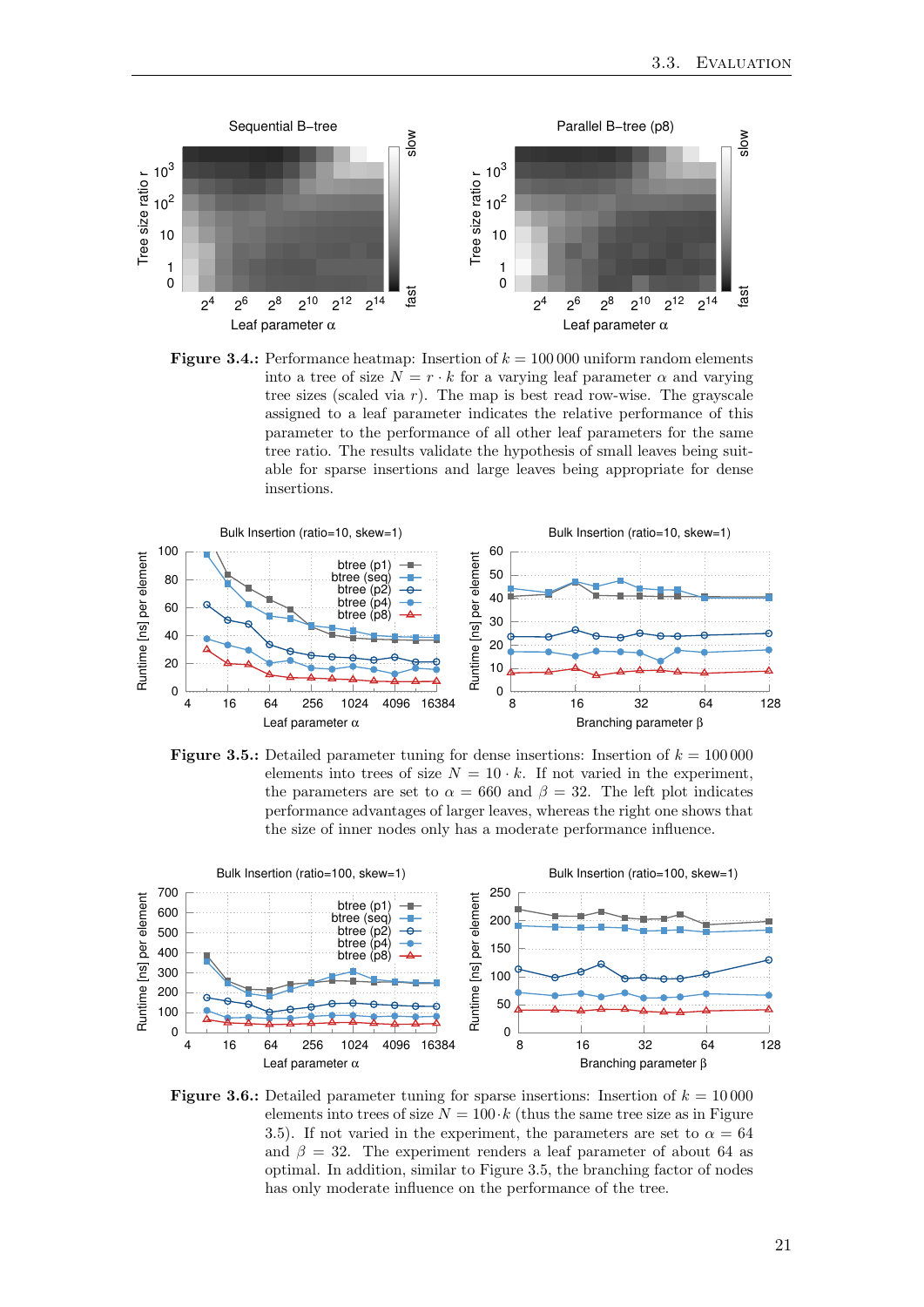**Figure 3.4.:** Performance heatmap: Insertion of $k = 100\,000$ uniform random elements into a tree of size $N = r \cdot k$ for a varying leaf parameter $\alpha$ and varying tree sizes (scaled via $r$). The map is best read row-wise. The grayscale assigned to a leaf parameter indicates the relative performance of this parameter to the performance of all other leaf parameters for the same tree ratio. The results validate the hypothesis of small leaves being suitable for sparse insertions and large leaves being appropriate for dense insertions.

**Figure 3.5.:** Detailed parameter tuning for dense insertions: Insertion of $k = 100\,000$ elements into trees of size $N = 10 \cdot k$. If not varied in the experiment, the parameters are set to $\alpha = 660$ and $\beta = 32$. The left plot indicates performance advantages of larger leaves, whereas the right one shows that the size of inner nodes only has a moderate performance influence.

**Figure 3.6.:** Detailed parameter tuning for sparse insertions: Insertion of $k = 10\,000$ elements into trees of size $N = 100 \cdot k$ (thus the same tree size as in Figure 3.5). If not varied in the experiment, the parameters are set to $\alpha = 64$ and $\beta = 32$. The experiment renders a leaf parameter of about 64 as optimal. In addition, similar to Figure 3.5, the branching factor of nodes has only moderate influence on the performance of the tree.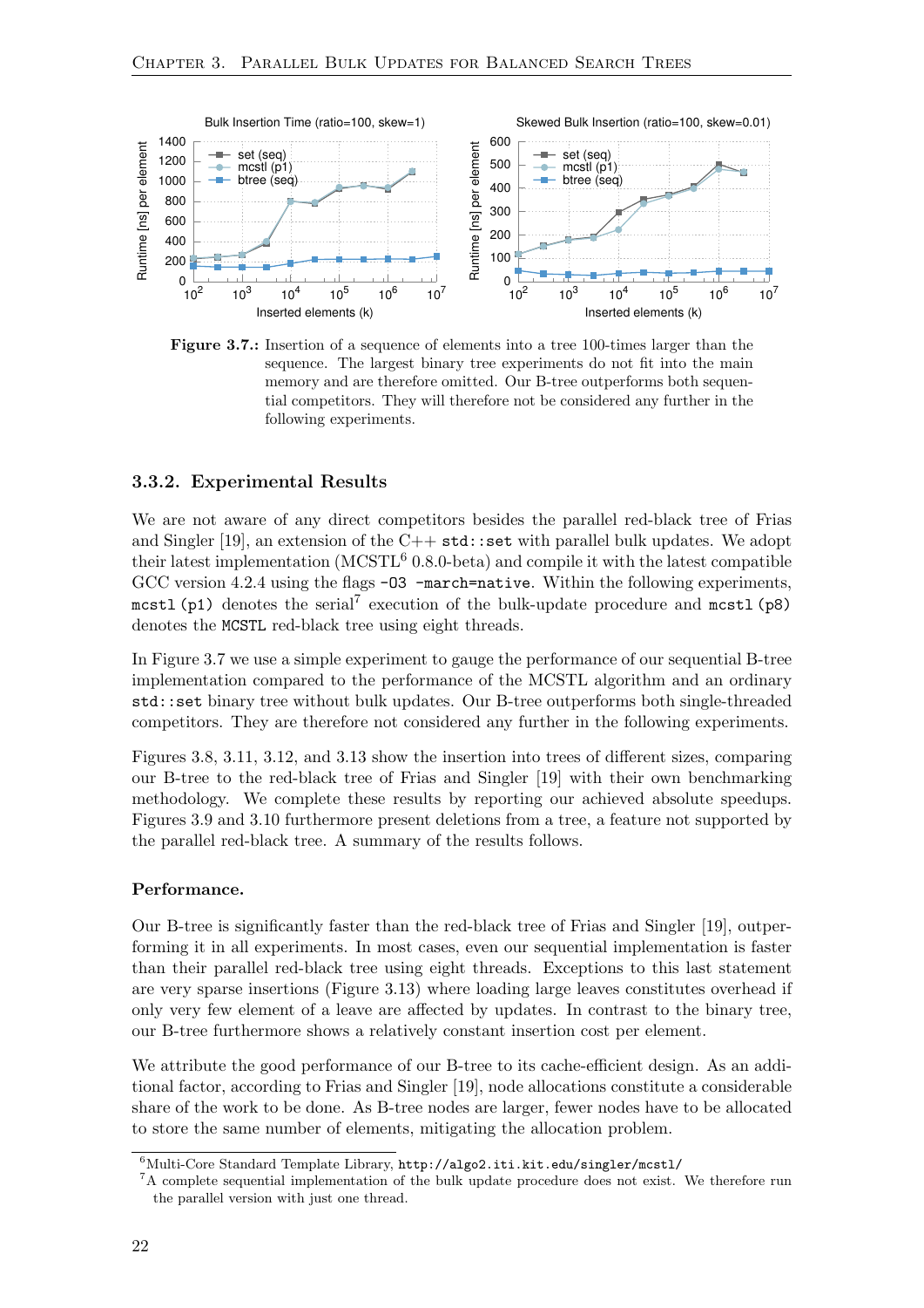Figure 3.7.: Insertion of a sequence of elements into a tree 100-times larger than the sequence. The largest binary tree experiments do not fit into the main memory and are therefore omitted. Our B-tree outperforms both sequential competitors. They will therefore not be considered any further in the following experiments.

### 3.3.2. Experimental Results

We are not aware of any direct competitors besides the parallel red-black tree of Frias and Singler [19], an extension of the C++ `std::set` with parallel bulk updates. We adopt their latest implementation (MCSTL[6] 0.8.0-beta) and compile it with the latest compatible GCC version 4.2.4 using the flags `-O3 -march=native`. Within the following experiments, `mcstl(p1)` denotes the serial[7] execution of the bulk-update procedure and `mcstl(p8)` denotes the `MCSTL` red-black tree using eight threads.

In Figure 3.7 we use a simple experiment to gauge the performance of our sequential B-tree implementation compared to the performance of the MCSTL algorithm and an ordinary `std::set` binary tree without bulk updates. Our B-tree outperforms both single-threaded competitors. They are therefore not considered any further in the following experiments.

Figures 3.8, 3.11, 3.12, and 3.13 show the insertion into trees of different sizes, comparing our B-tree to the red-black tree of Frias and Singler [19] with their own benchmarking methodology. We complete these results by reporting our achieved absolute speedups. Figures 3.9 and 3.10 furthermore present deletions from a tree, a feature not supported by the parallel red-black tree. A summary of the results follows.

#### Performance.

Our B-tree is significantly faster than the red-black tree of Frias and Singler [19], outperforming it in all experiments. In most cases, even our sequential implementation is faster than their parallel red-black tree using eight threads. Exceptions to this last statement are very sparse insertions (Figure 3.13) where loading large leaves constitutes overhead if only very few element of a leave are affected by updates. In contrast to the binary tree, our B-tree furthermore shows a relatively constant insertion cost per element.

We attribute the good performance of our B-tree to its cache-efficient design. As an additional factor, according to Frias and Singler [19], node allocations constitute a considerable share of the work to be done. As B-tree nodes are larger, fewer nodes have to be allocated to store the same number of elements, mitigating the allocation problem.

---

[6] Multi-Core Standard Template Library, `http://algo2.iti.kit.edu/singler/mcstl/`

[7] A complete sequential implementation of the bulk update procedure does not exist. We therefore run the parallel version with just one thread.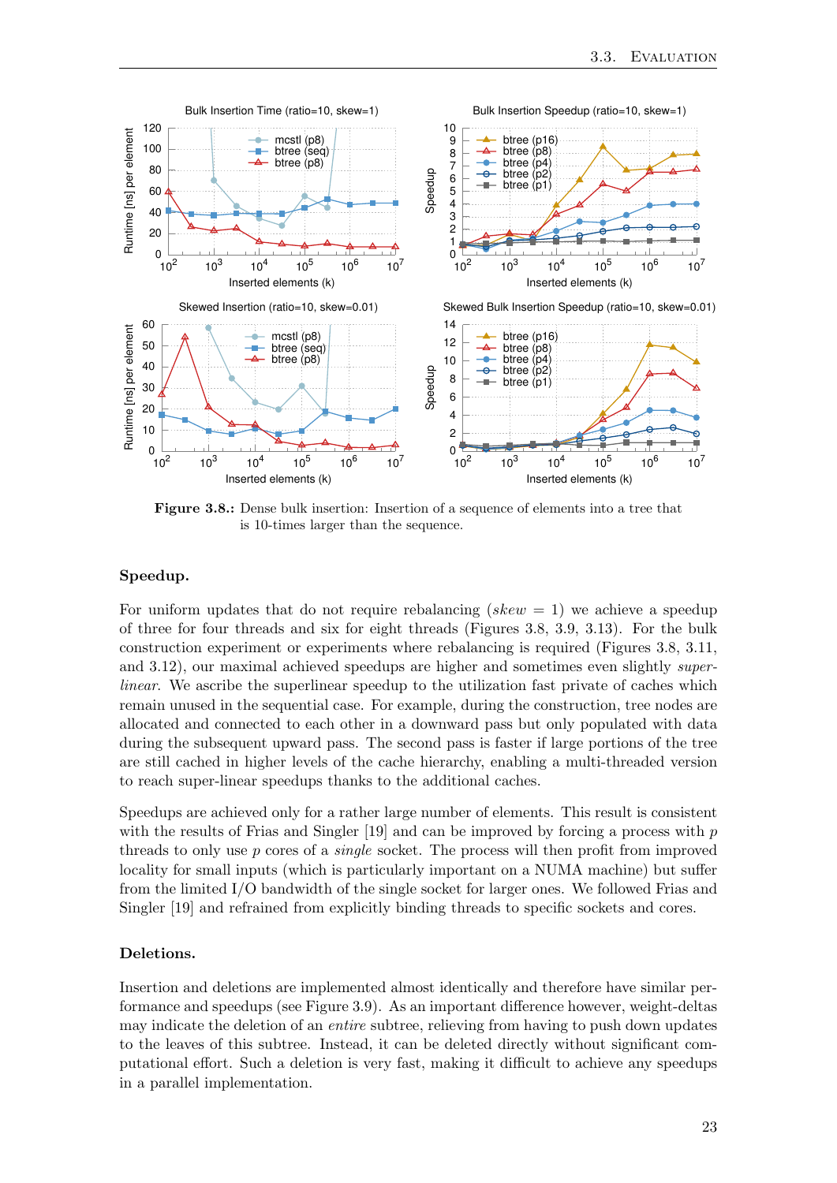**Figure 3.8.:** Dense bulk insertion: Insertion of a sequence of elements into a tree that is 10-times larger than the sequence.

### Speedup.

For uniform updates that do not require rebalancing (*skew* = 1) we achieve a speedup of three for four threads and six for eight threads (Figures 3.8, 3.9, 3.13). For the bulk construction experiment or experiments where rebalancing is required (Figures 3.8, 3.11, and 3.12), our maximal achieved speedups are higher and sometimes even slightly *super-linear*. We ascribe the superlinear speedup to the utilization fast private of caches which remain unused in the sequential case. For example, during the construction, tree nodes are allocated and connected to each other in a downward pass but only populated with data during the subsequent upward pass. The second pass is faster if large portions of the tree are still cached in higher levels of the cache hierarchy, enabling a multi-threaded version to reach super-linear speedups thanks to the additional caches.

Speedups are achieved only for a rather large number of elements. This result is consistent with the results of Frias and Singler [19] and can be improved by forcing a process with $p$ threads to only use $p$ cores of a *single* socket. The process will then profit from improved locality for small inputs (which is particularly important on a NUMA machine) but suffer from the limited I/O bandwidth of the single socket for larger ones. We followed Frias and Singler [19] and refrained from explicitly binding threads to specific sockets and cores.

### Deletions.

Insertion and deletions are implemented almost identically and therefore have similar performance and speedups (see Figure 3.9). As an important difference however, weight-deltas may indicate the deletion of an *entire* subtree, relieving from having to push down updates to the leaves of this subtree. Instead, it can be deleted directly without significant computational effort. Such a deletion is very fast, making it difficult to achieve any speedups in a parallel implementation.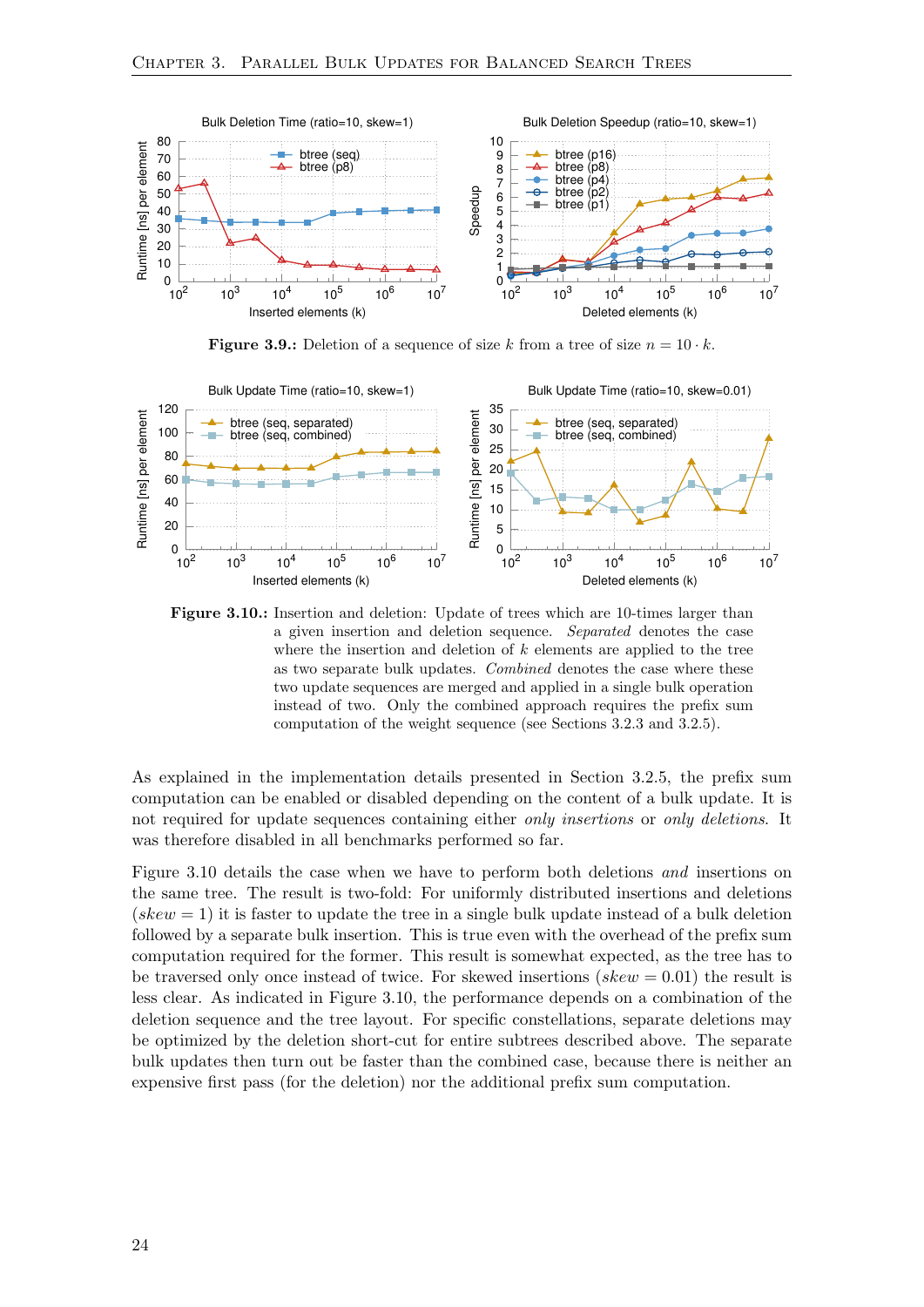**Figure 3.9.:** Deletion of a sequence of size $k$ from a tree of size $n = 10 \cdot k$.

**Figure 3.10.:** Insertion and deletion: Update of trees which are 10-times larger than a given insertion and deletion sequence. *Separated* denotes the case where the insertion and deletion of $k$ elements are applied to the tree as two separate bulk updates. *Combined* denotes the case where these two update sequences are merged and applied in a single bulk operation instead of two. Only the combined approach requires the prefix sum computation of the weight sequence (see Sections 3.2.3 and 3.2.5).

As explained in the implementation details presented in Section 3.2.5, the prefix sum computation can be enabled or disabled depending on the content of a bulk update. It is not required for update sequences containing either *only insertions* or *only deletions*. It was therefore disabled in all benchmarks performed so far.

Figure 3.10 details the case when we have to perform both deletions *and* insertions on the same tree. The result is two-fold: For uniformly distributed insertions and deletions ($skew = 1$) it is faster to update the tree in a single bulk update instead of a bulk deletion followed by a separate bulk insertion. This is true even with the overhead of the prefix sum computation required for the former. This result is somewhat expected, as the tree has to be traversed only once instead of twice. For skewed insertions ($skew = 0.01$) the result is less clear. As indicated in Figure 3.10, the performance depends on a combination of the deletion sequence and the tree layout. For specific constellations, separate deletions may be optimized by the deletion short-cut for entire subtrees described above. The separate bulk updates then turn out be faster than the combined case, because there is neither an expensive first pass (for the deletion) nor the additional prefix sum computation.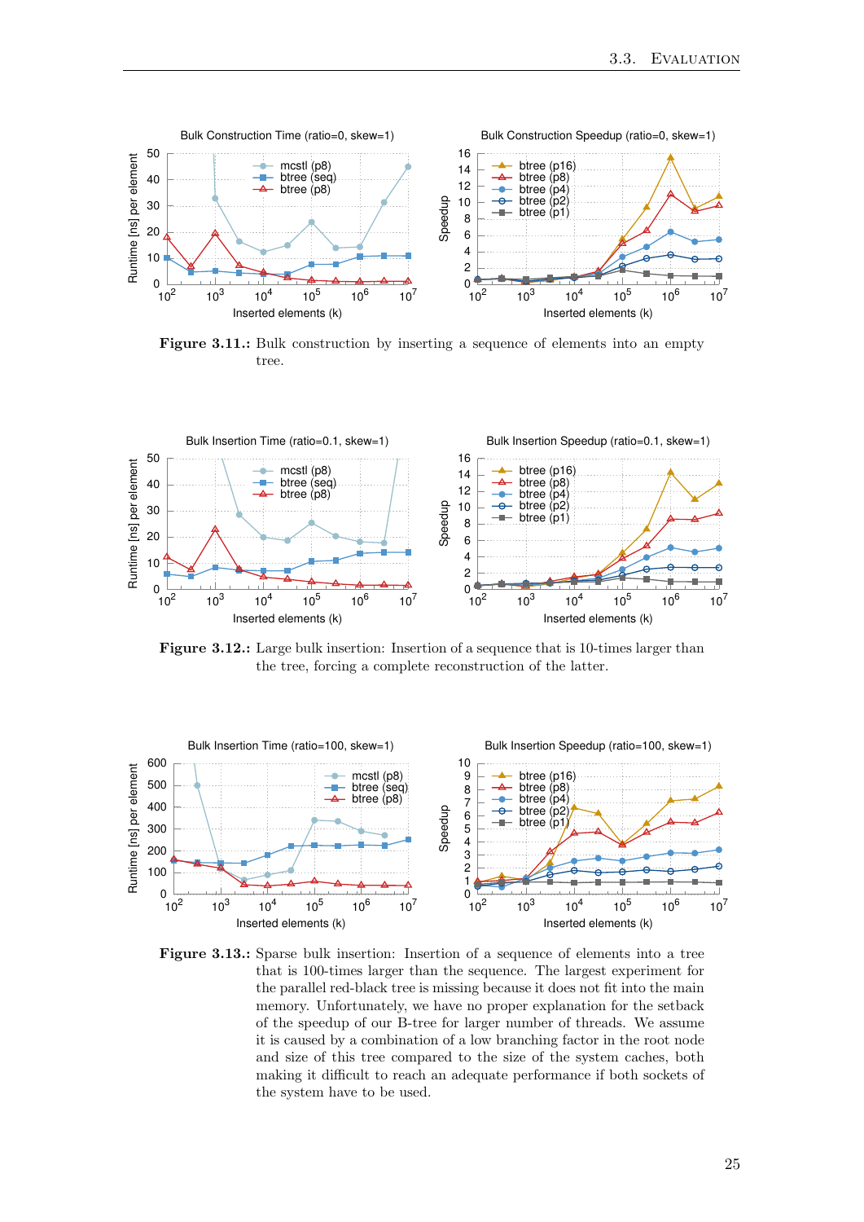**Figure 3.11.:** Bulk construction by inserting a sequence of elements into an empty tree.

**Figure 3.12.:** Large bulk insertion: Insertion of a sequence that is 10-times larger than the tree, forcing a complete reconstruction of the latter.

**Figure 3.13.:** Sparse bulk insertion: Insertion of a sequence of elements into a tree that is 100-times larger than the sequence. The largest experiment for the parallel red-black tree is missing because it does not fit into the main memory. Unfortunately, we have no proper explanation for the setback of the speedup of our B-tree for larger number of threads. We assume it is caused by a combination of a low branching factor in the root node and size of this tree compared to the size of the system caches, both making it difficult to reach an adequate performance if both sockets of the system have to be used.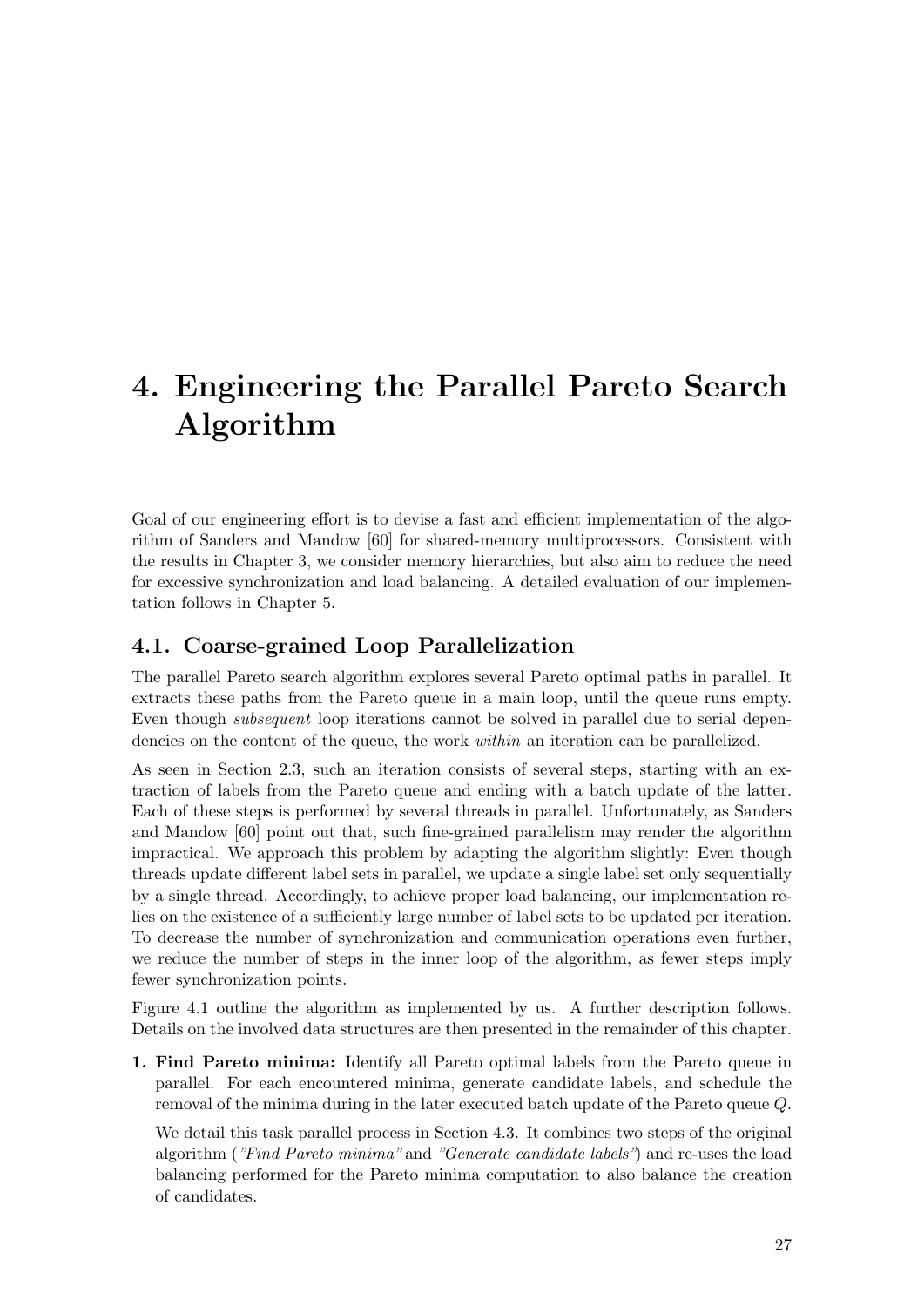# 4. Engineering the Parallel Pareto Search Algorithm

Goal of our engineering effort is to devise a fast and efficient implementation of the algorithm of Sanders and Mandow [60] for shared-memory multiprocessors. Consistent with the results in Chapter 3, we consider memory hierarchies, but also aim to reduce the need for excessive synchronization and load balancing. A detailed evaluation of our implementation follows in Chapter 5.

## 4.1. Coarse-grained Loop Parallelization

The parallel Pareto search algorithm explores several Pareto optimal paths in parallel. It extracts these paths from the Pareto queue in a main loop, until the queue runs empty. Even though *subsequent* loop iterations cannot be solved in parallel due to serial dependencies on the content of the queue, the work *within* an iteration can be parallelized.

As seen in Section 2.3, such an iteration consists of several steps, starting with an extraction of labels from the Pareto queue and ending with a batch update of the latter. Each of these steps is performed by several threads in parallel. Unfortunately, as Sanders and Mandow [60] point out that, such fine-grained parallelism may render the algorithm impractical. We approach this problem by adapting the algorithm slightly: Even though threads update different label sets in parallel, we update a single label set only sequentially by a single thread. Accordingly, to achieve proper load balancing, our implementation relies on the existence of a sufficiently large number of label sets to be updated per iteration. To decrease the number of synchronization and communication operations even further, we reduce the number of steps in the inner loop of the algorithm, as fewer steps imply fewer synchronization points.

Figure 4.1 outline the algorithm as implemented by us. A further description follows. Details on the involved data structures are then presented in the remainder of this chapter.

1. **Find Pareto minima:** Identify all Pareto optimal labels from the Pareto queue in parallel. For each encountered minima, generate candidate labels, and schedule the removal of the minima during in the later executed batch update of the Pareto queue $Q$.

   We detail this task parallel process in Section 4.3. It combines two steps of the original algorithm (*"Find Pareto minima"* and *"Generate candidate labels"*) and re-uses the load balancing performed for the Pareto minima computation to also balance the creation of candidates.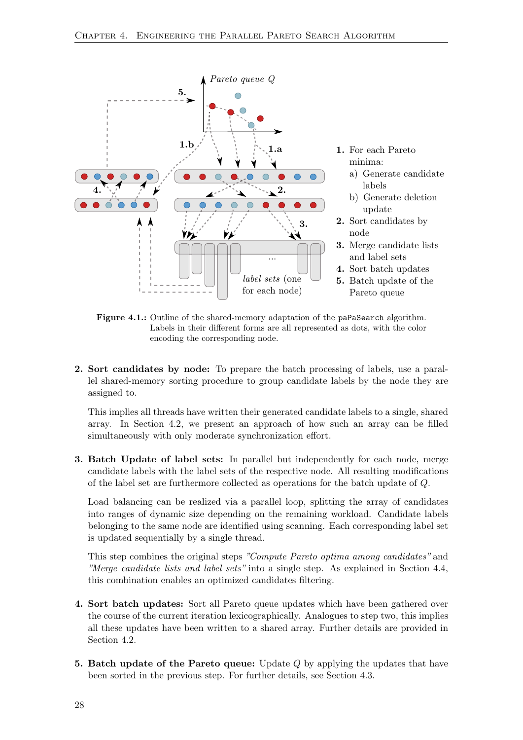**Figure 4.1.:** Outline of the shared-memory adaptation of the paPaSearch algorithm. Labels in their different forms are all represented as dots, with the color encoding the corresponding node.

2. **Sort candidates by node:** To prepare the batch processing of labels, use a parallel shared-memory sorting procedure to group candidate labels by the node they are assigned to.

   This implies all threads have written their generated candidate labels to a single, shared array. In Section 4.2, we present an approach of how such an array can be filled simultaneously with only moderate synchronization effort.

3. **Batch Update of label sets:** In parallel but independently for each node, merge candidate labels with the label sets of the respective node. All resulting modifications of the label set are furthermore collected as operations for the batch update of $Q$.

   Load balancing can be realized via a parallel loop, splitting the array of candidates into ranges of dynamic size depending on the remaining workload. Candidate labels belonging to the same node are identified using scanning. Each corresponding label set is updated sequentially by a single thread.

   This step combines the original steps *"Compute Pareto optima among candidates"* and *"Merge candidate lists and label sets"* into a single step. As explained in Section 4.4, this combination enables an optimized candidates filtering.

4. **Sort batch updates:** Sort all Pareto queue updates which have been gathered over the course of the current iteration lexicographically. Analogues to step two, this implies all these updates have been written to a shared array. Further details are provided in Section 4.2.

5. **Batch update of the Pareto queue:** Update $Q$ by applying the updates that have been sorted in the previous step. For further details, see Section 4.3.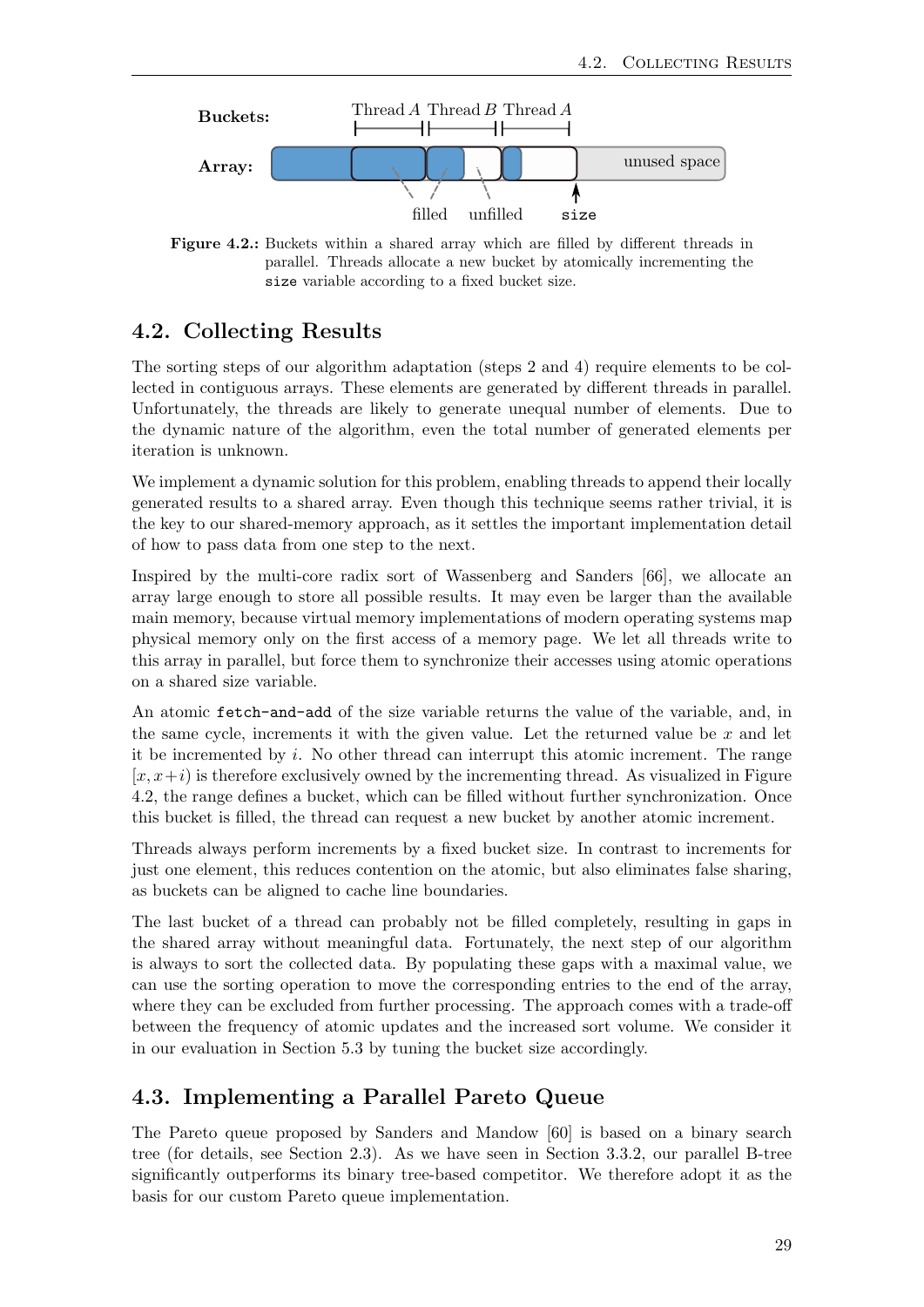**Figure 4.2.:** Buckets within a shared array which are filled by different threads in parallel. Threads allocate a new bucket by atomically incrementing the `size` variable according to a fixed bucket size.

## 4.2. Collecting Results

The sorting steps of our algorithm adaptation (steps 2 and 4) require elements to be collected in contiguous arrays. These elements are generated by different threads in parallel. Unfortunately, the threads are likely to generate unequal number of elements. Due to the dynamic nature of the algorithm, even the total number of generated elements per iteration is unknown.

We implement a dynamic solution for this problem, enabling threads to append their locally generated results to a shared array. Even though this technique seems rather trivial, it is the key to our shared-memory approach, as it settles the important implementation detail of how to pass data from one step to the next.

Inspired by the multi-core radix sort of Wassenberg and Sanders [66], we allocate an array large enough to store all possible results. It may even be larger than the available main memory, because virtual memory implementations of modern operating systems map physical memory only on the first access of a memory page. We let all threads write to this array in parallel, but force them to synchronize their accesses using atomic operations on a shared size variable.

An atomic `fetch-and-add` of the size variable returns the value of the variable, and, in the same cycle, increments it with the given value. Let the returned value be $x$ and let it be incremented by $i$. No other thread can interrupt this atomic increment. The range $[x, x+i)$ is therefore exclusively owned by the incrementing thread. As visualized in Figure 4.2, the range defines a bucket, which can be filled without further synchronization. Once this bucket is filled, the thread can request a new bucket by another atomic increment.

Threads always perform increments by a fixed bucket size. In contrast to increments for just one element, this reduces contention on the atomic, but also eliminates false sharing, as buckets can be aligned to cache line boundaries.

The last bucket of a thread can probably not be filled completely, resulting in gaps in the shared array without meaningful data. Fortunately, the next step of our algorithm is always to sort the collected data. By populating these gaps with a maximal value, we can use the sorting operation to move the corresponding entries to the end of the array, where they can be excluded from further processing. The approach comes with a trade-off between the frequency of atomic updates and the increased sort volume. We consider it in our evaluation in Section 5.3 by tuning the bucket size accordingly.

## 4.3. Implementing a Parallel Pareto Queue

The Pareto queue proposed by Sanders and Mandow [60] is based on a binary search tree (for details, see Section 2.3). As we have seen in Section 3.3.2, our parallel B-tree significantly outperforms its binary tree-based competitor. We therefore adopt it as the basis for our custom Pareto queue implementation.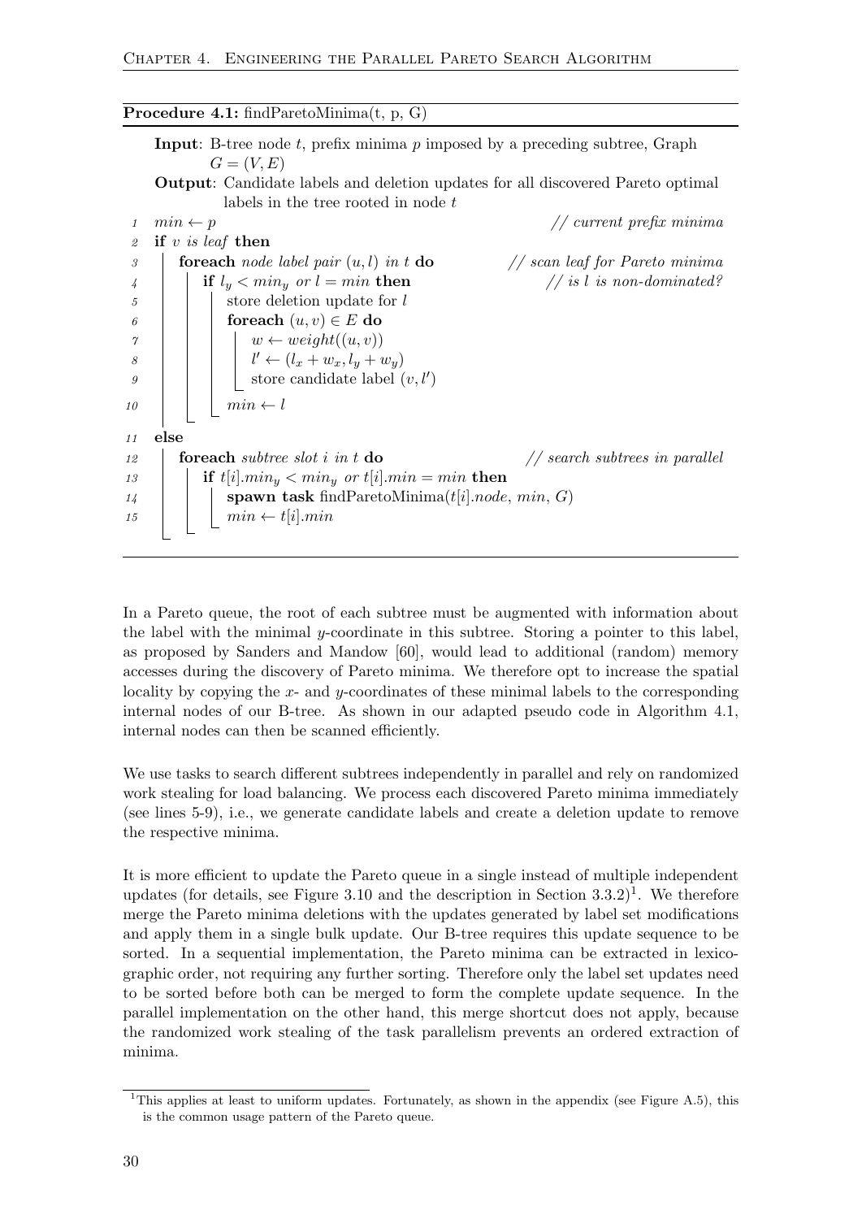**Procedure 4.1:** findParetoMinima(t, p, G)

**Input**: B-tree node $t$, prefix minima $p$ imposed by a preceding subtree, Graph $G = (V, E)$

**Output**: Candidate labels and deletion updates for all discovered Pareto optimal labels in the tree rooted in node $t$

```
1  min ← p                                              // current prefix minima
2  if v is leaf then
3      foreach node label pair (u, l) in t do            // scan leaf for Pareto minima
4          if l_y < min_y or l = min then                 // is l is non-dominated?
5              store deletion update for l
6              foreach (u, v) ∈ E do
7                  w ← weight((u, v))
8                  l' ← (l_x + w_x, l_y + w_y)
9                  store candidate label (v, l')
10             min ← l
11 else
12     foreach subtree slot i in t do                    // search subtrees in parallel
13         if t[i].min_y < min_y or t[i].min = min then
14             spawn task findParetoMinima(t[i].node, min, G)
15             min ← t[i].min
```

In a Pareto queue, the root of each subtree must be augmented with information about the label with the minimal $y$-coordinate in this subtree. Storing a pointer to this label, as proposed by Sanders and Mandow [60], would lead to additional (random) memory accesses during the discovery of Pareto minima. We therefore opt to increase the spatial locality by copying the $x$- and $y$-coordinates of these minimal labels to the corresponding internal nodes of our B-tree. As shown in our adapted pseudo code in Algorithm 4.1, internal nodes can then be scanned efficiently.

We use tasks to search different subtrees independently in parallel and rely on randomized work stealing for load balancing. We process each discovered Pareto minima immediately (see lines 5-9), i.e., we generate candidate labels and create a deletion update to remove the respective minima.

It is more efficient to update the Pareto queue in a single instead of multiple independent updates (for details, see Figure 3.10 and the description in Section 3.3.2)[1]. We therefore merge the Pareto minima deletions with the updates generated by label set modifications and apply them in a single bulk update. Our B-tree requires this update sequence to be sorted. In a sequential implementation, the Pareto minima can be extracted in lexicographic order, not requiring any further sorting. Therefore only the label set updates need to be sorted before both can be merged to form the complete update sequence. In the parallel implementation on the other hand, this merge shortcut does not apply, because the randomized work stealing of the task parallelism prevents an ordered extraction of minima.

[1] This applies at least to uniform updates. Fortunately, as shown in the appendix (see Figure A.5), this is the common usage pattern of the Pareto queue.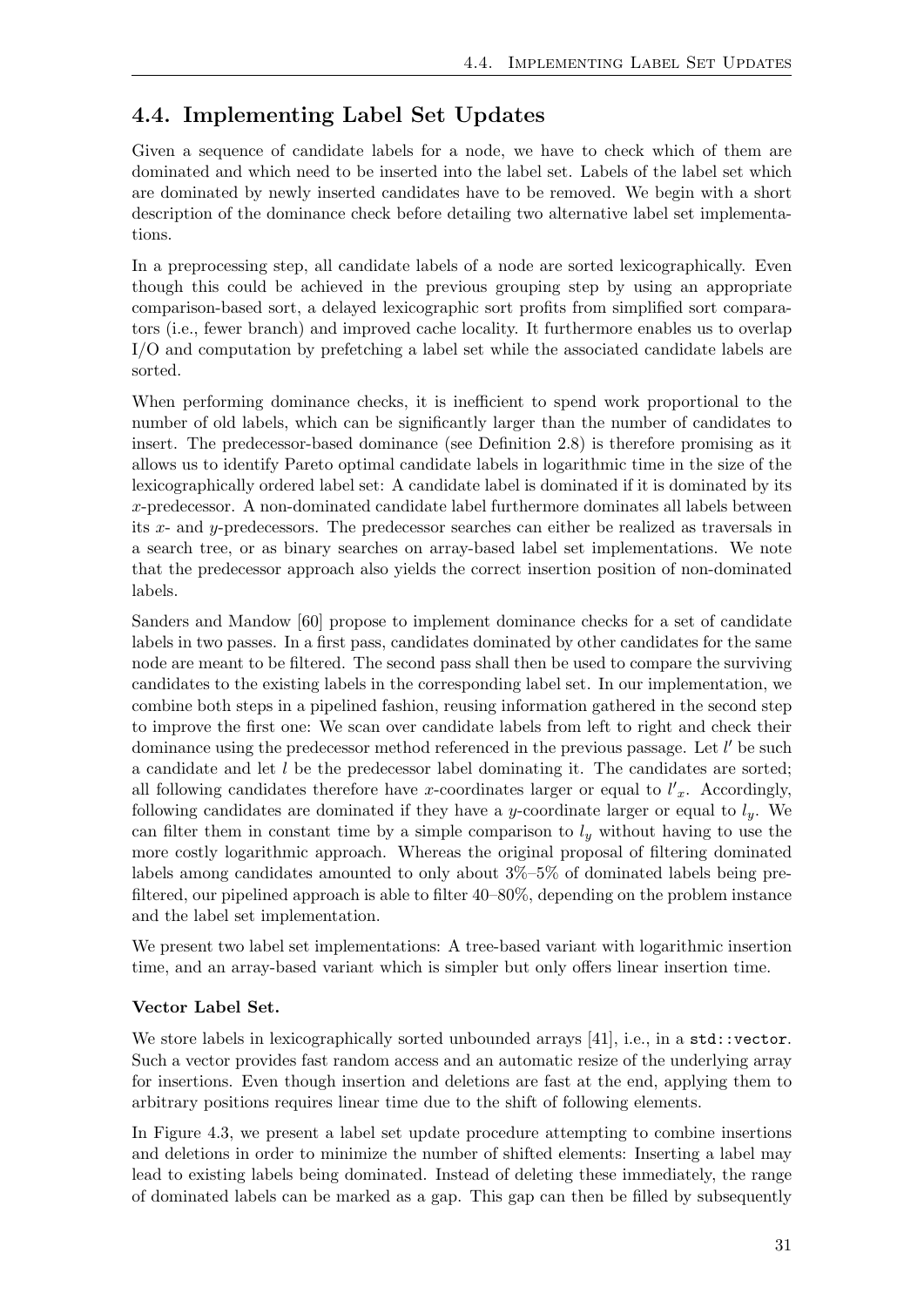## 4.4. Implementing Label Set Updates

Given a sequence of candidate labels for a node, we have to check which of them are dominated and which need to be inserted into the label set. Labels of the label set which are dominated by newly inserted candidates have to be removed. We begin with a short description of the dominance check before detailing two alternative label set implementations.

In a preprocessing step, all candidate labels of a node are sorted lexicographically. Even though this could be achieved in the previous grouping step by using an appropriate comparison-based sort, a delayed lexicographic sort profits from simplified sort comparators (i.e., fewer branch) and improved cache locality. It furthermore enables us to overlap I/O and computation by prefetching a label set while the associated candidate labels are sorted.

When performing dominance checks, it is inefficient to spend work proportional to the number of old labels, which can be significantly larger than the number of candidates to insert. The predecessor-based dominance (see Definition 2.8) is therefore promising as it allows us to identify Pareto optimal candidate labels in logarithmic time in the size of the lexicographically ordered label set: A candidate label is dominated if it is dominated by its $x$-predecessor. A non-dominated candidate label furthermore dominates all labels between its $x$- and $y$-predecessors. The predecessor searches can either be realized as traversals in a search tree, or as binary searches on array-based label set implementations. We note that the predecessor approach also yields the correct insertion position of non-dominated labels.

Sanders and Mandow [60] propose to implement dominance checks for a set of candidate labels in two passes. In a first pass, candidates dominated by other candidates for the same node are meant to be filtered. The second pass shall then be used to compare the surviving candidates to the existing labels in the corresponding label set. In our implementation, we combine both steps in a pipelined fashion, reusing information gathered in the second step to improve the first one: We scan over candidate labels from left to right and check their dominance using the predecessor method referenced in the previous passage. Let $l'$ be such a candidate and let $l$ be the predecessor label dominating it. The candidates are sorted; all following candidates therefore have $x$-coordinates larger or equal to $l'_x$. Accordingly, following candidates are dominated if they have a $y$-coordinate larger or equal to $l_y$. We can filter them in constant time by a simple comparison to $l_y$ without having to use the more costly logarithmic approach. Whereas the original proposal of filtering dominated labels among candidates amounted to only about 3%–5% of dominated labels being pre-filtered, our pipelined approach is able to filter 40–80%, depending on the problem instance and the label set implementation.

We present two label set implementations: A tree-based variant with logarithmic insertion time, and an array-based variant which is simpler but only offers linear insertion time.

**Vector Label Set.**

We store labels in lexicographically sorted unbounded arrays [41], i.e., in a `std::vector`. Such a vector provides fast random access and an automatic resize of the underlying array for insertions. Even though insertion and deletions are fast at the end, applying them to arbitrary positions requires linear time due to the shift of following elements.

In Figure 4.3, we present a label set update procedure attempting to combine insertions and deletions in order to minimize the number of shifted elements: Inserting a label may lead to existing labels being dominated. Instead of deleting these immediately, the range of dominated labels can be marked as a gap. This gap can then be filled by subsequently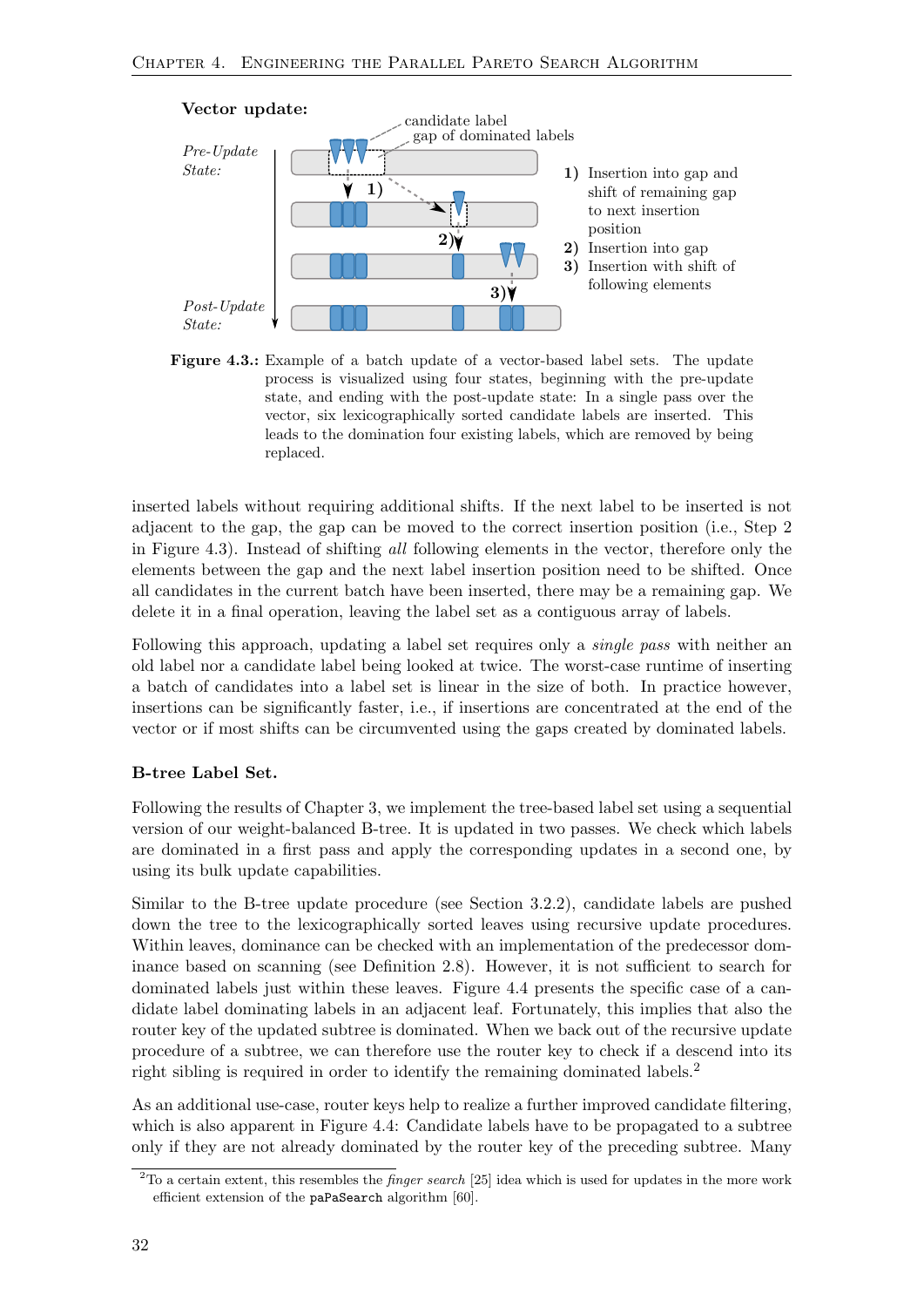**Vector update:**

*Pre-Update State:*

candidate label
gap of dominated labels

*Post-Update State:*

**1)** Insertion into gap and shift of remaining gap to next insertion position
**2)** Insertion into gap
**3)** Insertion with shift of following elements

**Figure 4.3.:** Example of a batch update of a vector-based label sets. The update process is visualized using four states, beginning with the pre-update state, and ending with the post-update state: In a single pass over the vector, six lexicographically sorted candidate labels are inserted. This leads to the domination four existing labels, which are removed by being replaced.

inserted labels without requiring additional shifts. If the next label to be inserted is not adjacent to the gap, the gap can be moved to the correct insertion position (i.e., Step 2 in Figure 4.3). Instead of shifting *all* following elements in the vector, therefore only the elements between the gap and the next label insertion position need to be shifted. Once all candidates in the current batch have been inserted, there may be a remaining gap. We delete it in a final operation, leaving the label set as a contiguous array of labels.

Following this approach, updating a label set requires only a *single pass* with neither an old label nor a candidate label being looked at twice. The worst-case runtime of inserting a batch of candidates into a label set is linear in the size of both. In practice however, insertions can be significantly faster, i.e., if insertions are concentrated at the end of the vector or if most shifts can be circumvented using the gaps created by dominated labels.

**B-tree Label Set.**

Following the results of Chapter 3, we implement the tree-based label set using a sequential version of our weight-balanced B-tree. It is updated in two passes. We check which labels are dominated in a first pass and apply the corresponding updates in a second one, by using its bulk update capabilities.

Similar to the B-tree update procedure (see Section 3.2.2), candidate labels are pushed down the tree to the lexicographically sorted leaves using recursive update procedures. Within leaves, dominance can be checked with an implementation of the predecessor dominance based on scanning (see Definition 2.8). However, it is not sufficient to search for dominated labels just within these leaves. Figure 4.4 presents the specific case of a candidate label dominating labels in an adjacent leaf. Fortunately, this implies that also the router key of the updated subtree is dominated. When we back out of the recursive update procedure of a subtree, we can therefore use the router key to check if a descend into its right sibling is required in order to identify the remaining dominated labels.[2]

As an additional use-case, router keys help to realize a further improved candidate filtering, which is also apparent in Figure 4.4: Candidate labels have to be propagated to a subtree only if they are not already dominated by the router key of the preceding subtree. Many

[2]To a certain extent, this resembles the *finger search* [25] idea which is used for updates in the more work efficient extension of the paPaSearch algorithm [60].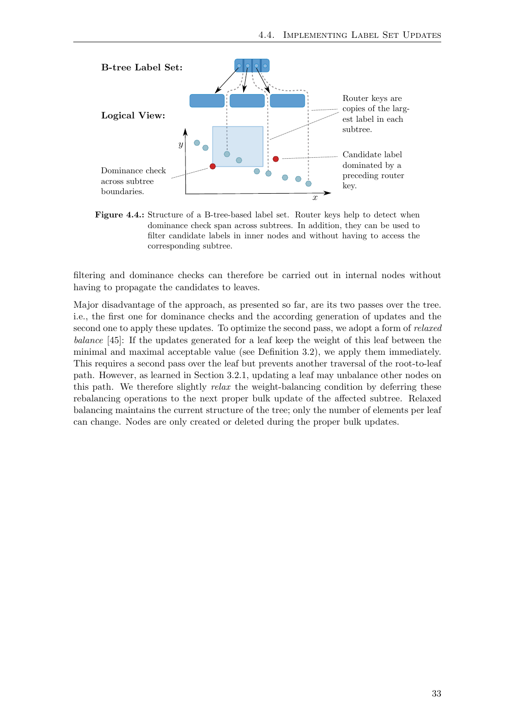**Figure 4.4.:** Structure of a B-tree-based label set. Router keys help to detect when dominance check span across subtrees. In addition, they can be used to filter candidate labels in inner nodes and without having to access the corresponding subtree.

filtering and dominance checks can therefore be carried out in internal nodes without having to propagate the candidates to leaves.

Major disadvantage of the approach, as presented so far, are its two passes over the tree. i.e., the first one for dominance checks and the according generation of updates and the second one to apply these updates. To optimize the second pass, we adopt a form of *relaxed balance* [45]: If the updates generated for a leaf keep the weight of this leaf between the minimal and maximal acceptable value (see Definition 3.2), we apply them immediately. This requires a second pass over the leaf but prevents another traversal of the root-to-leaf path. However, as learned in Section 3.2.1, updating a leaf may unbalance other nodes on this path. We therefore slightly *relax* the weight-balancing condition by deferring these rebalancing operations to the next proper bulk update of the affected subtree. Relaxed balancing maintains the current structure of the tree; only the number of elements per leaf can change. Nodes are only created or deleted during the proper bulk updates.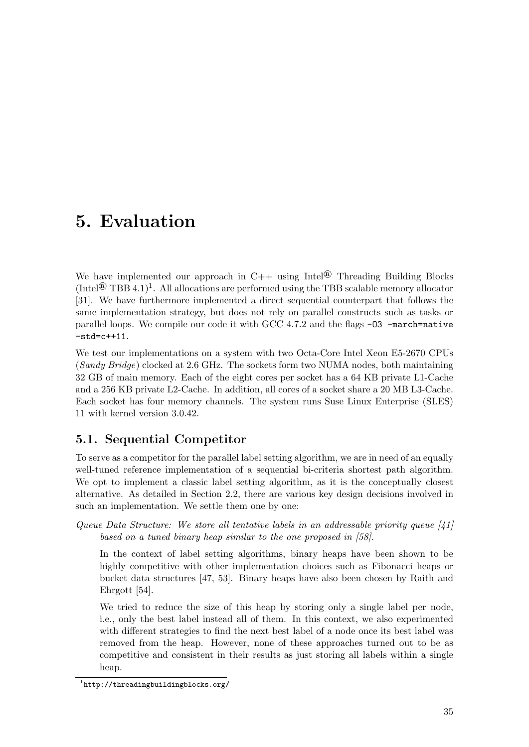# 5. Evaluation

We have implemented our approach in C++ using Intel® Threading Building Blocks (Intel® TBB 4.1)[1]. All allocations are performed using the TBB scalable memory allocator [31]. We have furthermore implemented a direct sequential counterpart that follows the same implementation strategy, but does not rely on parallel constructs such as tasks or parallel loops. We compile our code it with GCC 4.7.2 and the flags `-O3 -march=native -std=c++11`.

We test our implementations on a system with two Octa-Core Intel Xeon E5-2670 CPUs (*Sandy Bridge*) clocked at 2.6 GHz. The sockets form two NUMA nodes, both maintaining 32 GB of main memory. Each of the eight cores per socket has a 64 KB private L1-Cache and a 256 KB private L2-Cache. In addition, all cores of a socket share a 20 MB L3-Cache. Each socket has four memory channels. The system runs Suse Linux Enterprise (SLES) 11 with kernel version 3.0.42.

## 5.1. Sequential Competitor

To serve as a competitor for the parallel label setting algorithm, we are in need of an equally well-tuned reference implementation of a sequential bi-criteria shortest path algorithm. We opt to implement a classic label setting algorithm, as it is the conceptually closest alternative. As detailed in Section 2.2, there are various key design decisions involved in such an implementation. We settle them one by one:

*Queue Data Structure: We store all tentative labels in an addressable priority queue [41] based on a tuned binary heap similar to the one proposed in [58].*

In the context of label setting algorithms, binary heaps have been shown to be highly competitive with other implementation choices such as Fibonacci heaps or bucket data structures [47, 53]. Binary heaps have also been chosen by Raith and Ehrgott [54].

We tried to reduce the size of this heap by storing only a single label per node, i.e., only the best label instead all of them. In this context, we also experimented with different strategies to find the next best label of a node once its best label was removed from the heap. However, none of these approaches turned out to be as competitive and consistent in their results as just storing all labels within a single heap.

[1] `http://threadingbuildingblocks.org/`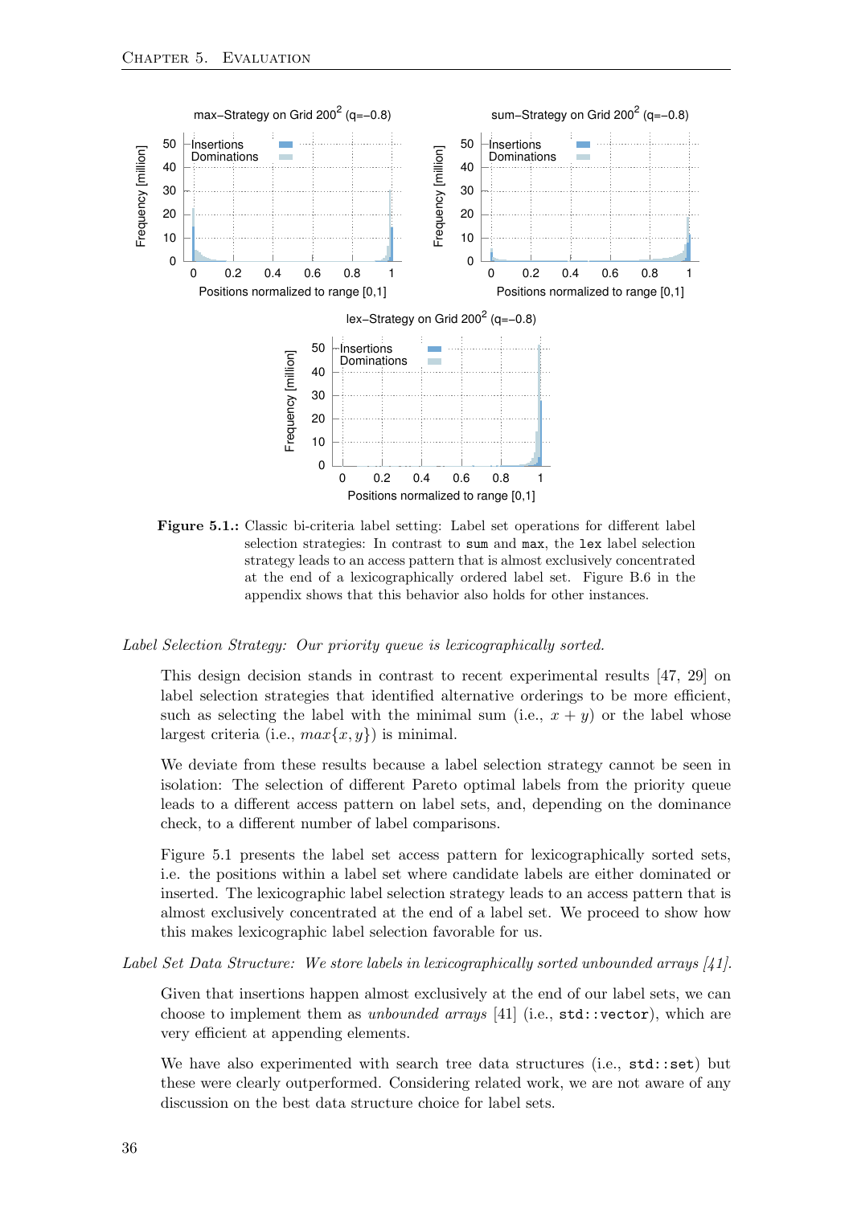**Figure 5.1.:** Classic bi-criteria label setting: Label set operations for different label selection strategies: In contrast to `sum` and `max`, the `lex` label selection strategy leads to an access pattern that is almost exclusively concentrated at the end of a lexicographically ordered label set. Figure B.6 in the appendix shows that this behavior also holds for other instances.

*Label Selection Strategy: Our priority queue is lexicographically sorted.*

This design decision stands in contrast to recent experimental results [47, 29] on label selection strategies that identified alternative orderings to be more efficient, such as selecting the label with the minimal sum (i.e., $x + y$) or the label whose largest criteria (i.e., $max\{x, y\}$) is minimal.

We deviate from these results because a label selection strategy cannot be seen in isolation: The selection of different Pareto optimal labels from the priority queue leads to a different access pattern on label sets, and, depending on the dominance check, to a different number of label comparisons.

Figure 5.1 presents the label set access pattern for lexicographically sorted sets, i.e. the positions within a label set where candidate labels are either dominated or inserted. The lexicographic label selection strategy leads to an access pattern that is almost exclusively concentrated at the end of a label set. We proceed to show how this makes lexicographic label selection favorable for us.

*Label Set Data Structure: We store labels in lexicographically sorted unbounded arrays [41].*

Given that insertions happen almost exclusively at the end of our label sets, we can choose to implement them as *unbounded arrays* [41] (i.e., `std::vector`), which are very efficient at appending elements.

We have also experimented with search tree data structures (i.e., `std::set`) but these were clearly outperformed. Considering related work, we are not aware of any discussion on the best data structure choice for label sets.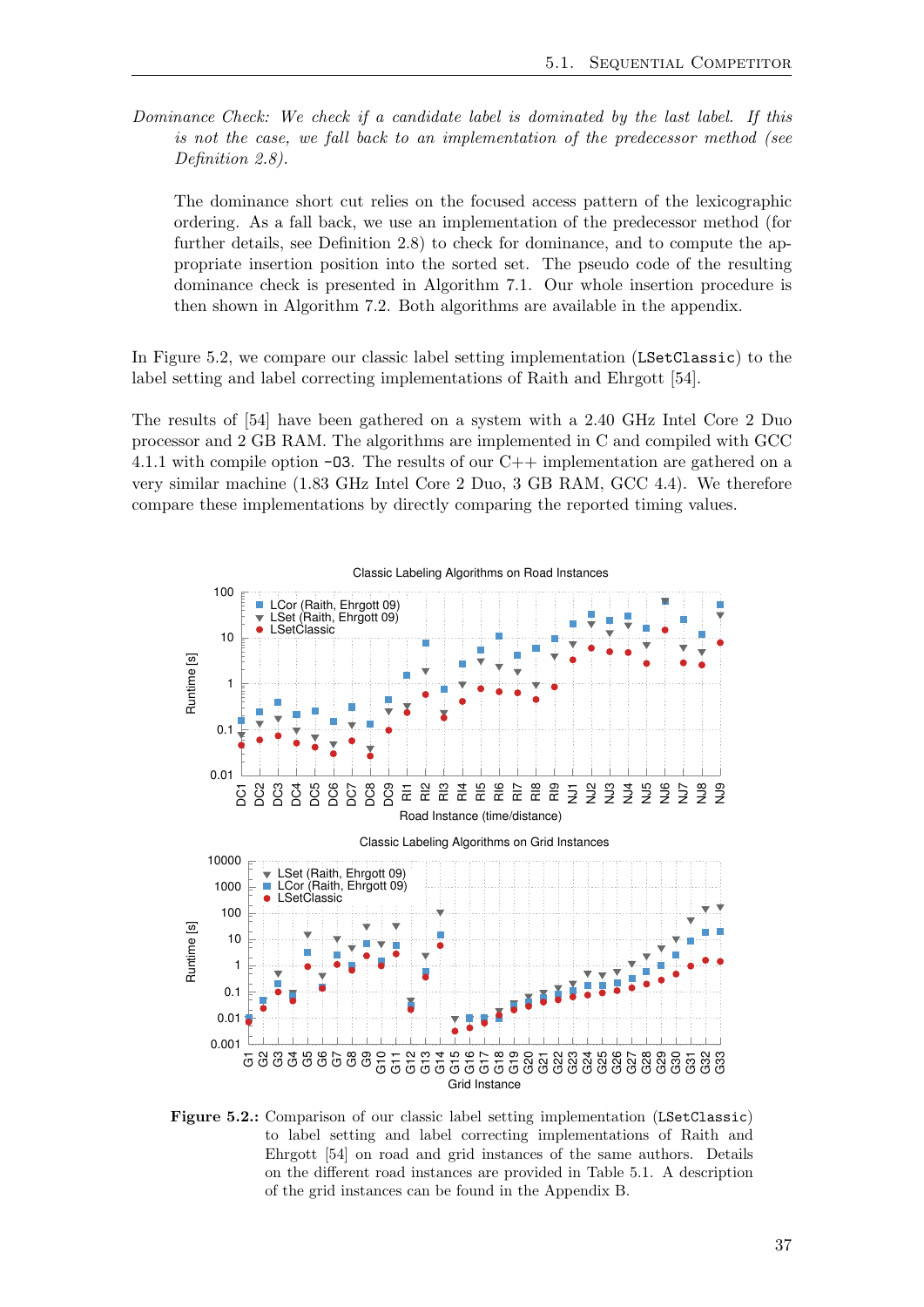*Dominance Check: We check if a candidate label is dominated by the last label. If this is not the case, we fall back to an implementation of the predecessor method (see Definition 2.8).*

The dominance short cut relies on the focused access pattern of the lexicographic ordering. As a fall back, we use an implementation of the predecessor method (for further details, see Definition 2.8) to check for dominance, and to compute the appropriate insertion position into the sorted set. The pseudo code of the resulting dominance check is presented in Algorithm 7.1. Our whole insertion procedure is then shown in Algorithm 7.2. Both algorithms are available in the appendix.

In Figure 5.2, we compare our classic label setting implementation (`LSetClassic`) to the label setting and label correcting implementations of Raith and Ehrgott [54].

The results of [54] have been gathered on a system with a 2.40 GHz Intel Core 2 Duo processor and 2 GB RAM. The algorithms are implemented in C and compiled with GCC 4.1.1 with compile option `-O3`. The results of our C++ implementation are gathered on a very similar machine (1.83 GHz Intel Core 2 Duo, 3 GB RAM, GCC 4.4). We therefore compare these implementations by directly comparing the reported timing values.

**Figure 5.2.:** Comparison of our classic label setting implementation (`LSetClassic`) to label setting and label correcting implementations of Raith and Ehrgott [54] on road and grid instances of the same authors. Details on the different road instances are provided in Table 5.1. A description of the grid instances can be found in the Appendix B.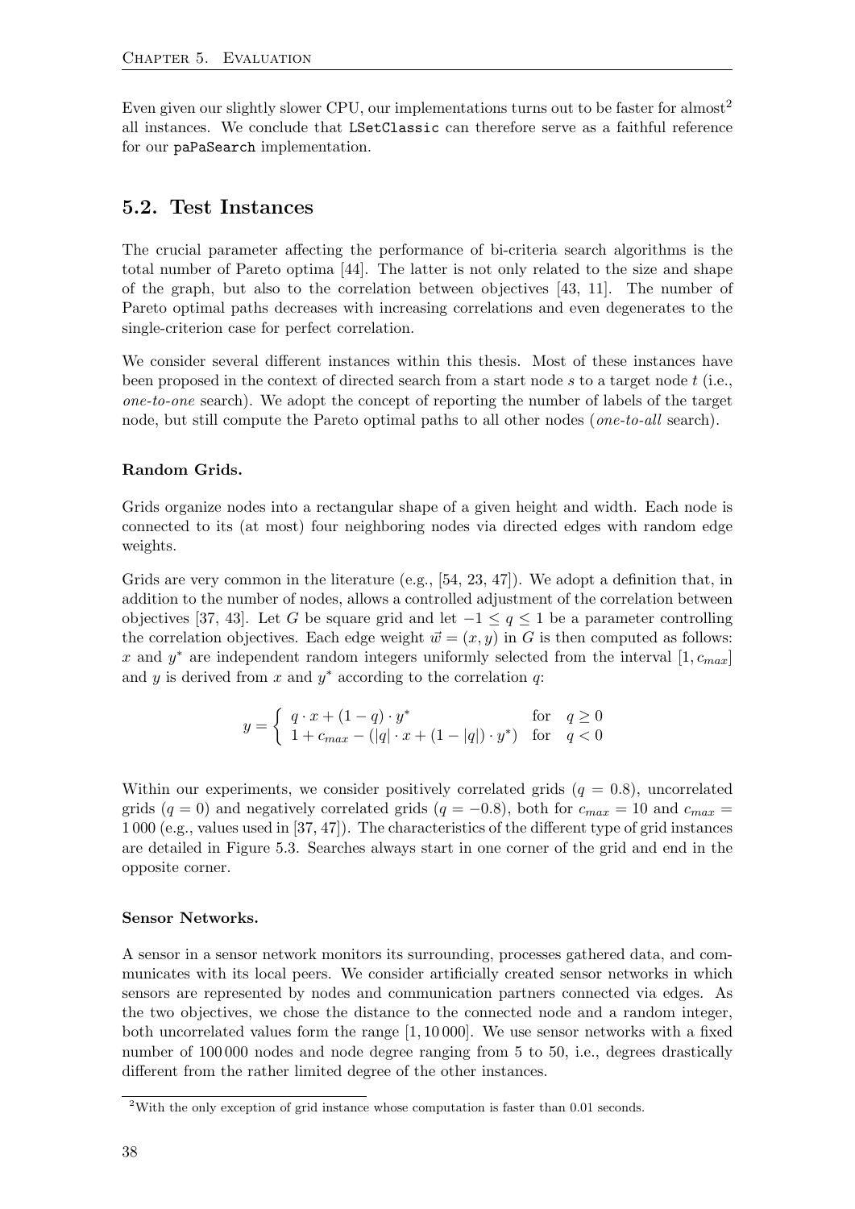Even given our slightly slower CPU, our implementations turns out to be faster for almost[2] all instances. We conclude that `LSetClassic` can therefore serve as a faithful reference for our `paPaSearch` implementation.

## 5.2. Test Instances

The crucial parameter affecting the performance of bi-criteria search algorithms is the total number of Pareto optima [44]. The latter is not only related to the size and shape of the graph, but also to the correlation between objectives [43, 11]. The number of Pareto optimal paths decreases with increasing correlations and even degenerates to the single-criterion case for perfect correlation.

We consider several different instances within this thesis. Most of these instances have been proposed in the context of directed search from a start node $s$ to a target node $t$ (i.e., *one-to-one* search). We adopt the concept of reporting the number of labels of the target node, but still compute the Pareto optimal paths to all other nodes (*one-to-all* search).

#### Random Grids.

Grids organize nodes into a rectangular shape of a given height and width. Each node is connected to its (at most) four neighboring nodes via directed edges with random edge weights.

Grids are very common in the literature (e.g., [54, 23, 47]). We adopt a definition that, in addition to the number of nodes, allows a controlled adjustment of the correlation between objectives [37, 43]. Let $G$ be square grid and let $-1 \leq q \leq 1$ be a parameter controlling the correlation objectives. Each edge weight $\vec{w} = (x, y)$ in $G$ is then computed as follows: $x$ and $y^*$ are independent random integers uniformly selected from the interval $[1, c_{max}]$ and $y$ is derived from $x$ and $y^*$ according to the correlation $q$:

$$y = \begin{cases} q \cdot x + (1 - q) \cdot y^* & \text{for} \quad q \geq 0 \\ 1 + c_{max} - (|q| \cdot x + (1 - |q|) \cdot y^*) & \text{for} \quad q < 0 \end{cases}$$

Within our experiments, we consider positively correlated grids ($q = 0.8$), uncorrelated grids ($q = 0$) and negatively correlated grids ($q = -0.8$), both for $c_{max} = 10$ and $c_{max} = 1\,000$ (e.g., values used in [37, 47]). The characteristics of the different type of grid instances are detailed in Figure 5.3. Searches always start in one corner of the grid and end in the opposite corner.

#### Sensor Networks.

A sensor in a sensor network monitors its surrounding, processes gathered data, and communicates with its local peers. We consider artificially created sensor networks in which sensors are represented by nodes and communication partners connected via edges. As the two objectives, we chose the distance to the connected node and a random integer, both uncorrelated values form the range $[1, 10\,000]$. We use sensor networks with a fixed number of $100\,000$ nodes and node degree ranging from 5 to 50, i.e., degrees drastically different from the rather limited degree of the other instances.

[2] With the only exception of grid instance whose computation is faster than 0.01 seconds.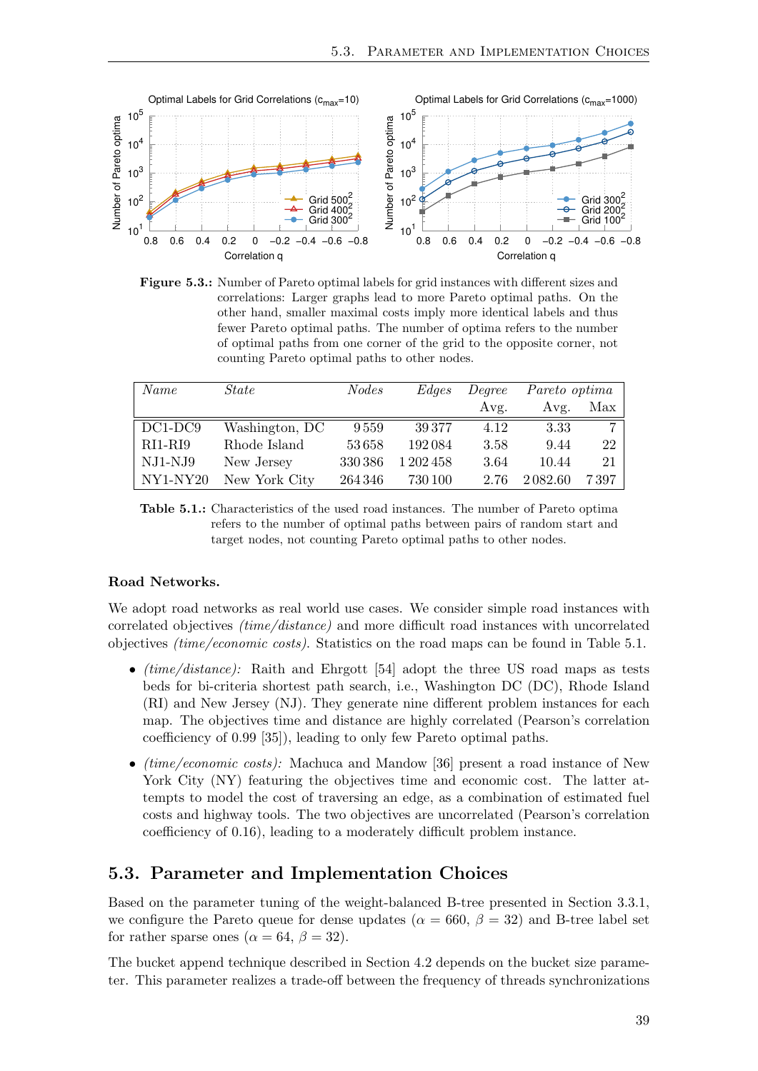**Figure 5.3.:** Number of Pareto optimal labels for grid instances with different sizes and correlations: Larger graphs lead to more Pareto optimal paths. On the other hand, smaller maximal costs imply more identical labels and thus fewer Pareto optimal paths. The number of optima refers to the number of optimal paths from one corner of the grid to the opposite corner, not counting Pareto optimal paths to other nodes.

| *Name* | *State* | *Nodes* | *Edges* | *Degree* | *Pareto optima* | |
|---|---|---|---|---|---|---|
| | | | | Avg. | Avg. | Max |
| DC1-DC9 | Washington, DC | 9 559 | 39 377 | 4.12 | 3.33 | 7 |
| RI1-RI9 | Rhode Island | 53 658 | 192 084 | 3.58 | 9.44 | 22 |
| NJ1-NJ9 | New Jersey | 330 386 | 1 202 458 | 3.64 | 10.44 | 21 |
| NY1-NY20 | New York City | 264 346 | 730 100 | 2.76 | 2 082.60 | 7 397 |

**Table 5.1.:** Characteristics of the used road instances. The number of Pareto optima refers to the number of optimal paths between pairs of random start and target nodes, not counting Pareto optimal paths to other nodes.

**Road Networks.**

We adopt road networks as real world use cases. We consider simple road instances with correlated objectives *(time/distance)* and more difficult road instances with uncorrelated objectives *(time/economic costs)*. Statistics on the road maps can be found in Table 5.1.

- *(time/distance):* Raith and Ehrgott [54] adopt the three US road maps as tests beds for bi-criteria shortest path search, i.e., Washington DC (DC), Rhode Island (RI) and New Jersey (NJ). They generate nine different problem instances for each map. The objectives time and distance are highly correlated (Pearson's correlation coefficient of 0.99 [35]), leading to only few Pareto optimal paths.
- *(time/economic costs):* Machuca and Mandow [36] present a road instance of New York City (NY) featuring the objectives time and economic cost. The latter attempts to model the cost of traversing an edge, as a combination of estimated fuel costs and highway tools. The two objectives are uncorrelated (Pearson's correlation coefficient of 0.16), leading to a moderately difficult problem instance.

## 5.3. Parameter and Implementation Choices

Based on the parameter tuning of the weight-balanced B-tree presented in Section 3.3.1, we configure the Pareto queue for dense updates ($\alpha = 660$, $\beta = 32$) and B-tree label set for rather sparse ones ($\alpha = 64$, $\beta = 32$).

The bucket append technique described in Section 4.2 depends on the bucket size parameter. This parameter realizes a trade-off between the frequency of threads synchronizations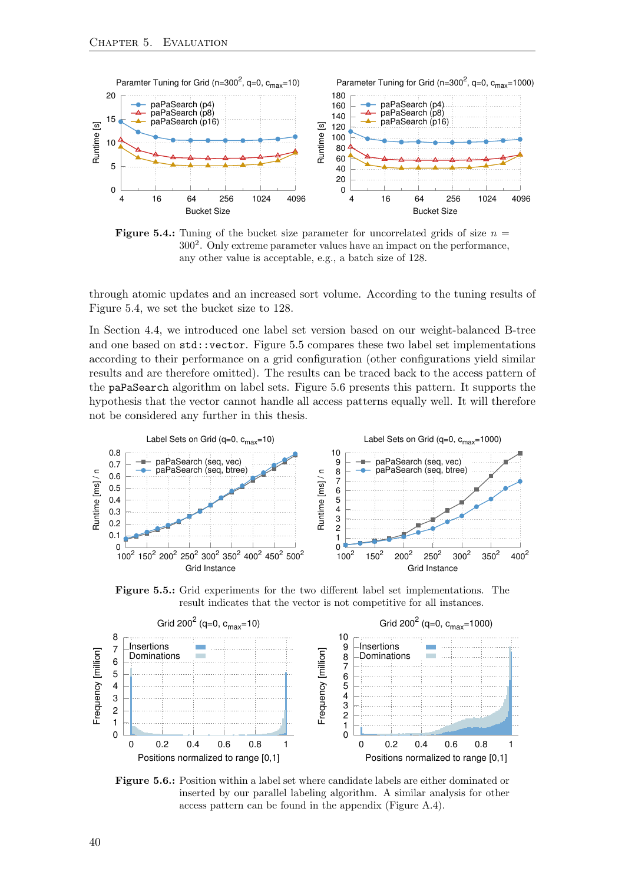**Figure 5.4.:** Tuning of the bucket size parameter for uncorrelated grids of size $n = 300^2$. Only extreme parameter values have an impact on the performance, any other value is acceptable, e.g., a batch size of 128.

through atomic updates and an increased sort volume. According to the tuning results of Figure 5.4, we set the bucket size to 128.

In Section 4.4, we introduced one label set version based on our weight-balanced B-tree and one based on `std::vector`. Figure 5.5 compares these two label set implementations according to their performance on a grid configuration (other configurations yield similar results and are therefore omitted). The results can be traced back to the access pattern of the `paPaSearch` algorithm on label sets. Figure 5.6 presents this pattern. It supports the hypothesis that the vector cannot handle all access patterns equally well. It will therefore not be considered any further in this thesis.

**Figure 5.5.:** Grid experiments for the two different label set implementations. The result indicates that the vector is not competitive for all instances.

**Figure 5.6.:** Position within a label set where candidate labels are either dominated or inserted by our parallel labeling algorithm. A similar analysis for other access pattern can be found in the appendix (Figure A.4).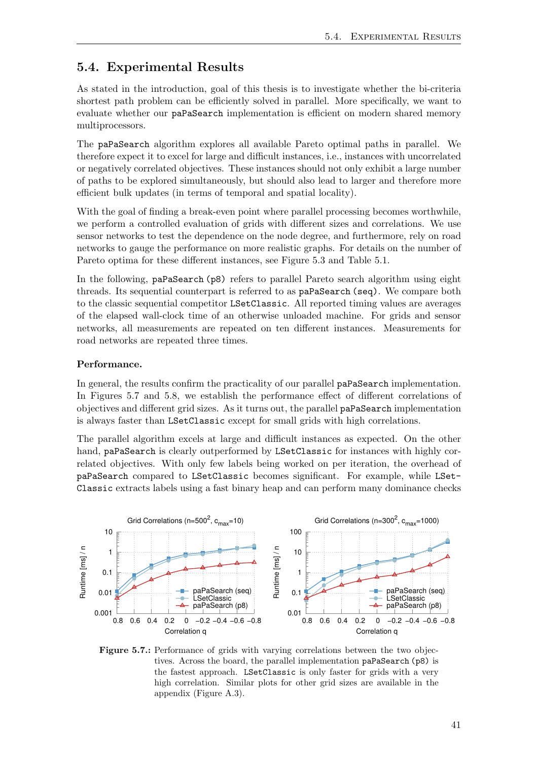## 5.4. Experimental Results

As stated in the introduction, goal of this thesis is to investigate whether the bi-criteria shortest path problem can be efficiently solved in parallel. More specifically, we want to evaluate whether our paPaSearch implementation is efficient on modern shared memory multiprocessors.

The paPaSearch algorithm explores all available Pareto optimal paths in parallel. We therefore expect it to excel for large and difficult instances, i.e., instances with uncorrelated or negatively correlated objectives. These instances should not only exhibit a large number of paths to be explored simultaneously, but should also lead to larger and therefore more efficient bulk updates (in terms of temporal and spatial locality).

With the goal of finding a break-even point where parallel processing becomes worthwhile, we perform a controlled evaluation of grids with different sizes and correlations. We use sensor networks to test the dependence on the node degree, and furthermore, rely on road networks to gauge the performance on more realistic graphs. For details on the number of Pareto optima for these different instances, see Figure 5.3 and Table 5.1.

In the following, paPaSearch (p8) refers to parallel Pareto search algorithm using eight threads. Its sequential counterpart is referred to as paPaSearch (seq). We compare both to the classic sequential competitor LSetClassic. All reported timing values are averages of the elapsed wall-clock time of an otherwise unloaded machine. For grids and sensor networks, all measurements are repeated on ten different instances. Measurements for road networks are repeated three times.

**Performance.**

In general, the results confirm the practicality of our parallel paPaSearch implementation. In Figures 5.7 and 5.8, we establish the performance effect of different correlations of objectives and different grid sizes. As it turns out, the parallel paPaSearch implementation is always faster than LSetClassic except for small grids with high correlations.

The parallel algorithm excels at large and difficult instances as expected. On the other hand, paPaSearch is clearly outperformed by LSetClassic for instances with highly correlated objectives. With only few labels being worked on per iteration, the overhead of paPaSearch compared to LSetClassic becomes significant. For example, while LSetClassic extracts labels using a fast binary heap and can perform many dominance checks

**Figure 5.7.:** Performance of grids with varying correlations between the two objectives. Across the board, the parallel implementation paPaSearch (p8) is the fastest approach. LSetClassic is only faster for grids with a very high correlation. Similar plots for other grid sizes are available in the appendix (Figure A.3).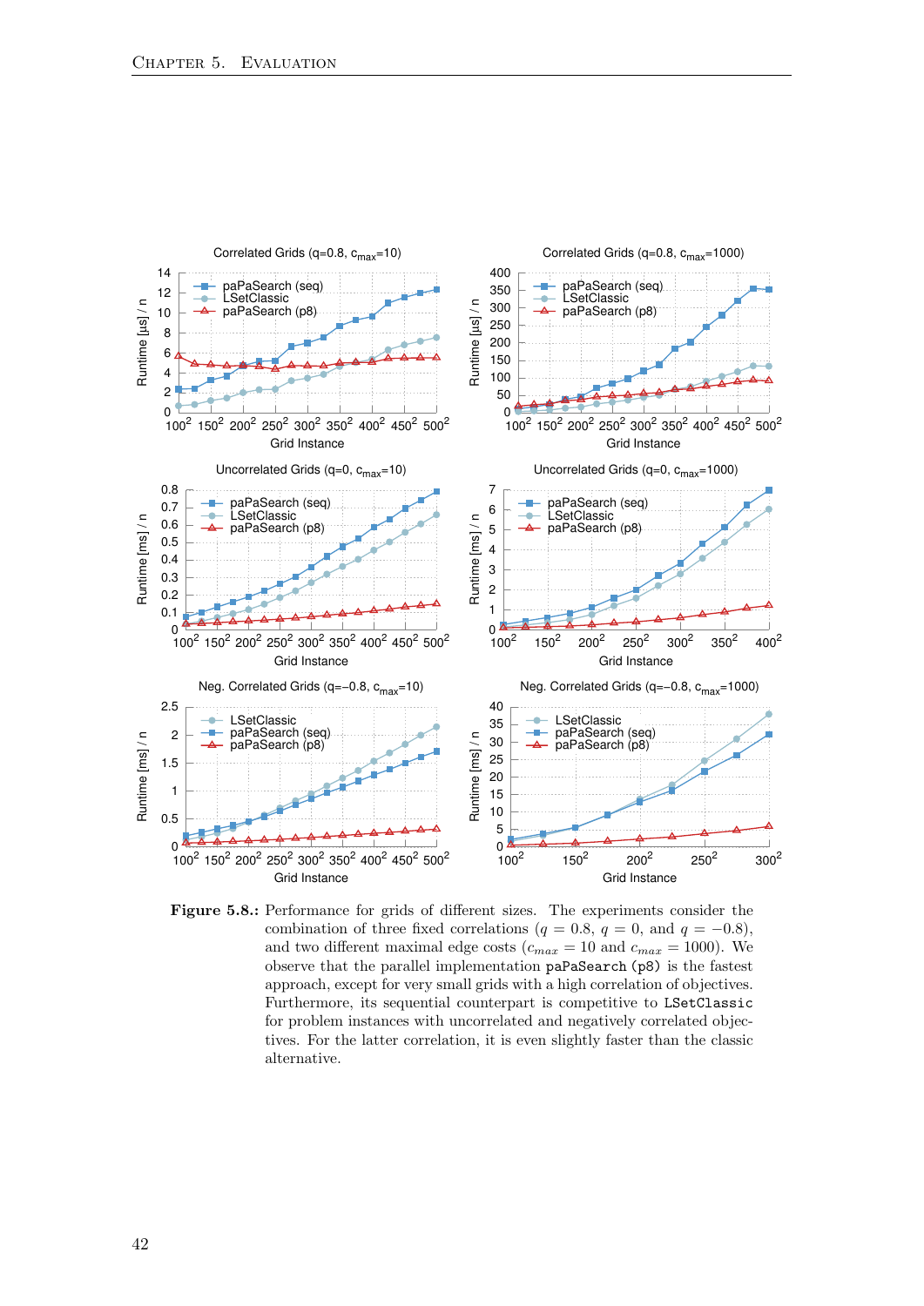**Figure 5.8.:** Performance for grids of different sizes. The experiments consider the combination of three fixed correlations ($q = 0.8$, $q = 0$, and $q = -0.8$), and two different maximal edge costs ($c_{max} = 10$ and $c_{max} = 1000$). We observe that the parallel implementation `paPaSearch (p8)` is the fastest approach, except for very small grids with a high correlation of objectives. Furthermore, its sequential counterpart is competitive to `LSetClassic` for problem instances with uncorrelated and negatively correlated objectives. For the latter correlation, it is even slightly faster than the classic alternative.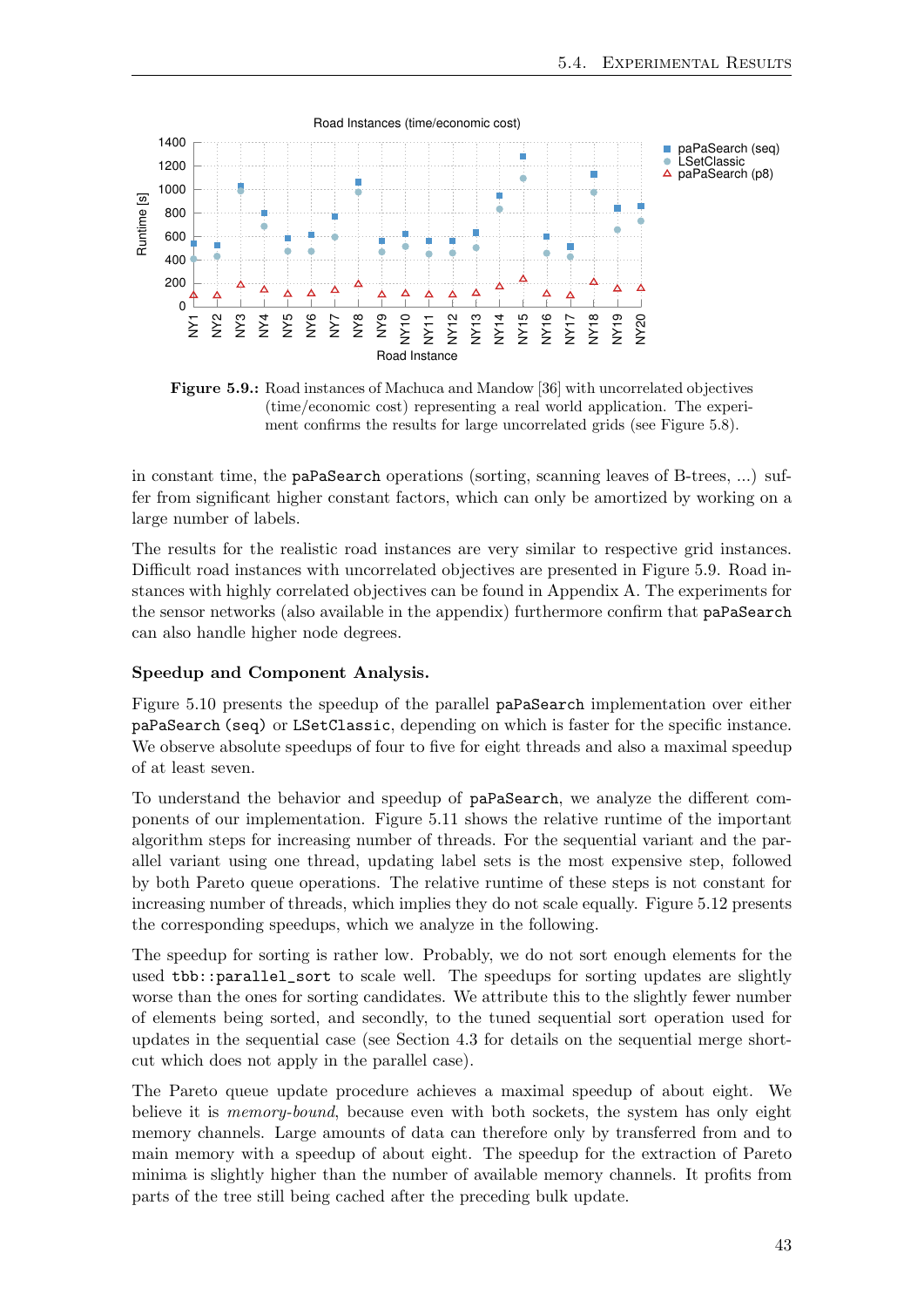**Figure 5.9.:** Road instances of Machuca and Mandow [36] with uncorrelated objectives (time/economic cost) representing a real world application. The experiment confirms the results for large uncorrelated grids (see Figure 5.8).

in constant time, the `paPaSearch` operations (sorting, scanning leaves of B-trees, ...) suffer from significant higher constant factors, which can only be amortized by working on a large number of labels.

The results for the realistic road instances are very similar to respective grid instances. Difficult road instances with uncorrelated objectives are presented in Figure 5.9. Road instances with highly correlated objectives can be found in Appendix A. The experiments for the sensor networks (also available in the appendix) furthermore confirm that `paPaSearch` can also handle higher node degrees.

**Speedup and Component Analysis.**

Figure 5.10 presents the speedup of the parallel `paPaSearch` implementation over either `paPaSearch (seq)` or `LSetClassic`, depending on which is faster for the specific instance. We observe absolute speedups of four to five for eight threads and also a maximal speedup of at least seven.

To understand the behavior and speedup of `paPaSearch`, we analyze the different components of our implementation. Figure 5.11 shows the relative runtime of the important algorithm steps for increasing number of threads. For the sequential variant and the parallel variant using one thread, updating label sets is the most expensive step, followed by both Pareto queue operations. The relative runtime of these steps is not constant for increasing number of threads, which implies they do not scale equally. Figure 5.12 presents the corresponding speedups, which we analyze in the following.

The speedup for sorting is rather low. Probably, we do not sort enough elements for the used `tbb::parallel_sort` to scale well. The speedups for sorting updates are slightly worse than the ones for sorting candidates. We attribute this to the slightly fewer number of elements being sorted, and secondly, to the tuned sequential sort operation used for updates in the sequential case (see Section 4.3 for details on the sequential merge shortcut which does not apply in the parallel case).

The Pareto queue update procedure achieves a maximal speedup of about eight. We believe it is *memory-bound*, because even with both sockets, the system has only eight memory channels. Large amounts of data can therefore only by transferred from and to main memory with a speedup of about eight. The speedup for the extraction of Pareto minima is slightly higher than the number of available memory channels. It profits from parts of the tree still being cached after the preceding bulk update.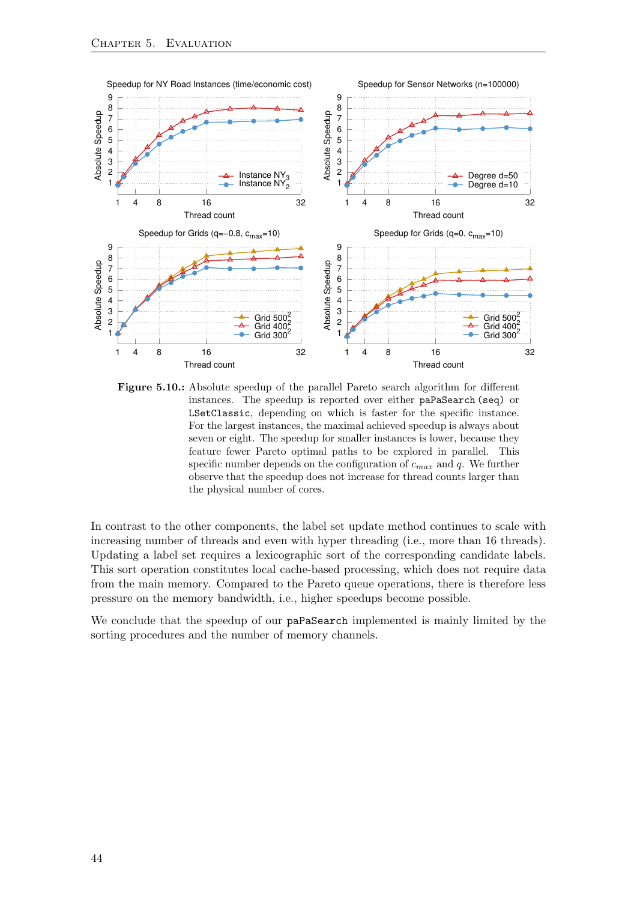**Figure 5.10.:** Absolute speedup of the parallel Pareto search algorithm for different instances. The speedup is reported over either `paPaSearch (seq)` or `LSetClassic`, depending on which is faster for the specific instance. For the largest instances, the maximal achieved speedup is always about seven or eight. The speedup for smaller instances is lower, because they feature fewer Pareto optimal paths to be explored in parallel. This specific number depends on the configuration of $c_{max}$ and $q$. We further observe that the speedup does not increase for thread counts larger than the physical number of cores.

In contrast to the other components, the label set update method continues to scale with increasing number of threads and even with hyper threading (i.e., more than 16 threads). Updating a label set requires a lexicographic sort of the corresponding candidate labels. This sort operation constitutes local cache-based processing, which does not require data from the main memory. Compared to the Pareto queue operations, there is therefore less pressure on the memory bandwidth, i.e., higher speedups become possible.

We conclude that the speedup of our `paPaSearch` implemented is mainly limited by the sorting procedures and the number of memory channels.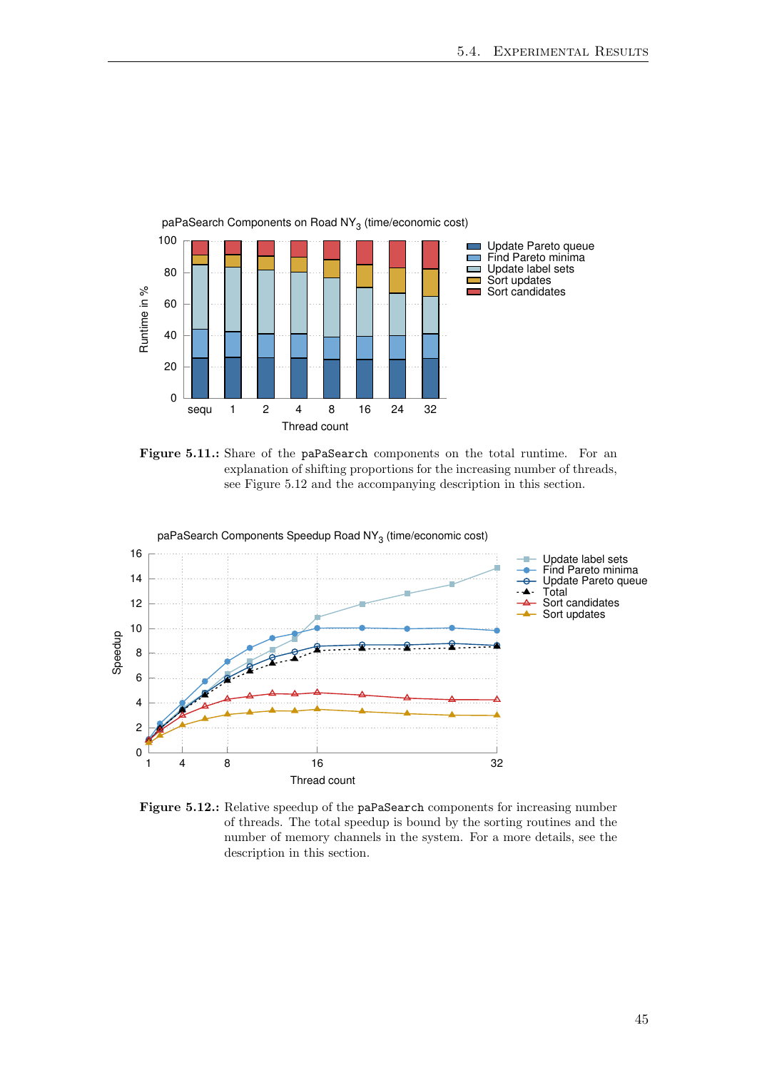**Figure 5.11.:** Share of the `paPaSearch` components on the total runtime. For an explanation of shifting proportions for the increasing number of threads, see Figure 5.12 and the accompanying description in this section.

**Figure 5.12.:** Relative speedup of the `paPaSearch` components for increasing number of threads. The total speedup is bound by the sorting routines and the number of memory channels in the system. For a more details, see the description in this section.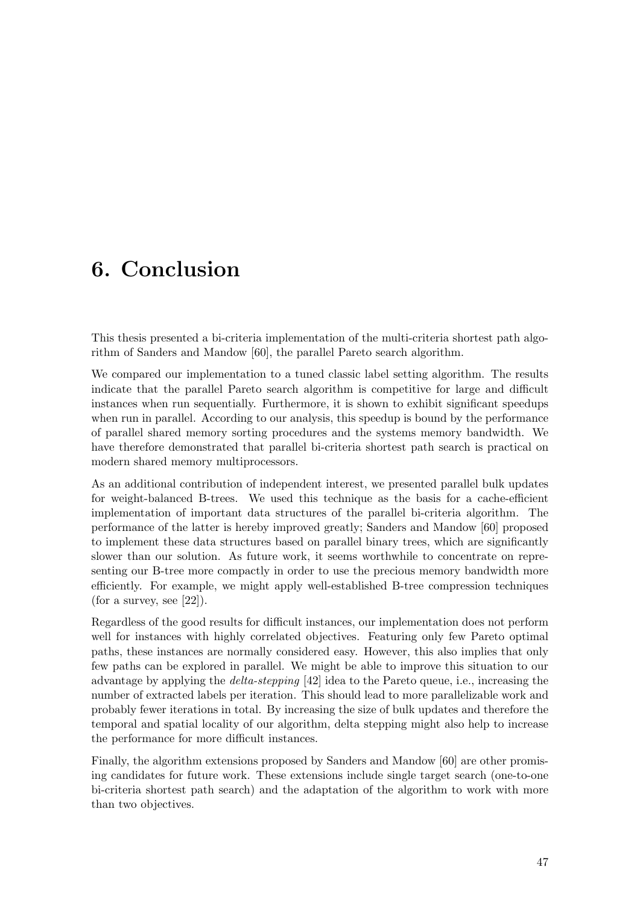# 6. Conclusion

This thesis presented a bi-criteria implementation of the multi-criteria shortest path algorithm of Sanders and Mandow [60], the parallel Pareto search algorithm.

We compared our implementation to a tuned classic label setting algorithm. The results indicate that the parallel Pareto search algorithm is competitive for large and difficult instances when run sequentially. Furthermore, it is shown to exhibit significant speedups when run in parallel. According to our analysis, this speedup is bound by the performance of parallel shared memory sorting procedures and the systems memory bandwidth. We have therefore demonstrated that parallel bi-criteria shortest path search is practical on modern shared memory multiprocessors.

As an additional contribution of independent interest, we presented parallel bulk updates for weight-balanced B-trees. We used this technique as the basis for a cache-efficient implementation of important data structures of the parallel bi-criteria algorithm. The performance of the latter is hereby improved greatly; Sanders and Mandow [60] proposed to implement these data structures based on parallel binary trees, which are significantly slower than our solution. As future work, it seems worthwhile to concentrate on representing our B-tree more compactly in order to use the precious memory bandwidth more efficiently. For example, we might apply well-established B-tree compression techniques (for a survey, see [22]).

Regardless of the good results for difficult instances, our implementation does not perform well for instances with highly correlated objectives. Featuring only few Pareto optimal paths, these instances are normally considered easy. However, this also implies that only few paths can be explored in parallel. We might be able to improve this situation to our advantage by applying the *delta-stepping* [42] idea to the Pareto queue, i.e., increasing the number of extracted labels per iteration. This should lead to more parallelizable work and probably fewer iterations in total. By increasing the size of bulk updates and therefore the temporal and spatial locality of our algorithm, delta stepping might also help to increase the performance for more difficult instances.

Finally, the algorithm extensions proposed by Sanders and Mandow [60] are other promising candidates for future work. These extensions include single target search (one-to-one bi-criteria shortest path search) and the adaptation of the algorithm to work with more than two objectives.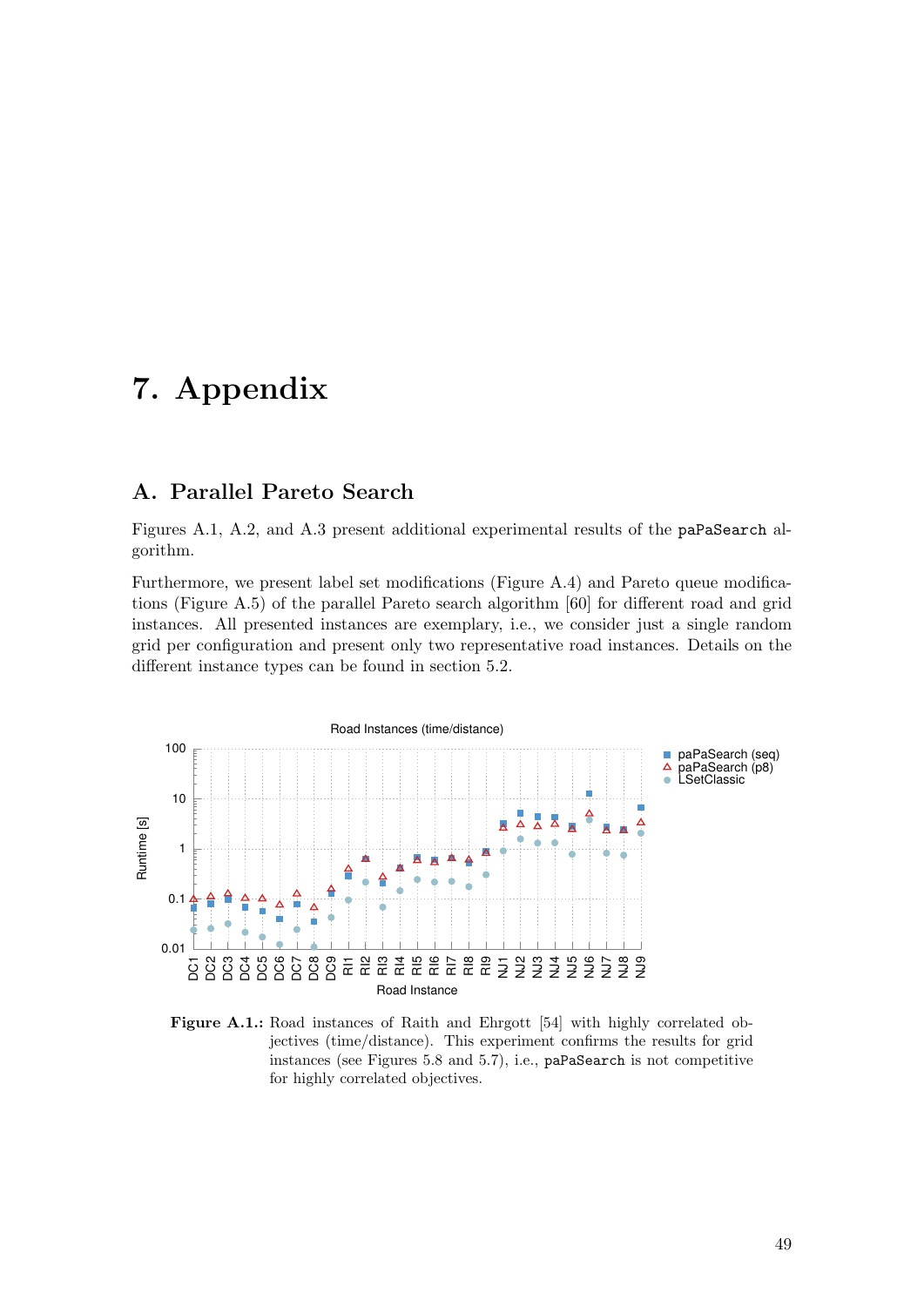# 7. Appendix

## A. Parallel Pareto Search

Figures A.1, A.2, and A.3 present additional experimental results of the `paPaSearch` algorithm.

Furthermore, we present label set modifications (Figure A.4) and Pareto queue modifications (Figure A.5) of the parallel Pareto search algorithm [60] for different road and grid instances. All presented instances are exemplary, i.e., we consider just a single random grid per configuration and present only two representative road instances. Details on the different instance types can be found in section 5.2.

**Figure A.1.:** Road instances of Raith and Ehrgott [54] with highly correlated objectives (time/distance). This experiment confirms the results for grid instances (see Figures 5.8 and 5.7), i.e., `paPaSearch` is not competitive for highly correlated objectives.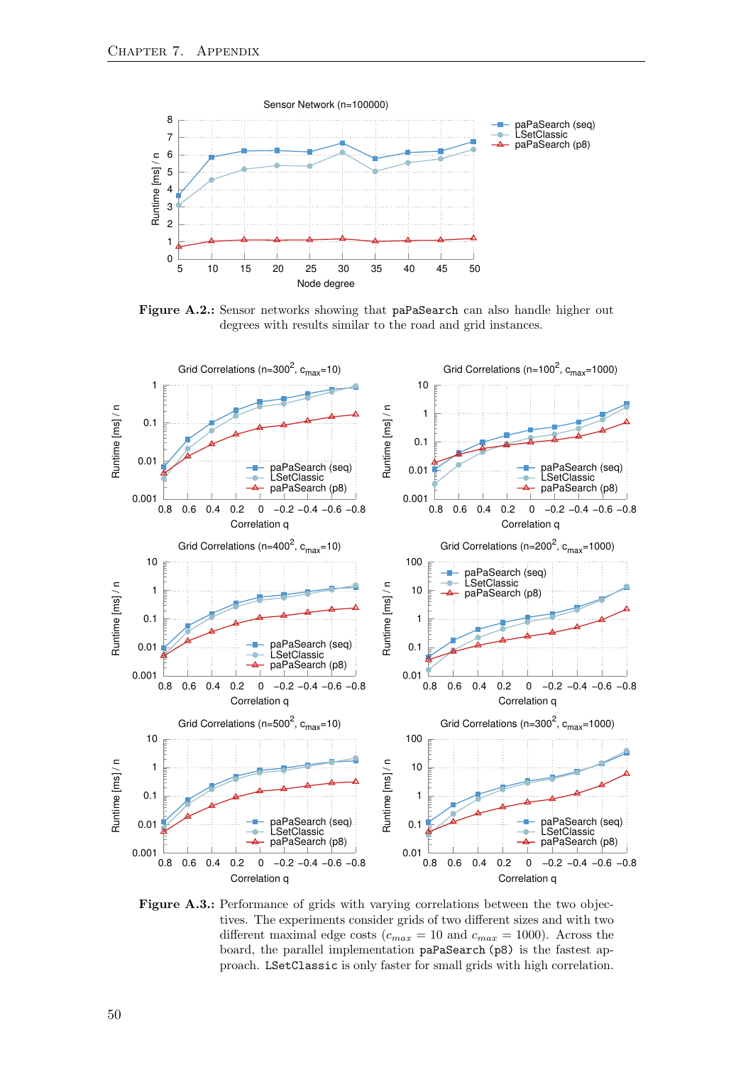**Figure A.2.:** Sensor networks showing that `paPaSearch` can also handle higher out degrees with results similar to the road and grid instances.

**Figure A.3.:** Performance of grids with varying correlations between the two objectives. The experiments consider grids of two different sizes and with two different maximal edge costs ($c_{max} = 10$ and $c_{max} = 1000$). Across the board, the parallel implementation `paPaSearch (p8)` is the fastest approach. `LSetClassic` is only faster for small grids with high correlation.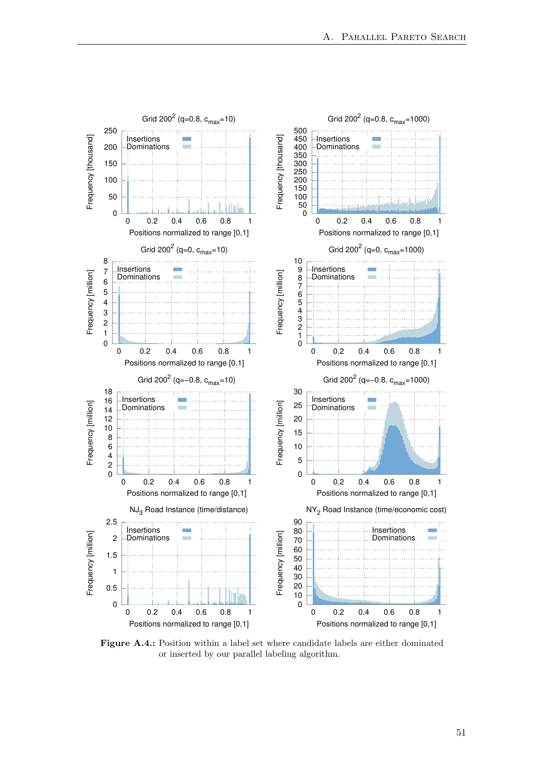**Figure A.4.:** Position within a label set where candidate labels are either dominated or inserted by our parallel labeling algorithm.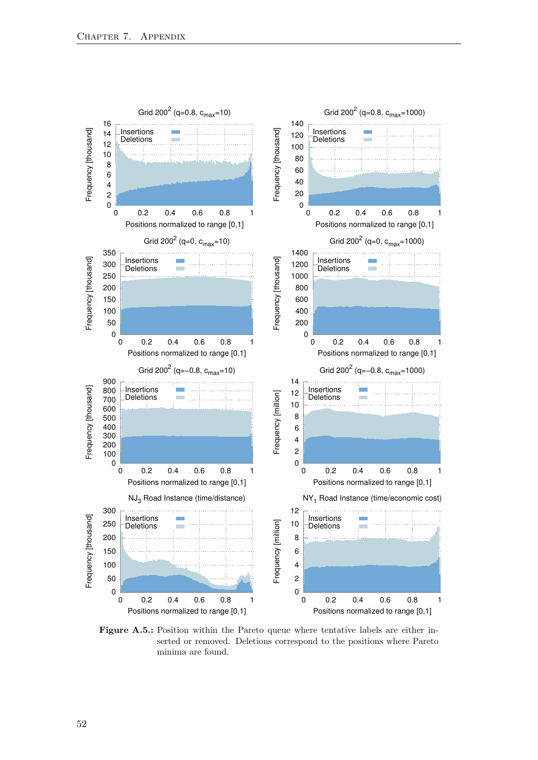**Figure A.5.:** Position within the Pareto queue where tentative labels are either inserted or removed. Deletions correspond to the positions where Pareto minima are found.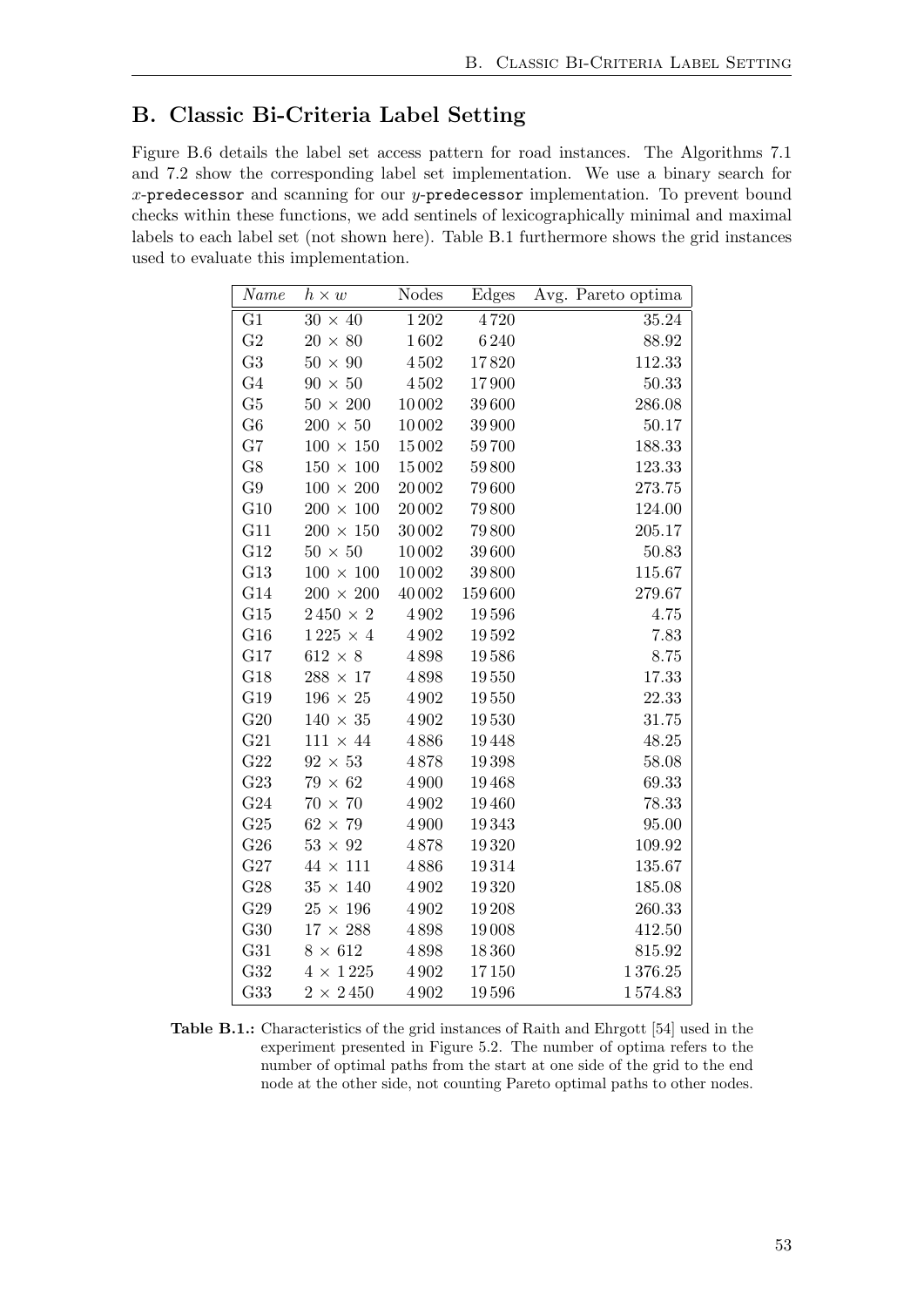# B. Classic Bi-Criteria Label Setting

Figure B.6 details the label set access pattern for road instances. The Algorithms 7.1 and 7.2 show the corresponding label set implementation. We use a binary search for $x$-`predecessor` and scanning for our $y$-`predecessor` implementation. To prevent bound checks within these functions, we add sentinels of lexicographically minimal and maximal labels to each label set (not shown here). Table B.1 furthermore shows the grid instances used to evaluate this implementation.

| *Name* | $h \times w$ | Nodes | Edges | Avg. Pareto optima |
|---|---|---|---|---|
| G1 | $30 \times 40$ | 1 202 | 4 720 | 35.24 |
| G2 | $20 \times 80$ | 1 602 | 6 240 | 88.92 |
| G3 | $50 \times 90$ | 4 502 | 17 820 | 112.33 |
| G4 | $90 \times 50$ | 4 502 | 17 900 | 50.33 |
| G5 | $50 \times 200$ | 10 002 | 39 600 | 286.08 |
| G6 | $200 \times 50$ | 10 002 | 39 900 | 50.17 |
| G7 | $100 \times 150$ | 15 002 | 59 700 | 188.33 |
| G8 | $150 \times 100$ | 15 002 | 59 800 | 123.33 |
| G9 | $100 \times 200$ | 20 002 | 79 600 | 273.75 |
| G10 | $200 \times 100$ | 20 002 | 79 800 | 124.00 |
| G11 | $200 \times 150$ | 30 002 | 79 800 | 205.17 |
| G12 | $50 \times 50$ | 10 002 | 39 600 | 50.83 |
| G13 | $100 \times 100$ | 10 002 | 39 800 | 115.67 |
| G14 | $200 \times 200$ | 40 002 | 159 600 | 279.67 |
| G15 | $2\,450 \times 2$ | 4 902 | 19 596 | 4.75 |
| G16 | $1\,225 \times 4$ | 4 902 | 19 592 | 7.83 |
| G17 | $612 \times 8$ | 4 898 | 19 586 | 8.75 |
| G18 | $288 \times 17$ | 4 898 | 19 550 | 17.33 |
| G19 | $196 \times 25$ | 4 902 | 19 550 | 22.33 |
| G20 | $140 \times 35$ | 4 902 | 19 530 | 31.75 |
| G21 | $111 \times 44$ | 4 886 | 19 448 | 48.25 |
| G22 | $92 \times 53$ | 4 878 | 19 398 | 58.08 |
| G23 | $79 \times 62$ | 4 900 | 19 468 | 69.33 |
| G24 | $70 \times 70$ | 4 902 | 19 460 | 78.33 |
| G25 | $62 \times 79$ | 4 900 | 19 343 | 95.00 |
| G26 | $53 \times 92$ | 4 878 | 19 320 | 109.92 |
| G27 | $44 \times 111$ | 4 886 | 19 314 | 135.67 |
| G28 | $35 \times 140$ | 4 902 | 19 320 | 185.08 |
| G29 | $25 \times 196$ | 4 902 | 19 208 | 260.33 |
| G30 | $17 \times 288$ | 4 898 | 19 008 | 412.50 |
| G31 | $8 \times 612$ | 4 898 | 18 360 | 815.92 |
| G32 | $4 \times 1\,225$ | 4 902 | 17 150 | 1 376.25 |
| G33 | $2 \times 2\,450$ | 4 902 | 19 596 | 1 574.83 |

**Table B.1.:** Characteristics of the grid instances of Raith and Ehrgott [54] used in the experiment presented in Figure 5.2. The number of optima refers to the number of optimal paths from the start at one side of the grid to the end node at the other side, not counting Pareto optimal paths to other nodes.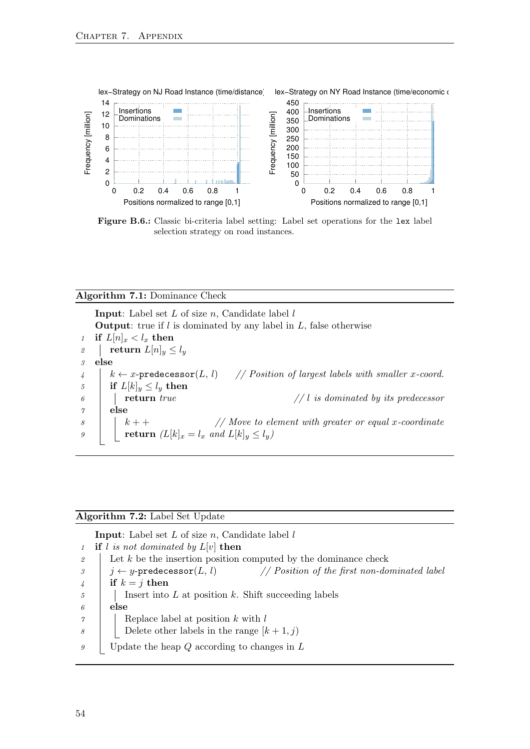**Figure B.6.:** Classic bi-criteria label setting: Label set operations for the `lex` label selection strategy on road instances.

**Algorithm 7.1:** Dominance Check

**Input**: Label set $L$ of size $n$, Candidate label $l$
**Output**: true if $l$ is dominated by any label in $L$, false otherwise

```
1  if L[n]_x < l_x then
2  |  return L[n]_y ≤ l_y
3  else
4  |  k ← x-predecessor(L, l)      // Position of largest labels with smaller x-coord.
5  |  if L[k]_y ≤ l_y then
6  |  |  return true                 // l is dominated by its predecessor
7  |  else
8  |  |  k++                 // Move to element with greater or equal x-coordinate
9  |  |  return (L[k]_x = l_x and L[k]_y ≤ l_y)
```

**Algorithm 7.2:** Label Set Update

**Input**: Label set $L$ of size $n$, Candidate label $l$

```
1  if l is not dominated by L[v] then
2  |  Let k be the insertion position computed by the dominance check
3  |  j ← y-predecessor(L, l)        // Position of the first non-dominated label
4  |  if k = j then
5  |  |  Insert into L at position k. Shift succeeding labels
6  |  else
7  |  |  Replace label at position k with l
8  |  |  Delete other labels in the range [k + 1, j)
9  |  Update the heap Q according to changes in L
```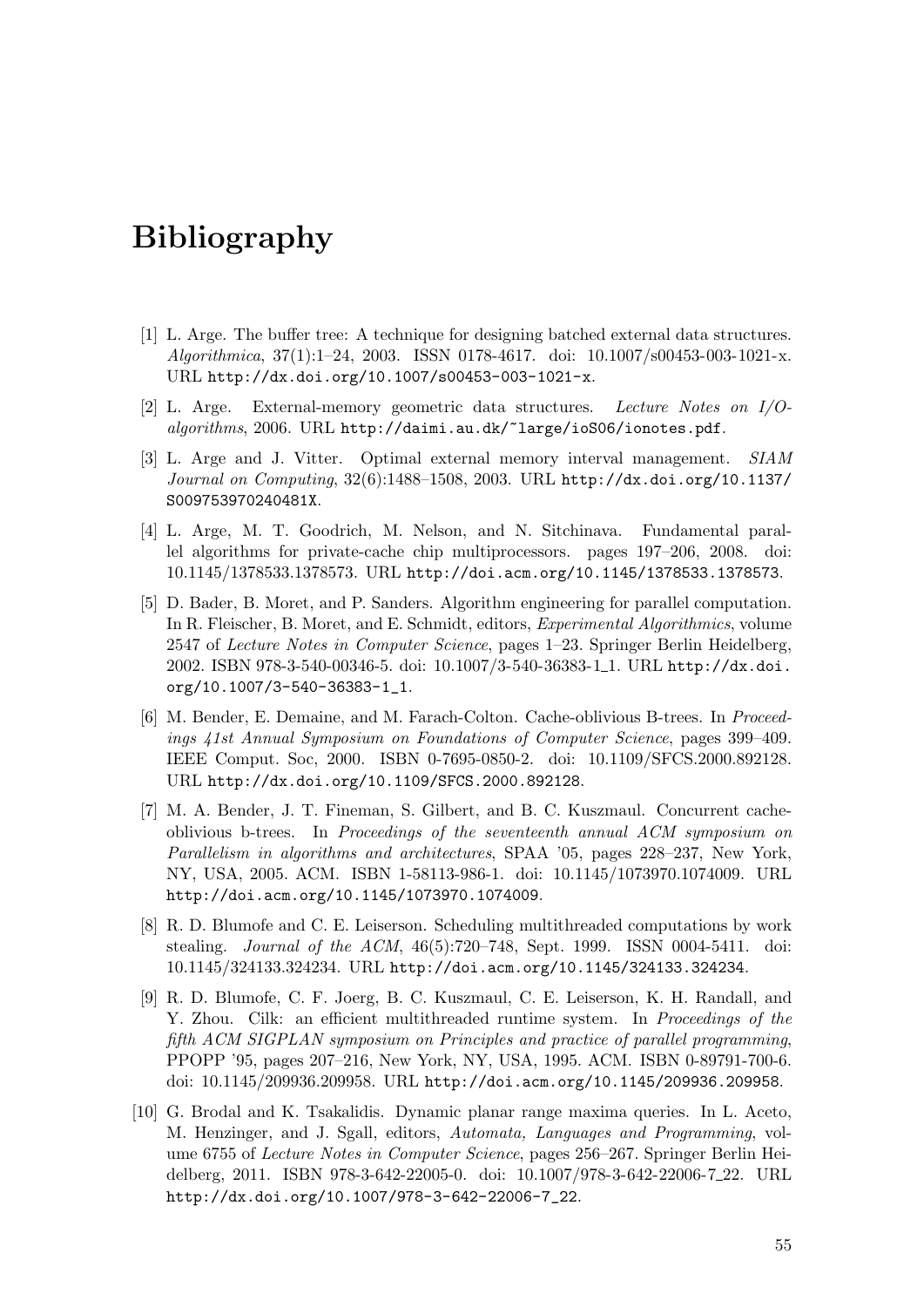# Bibliography

[1] L. Arge. The buffer tree: A technique for designing batched external data structures. *Algorithmica*, 37(1):1–24, 2003. ISSN 0178-4617. doi: 10.1007/s00453-003-1021-x. URL http://dx.doi.org/10.1007/s00453-003-1021-x.

[2] L. Arge. External-memory geometric data structures. *Lecture Notes on I/O-algorithms*, 2006. URL http://daimi.au.dk/~large/ioS06/ionotes.pdf.

[3] L. Arge and J. Vitter. Optimal external memory interval management. *SIAM Journal on Computing*, 32(6):1488–1508, 2003. URL http://dx.doi.org/10.1137/S009753970240481X.

[4] L. Arge, M. T. Goodrich, M. Nelson, and N. Sitchinava. Fundamental parallel algorithms for private-cache chip multiprocessors. pages 197–206, 2008. doi: 10.1145/1378533.1378573. URL http://doi.acm.org/10.1145/1378533.1378573.

[5] D. Bader, B. Moret, and P. Sanders. Algorithm engineering for parallel computation. In R. Fleischer, B. Moret, and E. Schmidt, editors, *Experimental Algorithmics*, volume 2547 of *Lecture Notes in Computer Science*, pages 1–23. Springer Berlin Heidelberg, 2002. ISBN 978-3-540-00346-5. doi: 10.1007/3-540-36383-1_1. URL http://dx.doi.org/10.1007/3-540-36383-1_1.

[6] M. Bender, E. Demaine, and M. Farach-Colton. Cache-oblivious B-trees. In *Proceedings 41st Annual Symposium on Foundations of Computer Science*, pages 399–409. IEEE Comput. Soc, 2000. ISBN 0-7695-0850-2. doi: 10.1109/SFCS.2000.892128. URL http://dx.doi.org/10.1109/SFCS.2000.892128.

[7] M. A. Bender, J. T. Fineman, S. Gilbert, and B. C. Kuszmaul. Concurrent cache-oblivious b-trees. In *Proceedings of the seventeenth annual ACM symposium on Parallelism in algorithms and architectures*, SPAA '05, pages 228–237, New York, NY, USA, 2005. ACM. ISBN 1-58113-986-1. doi: 10.1145/1073970.1074009. URL http://doi.acm.org/10.1145/1073970.1074009.

[8] R. D. Blumofe and C. E. Leiserson. Scheduling multithreaded computations by work stealing. *Journal of the ACM*, 46(5):720–748, Sept. 1999. ISSN 0004-5411. doi: 10.1145/324133.324234. URL http://doi.acm.org/10.1145/324133.324234.

[9] R. D. Blumofe, C. F. Joerg, B. C. Kuszmaul, C. E. Leiserson, K. H. Randall, and Y. Zhou. Cilk: an efficient multithreaded runtime system. In *Proceedings of the fifth ACM SIGPLAN symposium on Principles and practice of parallel programming*, PPOPP '95, pages 207–216, New York, NY, USA, 1995. ACM. ISBN 0-89791-700-6. doi: 10.1145/209936.209958. URL http://doi.acm.org/10.1145/209936.209958.

[10] G. Brodal and K. Tsakalidis. Dynamic planar range maxima queries. In L. Aceto, M. Henzinger, and J. Sgall, editors, *Automata, Languages and Programming*, volume 6755 of *Lecture Notes in Computer Science*, pages 256–267. Springer Berlin Heidelberg, 2011. ISBN 978-3-642-22005-0. doi: 10.1007/978-3-642-22006-7_22. URL http://dx.doi.org/10.1007/978-3-642-22006-7_22.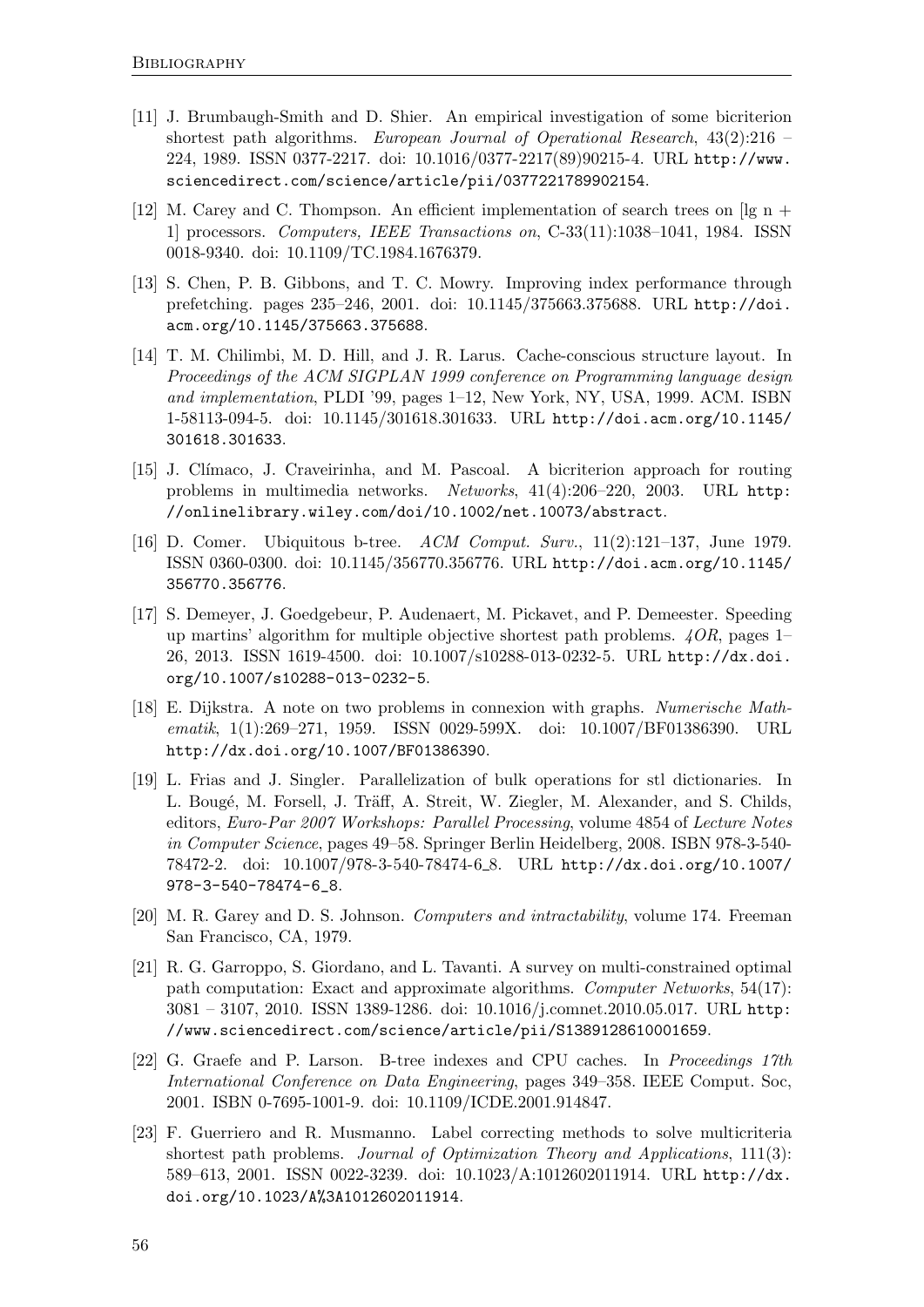[11] J. Brumbaugh-Smith and D. Shier. An empirical investigation of some bicriterion shortest path algorithms. *European Journal of Operational Research*, 43(2):216 – 224, 1989. ISSN 0377-2217. doi: 10.1016/0377-2217(89)90215-4. URL http://www.sciencedirect.com/science/article/pii/0377221789902154.

[12] M. Carey and C. Thompson. An efficient implementation of search trees on [lg n + 1] processors. *Computers, IEEE Transactions on*, C-33(11):1038–1041, 1984. ISSN 0018-9340. doi: 10.1109/TC.1984.1676379.

[13] S. Chen, P. B. Gibbons, and T. C. Mowry. Improving index performance through prefetching. pages 235–246, 2001. doi: 10.1145/375663.375688. URL http://doi.acm.org/10.1145/375663.375688.

[14] T. M. Chilimbi, M. D. Hill, and J. R. Larus. Cache-conscious structure layout. In *Proceedings of the ACM SIGPLAN 1999 conference on Programming language design and implementation*, PLDI '99, pages 1–12, New York, NY, USA, 1999. ACM. ISBN 1-58113-094-5. doi: 10.1145/301618.301633. URL http://doi.acm.org/10.1145/301618.301633.

[15] J. Clímaco, J. Craveirinha, and M. Pascoal. A bicriterion approach for routing problems in multimedia networks. *Networks*, 41(4):206–220, 2003. URL http://onlinelibrary.wiley.com/doi/10.1002/net.10073/abstract.

[16] D. Comer. Ubiquitous b-tree. *ACM Comput. Surv.*, 11(2):121–137, June 1979. ISSN 0360-0300. doi: 10.1145/356770.356776. URL http://doi.acm.org/10.1145/356770.356776.

[17] S. Demeyer, J. Goedgebeur, P. Audenaert, M. Pickavet, and P. Demeester. Speeding up martins' algorithm for multiple objective shortest path problems. *4OR*, pages 1–26, 2013. ISSN 1619-4500. doi: 10.1007/s10288-013-0232-5. URL http://dx.doi.org/10.1007/s10288-013-0232-5.

[18] E. Dijkstra. A note on two problems in connexion with graphs. *Numerische Mathematik*, 1(1):269–271, 1959. ISSN 0029-599X. doi: 10.1007/BF01386390. URL http://dx.doi.org/10.1007/BF01386390.

[19] L. Frias and J. Singler. Parallelization of bulk operations for stl dictionaries. In L. Bougé, M. Forsell, J. Träff, A. Streit, W. Ziegler, M. Alexander, and S. Childs, editors, *Euro-Par 2007 Workshops: Parallel Processing*, volume 4854 of *Lecture Notes in Computer Science*, pages 49–58. Springer Berlin Heidelberg, 2008. ISBN 978-3-540-78472-2. doi: 10.1007/978-3-540-78474-6_8. URL http://dx.doi.org/10.1007/978-3-540-78474-6_8.

[20] M. R. Garey and D. S. Johnson. *Computers and intractability*, volume 174. Freeman San Francisco, CA, 1979.

[21] R. G. Garroppo, S. Giordano, and L. Tavanti. A survey on multi-constrained optimal path computation: Exact and approximate algorithms. *Computer Networks*, 54(17): 3081 – 3107, 2010. ISSN 1389-1286. doi: 10.1016/j.comnet.2010.05.017. URL http://www.sciencedirect.com/science/article/pii/S1389128610001659.

[22] G. Graefe and P. Larson. B-tree indexes and CPU caches. In *Proceedings 17th International Conference on Data Engineering*, pages 349–358. IEEE Comput. Soc, 2001. ISBN 0-7695-1001-9. doi: 10.1109/ICDE.2001.914847.

[23] F. Guerriero and R. Musmanno. Label correcting methods to solve multicriteria shortest path problems. *Journal of Optimization Theory and Applications*, 111(3): 589–613, 2001. ISSN 0022-3239. doi: 10.1023/A:1012602011914. URL http://dx.doi.org/10.1023/A%3A1012602011914.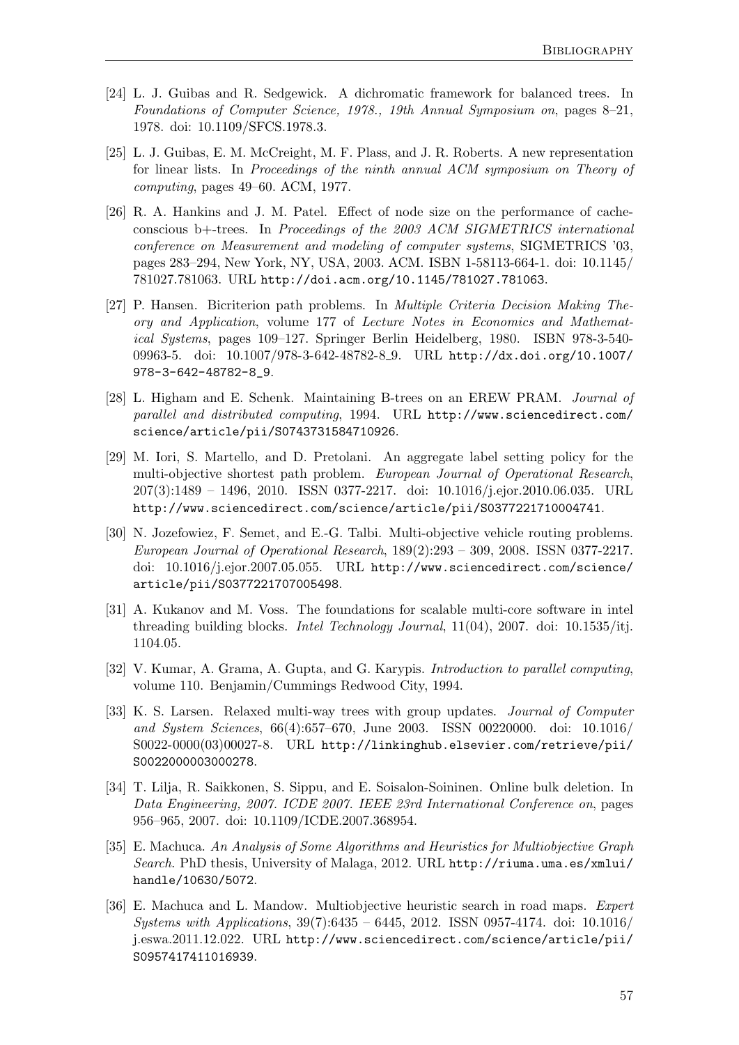[24] L. J. Guibas and R. Sedgewick. A dichromatic framework for balanced trees. In *Foundations of Computer Science, 1978., 19th Annual Symposium on*, pages 8–21, 1978. doi: 10.1109/SFCS.1978.3.

[25] L. J. Guibas, E. M. McCreight, M. F. Plass, and J. R. Roberts. A new representation for linear lists. In *Proceedings of the ninth annual ACM symposium on Theory of computing*, pages 49–60. ACM, 1977.

[26] R. A. Hankins and J. M. Patel. Effect of node size on the performance of cache-conscious b+-trees. In *Proceedings of the 2003 ACM SIGMETRICS international conference on Measurement and modeling of computer systems*, SIGMETRICS '03, pages 283–294, New York, NY, USA, 2003. ACM. ISBN 1-58113-664-1. doi: 10.1145/781027.781063. URL http://doi.acm.org/10.1145/781027.781063.

[27] P. Hansen. Bicriterion path problems. In *Multiple Criteria Decision Making Theory and Application*, volume 177 of *Lecture Notes in Economics and Mathematical Systems*, pages 109–127. Springer Berlin Heidelberg, 1980. ISBN 978-3-540-09963-5. doi: 10.1007/978-3-642-48782-8_9. URL http://dx.doi.org/10.1007/978-3-642-48782-8_9.

[28] L. Higham and E. Schenk. Maintaining B-trees on an EREW PRAM. *Journal of parallel and distributed computing*, 1994. URL http://www.sciencedirect.com/science/article/pii/S0743731584710926.

[29] M. Iori, S. Martello, and D. Pretolani. An aggregate label setting policy for the multi-objective shortest path problem. *European Journal of Operational Research*, 207(3):1489 – 1496, 2010. ISSN 0377-2217. doi: 10.1016/j.ejor.2010.06.035. URL http://www.sciencedirect.com/science/article/pii/S0377221710004741.

[30] N. Jozefowiez, F. Semet, and E.-G. Talbi. Multi-objective vehicle routing problems. *European Journal of Operational Research*, 189(2):293 – 309, 2008. ISSN 0377-2217. doi: 10.1016/j.ejor.2007.05.055. URL http://www.sciencedirect.com/science/article/pii/S0377221707005498.

[31] A. Kukanov and M. Voss. The foundations for scalable multi-core software in intel threading building blocks. *Intel Technology Journal*, 11(04), 2007. doi: 10.1535/itj.1104.05.

[32] V. Kumar, A. Grama, A. Gupta, and G. Karypis. *Introduction to parallel computing*, volume 110. Benjamin/Cummings Redwood City, 1994.

[33] K. S. Larsen. Relaxed multi-way trees with group updates. *Journal of Computer and System Sciences*, 66(4):657–670, June 2003. ISSN 00220000. doi: 10.1016/S0022-0000(03)00027-8. URL http://linkinghub.elsevier.com/retrieve/pii/S0022000003000278.

[34] T. Lilja, R. Saikkonen, S. Sippu, and E. Soisalon-Soininen. Online bulk deletion. In *Data Engineering, 2007. ICDE 2007. IEEE 23rd International Conference on*, pages 956–965, 2007. doi: 10.1109/ICDE.2007.368954.

[35] E. Machuca. *An Analysis of Some Algorithms and Heuristics for Multiobjective Graph Search*. PhD thesis, University of Malaga, 2012. URL http://riuma.uma.es/xmlui/handle/10630/5072.

[36] E. Machuca and L. Mandow. Multiobjective heuristic search in road maps. *Expert Systems with Applications*, 39(7):6435 – 6445, 2012. ISSN 0957-4174. doi: 10.1016/j.eswa.2011.12.022. URL http://www.sciencedirect.com/science/article/pii/S0957417411016939.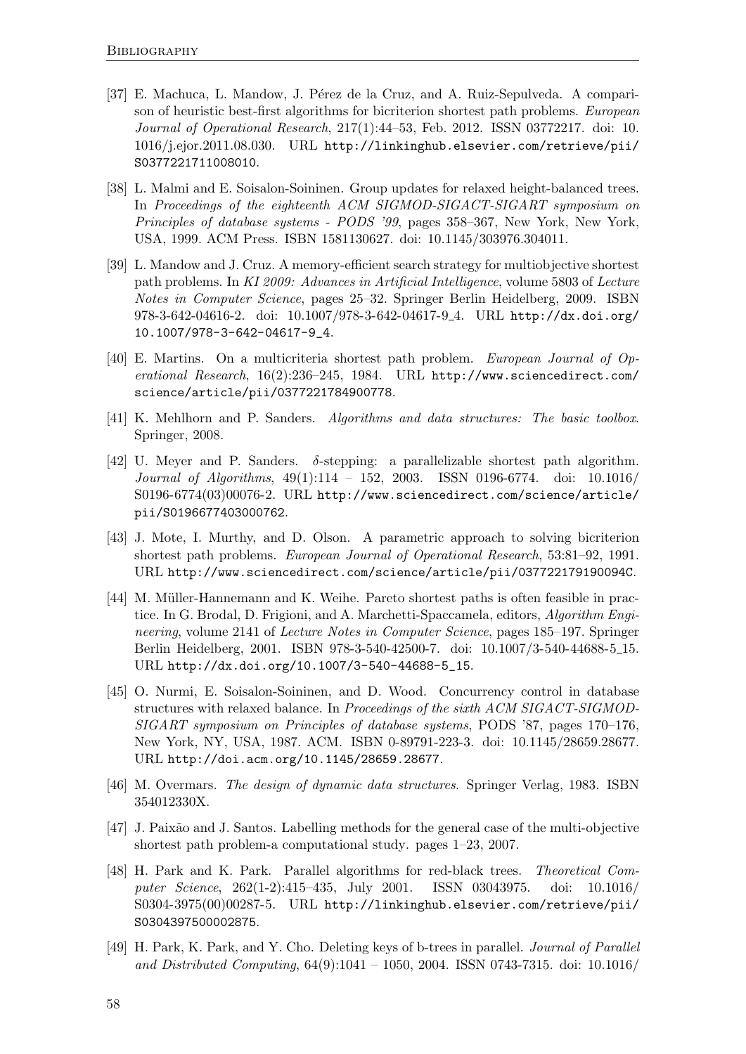[37] E. Machuca, L. Mandow, J. Pérez de la Cruz, and A. Ruiz-Sepulveda. A comparison of heuristic best-first algorithms for bicriterion shortest path problems. *European Journal of Operational Research*, 217(1):44–53, Feb. 2012. ISSN 03772217. doi: 10.1016/j.ejor.2011.08.030. URL http://linkinghub.elsevier.com/retrieve/pii/S0377221711008010.

[38] L. Malmi and E. Soisalon-Soininen. Group updates for relaxed height-balanced trees. In *Proceedings of the eighteenth ACM SIGMOD-SIGACT-SIGART symposium on Principles of database systems - PODS '99*, pages 358–367, New York, New York, USA, 1999. ACM Press. ISBN 1581130627. doi: 10.1145/303976.304011.

[39] L. Mandow and J. Cruz. A memory-efficient search strategy for multiobjective shortest path problems. In *KI 2009: Advances in Artificial Intelligence*, volume 5803 of *Lecture Notes in Computer Science*, pages 25–32. Springer Berlin Heidelberg, 2009. ISBN 978-3-642-04616-2. doi: 10.1007/978-3-642-04617-9_4. URL http://dx.doi.org/10.1007/978-3-642-04617-9_4.

[40] E. Martins. On a multicriteria shortest path problem. *European Journal of Operational Research*, 16(2):236–245, 1984. URL http://www.sciencedirect.com/science/article/pii/0377221784900778.

[41] K. Mehlhorn and P. Sanders. *Algorithms and data structures: The basic toolbox*. Springer, 2008.

[42] U. Meyer and P. Sanders. $\delta$-stepping: a parallelizable shortest path algorithm. *Journal of Algorithms*, 49(1):114 – 152, 2003. ISSN 0196-6774. doi: 10.1016/S0196-6774(03)00076-2. URL http://www.sciencedirect.com/science/article/pii/S0196677403000762.

[43] J. Mote, I. Murthy, and D. Olson. A parametric approach to solving bicriterion shortest path problems. *European Journal of Operational Research*, 53:81–92, 1991. URL http://www.sciencedirect.com/science/article/pii/037722179190094C.

[44] M. Müller-Hannemann and K. Weihe. Pareto shortest paths is often feasible in practice. In G. Brodal, D. Frigioni, and A. Marchetti-Spaccamela, editors, *Algorithm Engineering*, volume 2141 of *Lecture Notes in Computer Science*, pages 185–197. Springer Berlin Heidelberg, 2001. ISBN 978-3-540-42500-7. doi: 10.1007/3-540-44688-5_15. URL http://dx.doi.org/10.1007/3-540-44688-5_15.

[45] O. Nurmi, E. Soisalon-Soininen, and D. Wood. Concurrency control in database structures with relaxed balance. In *Proceedings of the sixth ACM SIGACT-SIGMOD-SIGART symposium on Principles of database systems*, PODS '87, pages 170–176, New York, NY, USA, 1987. ACM. ISBN 0-89791-223-3. doi: 10.1145/28659.28677. URL http://doi.acm.org/10.1145/28659.28677.

[46] M. Overmars. *The design of dynamic data structures*. Springer Verlag, 1983. ISBN 354012330X.

[47] J. Paixão and J. Santos. Labelling methods for the general case of the multi-objective shortest path problem-a computational study. pages 1–23, 2007.

[48] H. Park and K. Park. Parallel algorithms for red-black trees. *Theoretical Computer Science*, 262(1-2):415–435, July 2001. ISSN 03043975. doi: 10.1016/S0304-3975(00)00287-5. URL http://linkinghub.elsevier.com/retrieve/pii/S0304397500002875.

[49] H. Park, K. Park, and Y. Cho. Deleting keys of b-trees in parallel. *Journal of Parallel and Distributed Computing*, 64(9):1041 – 1050, 2004. ISSN 0743-7315. doi: 10.1016/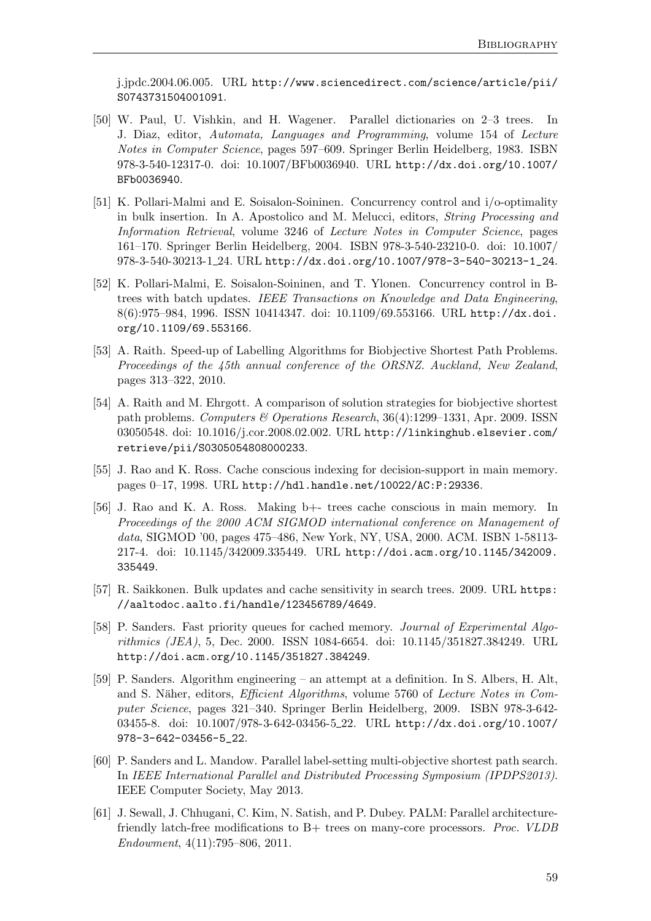j.jpdc.2004.06.005. URL http://www.sciencedirect.com/science/article/pii/S0743731504001091.

[50] W. Paul, U. Vishkin, and H. Wagener. Parallel dictionaries on 2–3 trees. In J. Diaz, editor, *Automata, Languages and Programming*, volume 154 of *Lecture Notes in Computer Science*, pages 597–609. Springer Berlin Heidelberg, 1983. ISBN 978-3-540-12317-0. doi: 10.1007/BFb0036940. URL http://dx.doi.org/10.1007/BFb0036940.

[51] K. Pollari-Malmi and E. Soisalon-Soininen. Concurrency control and i/o-optimality in bulk insertion. In A. Apostolico and M. Melucci, editors, *String Processing and Information Retrieval*, volume 3246 of *Lecture Notes in Computer Science*, pages 161–170. Springer Berlin Heidelberg, 2004. ISBN 978-3-540-23210-0. doi: 10.1007/978-3-540-30213-1_24. URL http://dx.doi.org/10.1007/978-3-540-30213-1_24.

[52] K. Pollari-Malmi, E. Soisalon-Soininen, and T. Ylonen. Concurrency control in B-trees with batch updates. *IEEE Transactions on Knowledge and Data Engineering*, 8(6):975–984, 1996. ISSN 10414347. doi: 10.1109/69.553166. URL http://dx.doi.org/10.1109/69.553166.

[53] A. Raith. Speed-up of Labelling Algorithms for Biobjective Shortest Path Problems. *Proceedings of the 45th annual conference of the ORSNZ. Auckland, New Zealand*, pages 313–322, 2010.

[54] A. Raith and M. Ehrgott. A comparison of solution strategies for biobjective shortest path problems. *Computers & Operations Research*, 36(4):1299–1331, Apr. 2009. ISSN 03050548. doi: 10.1016/j.cor.2008.02.002. URL http://linkinghub.elsevier.com/retrieve/pii/S0305054808000233.

[55] J. Rao and K. Ross. Cache conscious indexing for decision-support in main memory. pages 0–17, 1998. URL http://hdl.handle.net/10022/AC:P:29336.

[56] J. Rao and K. A. Ross. Making b+- trees cache conscious in main memory. In *Proceedings of the 2000 ACM SIGMOD international conference on Management of data*, SIGMOD '00, pages 475–486, New York, NY, USA, 2000. ACM. ISBN 1-58113-217-4. doi: 10.1145/342009.335449. URL http://doi.acm.org/10.1145/342009.335449.

[57] R. Saikkonen. Bulk updates and cache sensitivity in search trees. 2009. URL https://aaltodoc.aalto.fi/handle/123456789/4649.

[58] P. Sanders. Fast priority queues for cached memory. *Journal of Experimental Algorithmics (JEA)*, 5, Dec. 2000. ISSN 1084-6654. doi: 10.1145/351827.384249. URL http://doi.acm.org/10.1145/351827.384249.

[59] P. Sanders. Algorithm engineering – an attempt at a definition. In S. Albers, H. Alt, and S. Näher, editors, *Efficient Algorithms*, volume 5760 of *Lecture Notes in Computer Science*, pages 321–340. Springer Berlin Heidelberg, 2009. ISBN 978-3-642-03455-8. doi: 10.1007/978-3-642-03456-5_22. URL http://dx.doi.org/10.1007/978-3-642-03456-5_22.

[60] P. Sanders and L. Mandow. Parallel label-setting multi-objective shortest path search. In *IEEE International Parallel and Distributed Processing Symposium (IPDPS2013)*. IEEE Computer Society, May 2013.

[61] J. Sewall, J. Chhugani, C. Kim, N. Satish, and P. Dubey. PALM: Parallel architecture-friendly latch-free modifications to B+ trees on many-core processors. *Proc. VLDB Endowment*, 4(11):795–806, 2011.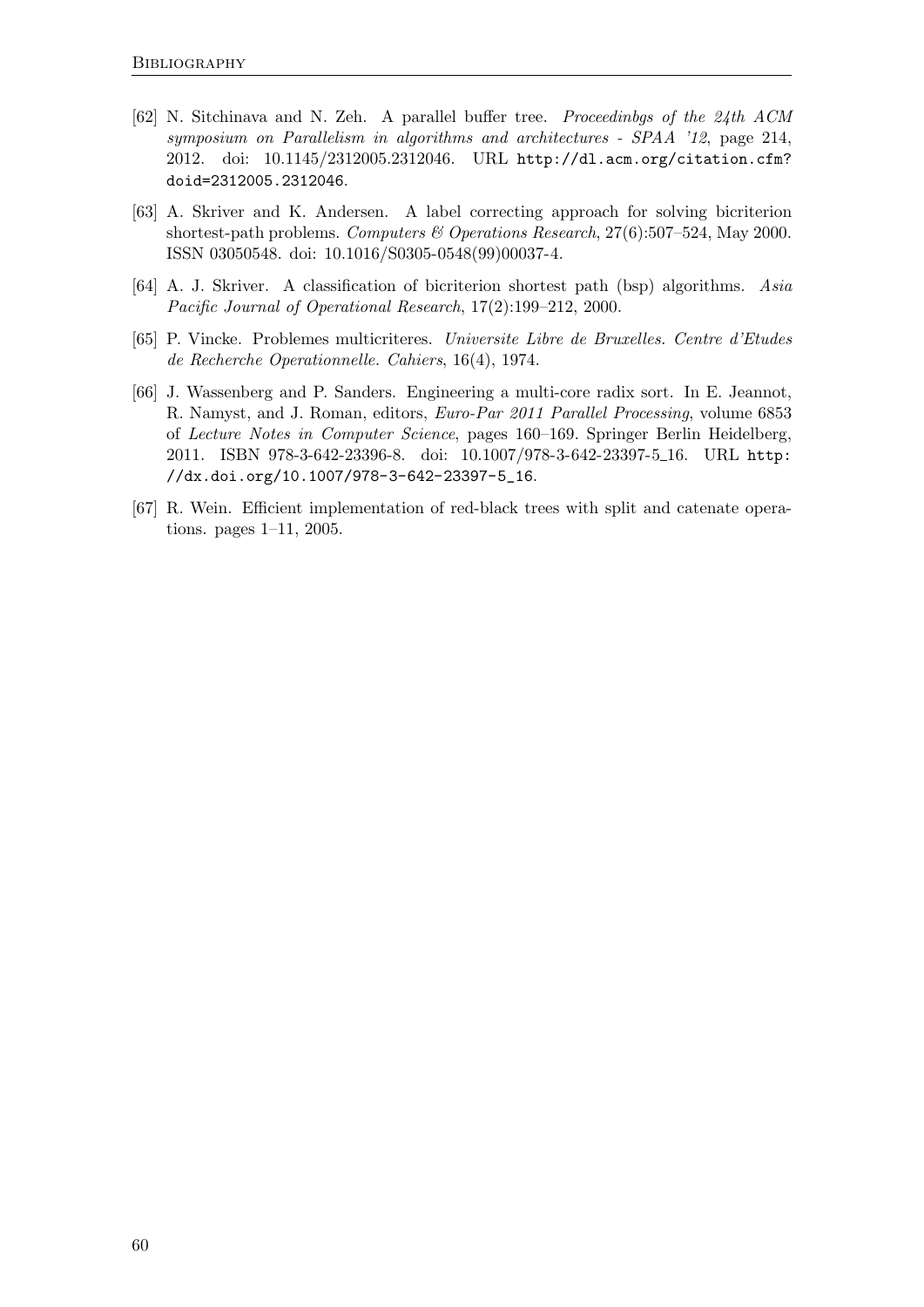[62] N. Sitchinava and N. Zeh. A parallel buffer tree. *Proceedinbgs of the 24th ACM symposium on Parallelism in algorithms and architectures - SPAA '12*, page 214, 2012. doi: 10.1145/2312005.2312046. URL http://dl.acm.org/citation.cfm?doid=2312005.2312046.

[63] A. Skriver and K. Andersen. A label correcting approach for solving bicriterion shortest-path problems. *Computers & Operations Research*, 27(6):507–524, May 2000. ISSN 03050548. doi: 10.1016/S0305-0548(99)00037-4.

[64] A. J. Skriver. A classification of bicriterion shortest path (bsp) algorithms. *Asia Pacific Journal of Operational Research*, 17(2):199–212, 2000.

[65] P. Vincke. Problemes multicriteres. *Universite Libre de Bruxelles. Centre d'Etudes de Recherche Operationnelle. Cahiers*, 16(4), 1974.

[66] J. Wassenberg and P. Sanders. Engineering a multi-core radix sort. In E. Jeannot, R. Namyst, and J. Roman, editors, *Euro-Par 2011 Parallel Processing*, volume 6853 of *Lecture Notes in Computer Science*, pages 160–169. Springer Berlin Heidelberg, 2011. ISBN 978-3-642-23396-8. doi: 10.1007/978-3-642-23397-5_16. URL http://dx.doi.org/10.1007/978-3-642-23397-5_16.

[67] R. Wein. Efficient implementation of red-black trees with split and catenate operations. pages 1–11, 2005.